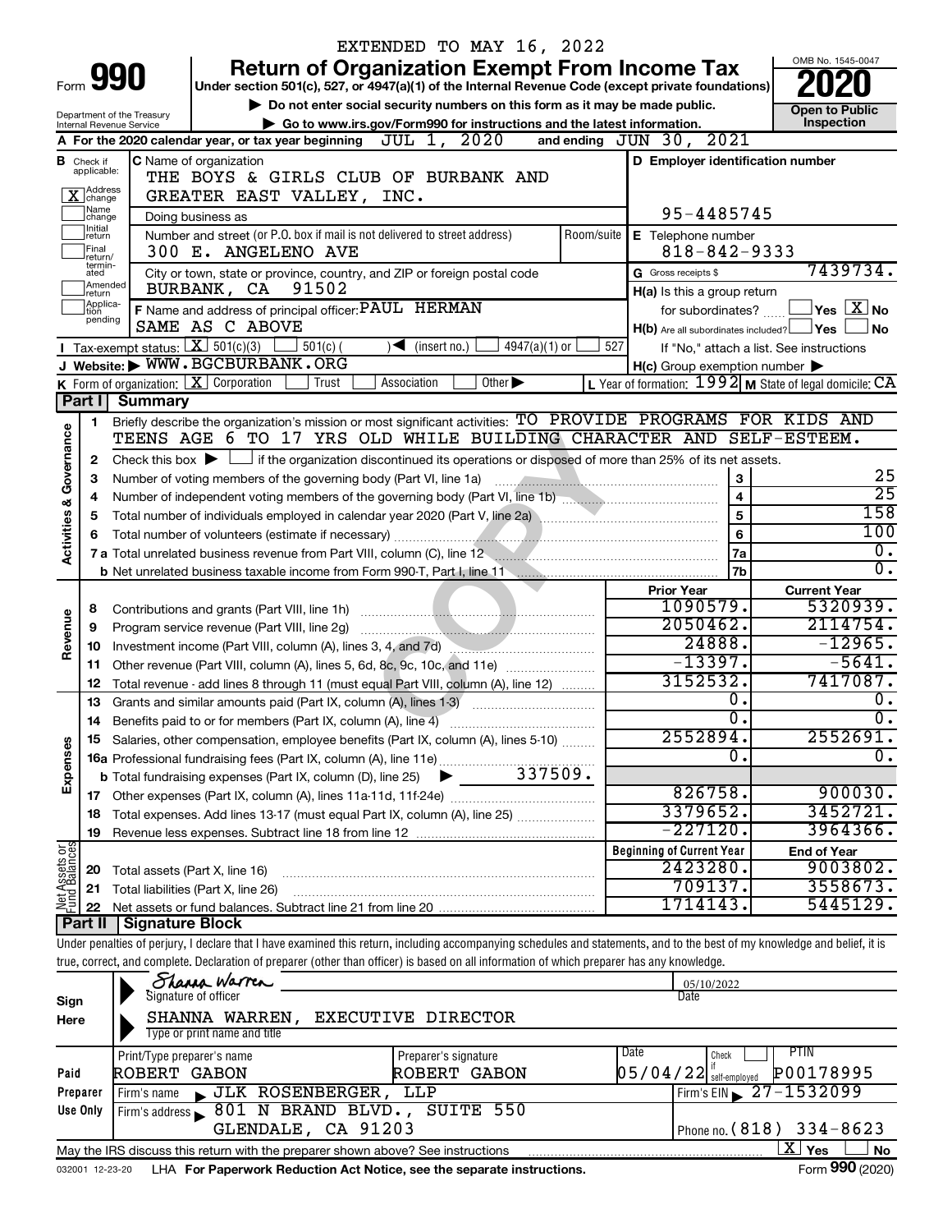EXTENDED TO MAY 16, 2022

# Form 990 — Return of Organization Exempt From Income Tax (2020)

Under section 501(c), 527, or 4947(a)(1) of the Internal Revenue Code (except private foundations)

▶ Do not enter social security numbers on this form as it may be made public.

▶ Go to www.irs.gov/Form990 for instructions and the latest information.

Department of the Treasury, Internal Revenue Service

OMB No. 1545-0047 — Open to Public Inspection

**A** For the 2020 calendar year, or tax year beginning JUL 1, 2020 and ending JUN 30, 2021

**B** Check if applicable: [X] Address change; [ ] Name change; [ ] Initial return; [ ] Final return/terminated; [ ] Amended return; [ ] Application pending

**C** Name of organization: THE BOYS & GIRLS CLUB OF BURBANK AND GREATER EAST VALLEY, INC.

Doing business as

Number and street (or P.O. box if mail is not delivered to street address): 300 E. ANGELENO AVE — Room/suite

City or town, state or province, country, and ZIP or foreign postal code: BURBANK, CA 91502

**D** Employer identification number: 95-4485745

**E** Telephone number: 818-842-9333

**G** Gross receipts $ 7439734.

**F** Name and address of principal officer: PAUL HERMAN, SAME AS C ABOVE

**H(a)** Is this a group return for subordinates? [ ] Yes [X] No

**H(b)** Are all subordinates included? [ ] Yes [ ] No — If "No," attach a list. See instructions

**H(c)** Group exemption number ▶

**I** Tax-exempt status: [X] 501(c)(3) [ ] 501(c) ( ) ◀ (insert no.) [ ] 4947(a)(1) or [ ] 527

**J** Website: ▶ WWW.BGCBURBANK.ORG

**K** Form of organization: [X] Corporation [ ] Trust [ ] Association [ ] Other ▶

**L** Year of formation: 1992 **M** State of legal domicile: CA

## Part I Summary

**Activities & Governance**

1. Briefly describe the organization's mission or most significant activities: TO PROVIDE PROGRAMS FOR KIDS AND TEENS AGE 6 TO 17 YRS OLD WHILE BUILDING CHARACTER AND SELF-ESTEEM.
2. Check this box ▶ [ ] if the organization discontinued its operations or disposed of more than 25% of its net assets.

| | | Line | |
|---|---|---|---|
| 3 | Number of voting members of the governing body (Part VI, line 1a) | 3 | 25 |
| 4 | Number of independent voting members of the governing body (Part VI, line 1b) | 4 | 25 |
| 5 | Total number of individuals employed in calendar year 2020 (Part V, line 2a) | 5 | 158 |
| 6 | Total number of volunteers (estimate if necessary) | 6 | 100 |
| 7a | Total unrelated business revenue from Part VIII, column (C), line 12 | 7a | 0. |
| b | Net unrelated business taxable income from Form 990-T, Part I, line 11 | 7b | 0. |

| | | Prior Year | Current Year |
|---|---|---|---|
| **Revenue** | | | |
| 8 | Contributions and grants (Part VIII, line 1h) | 1090579. | 5320939. |
| 9 | Program service revenue (Part VIII, line 2g) | 2050462. | 2114754. |
| 10 | Investment income (Part VIII, column (A), lines 3, 4, and 7d) | 24888. | -12965. |
| 11 | Other revenue (Part VIII, column (A), lines 5, 6d, 8c, 9c, 10c, and 11e) | -13397. | -5641. |
| 12 | Total revenue - add lines 8 through 11 (must equal Part VIII, column (A), line 12) | 3152532. | 7417087. |
| **Expenses** | | | |
| 13 | Grants and similar amounts paid (Part IX, column (A), lines 1-3) | 0. | 0. |
| 14 | Benefits paid to or for members (Part IX, column (A), line 4) | 0. | 0. |
| 15 | Salaries, other compensation, employee benefits (Part IX, column (A), lines 5-10) | 2552894. | 2552691. |
| 16a | Professional fundraising fees (Part IX, column (A), line 11e) | 0. | 0. |
| b | Total fundraising expenses (Part IX, column (D), line 25) ▶ 337509. | | |
| 17 | Other expenses (Part IX, column (A), lines 11a-11d, 11f-24e) | 826758. | 900030. |
| 18 | Total expenses. Add lines 13-17 (must equal Part IX, column (A), line 25) | 3379652. | 3452721. |
| 19 | Revenue less expenses. Subtract line 18 from line 12 | -227120. | 3964366. |
| **Net Assets or Fund Balances** | | **Beginning of Current Year** | **End of Year** |
| 20 | Total assets (Part X, line 16) | 2423280. | 9003802. |
| 21 | Total liabilities (Part X, line 26) | 709137. | 3558673. |
| 22 | Net assets or fund balances. Subtract line 21 from line 20 | 1714143. | 5445129. |

## Part II Signature Block

Under penalties of perjury, I declare that I have examined this return, including accompanying schedules and statements, and to the best of my knowledge and belief, it is true, correct, and complete. Declaration of preparer (other than officer) is based on all information of which preparer has any knowledge.

**Sign Here**

Signature of officer: Shanna Warren — Date: 05/10/2022

SHANNA WARREN, EXECUTIVE DIRECTOR — Type or print name and title

**Paid Preparer Use Only**

| Print/Type preparer's name | Preparer's signature | Date | Check if self-employed | PTIN |
|---|---|---|---|---|
| ROBERT GABON | ROBERT GABON | 05/04/22 | [ ] | P00178995 |

Firm's name ▶ JLK ROSENBERGER, LLP — Firm's EIN ▶ 27-1532099

Firm's address ▶ 801 N BRAND BLVD., SUITE 550, GLENDALE, CA 91203 — Phone no. (818) 334-8623

May the IRS discuss this return with the preparer shown above? See instructions [X] Yes [ ] No

032001 12-23-20 LHA For Paperwork Reduction Act Notice, see the separate instructions. Form **990** (2020)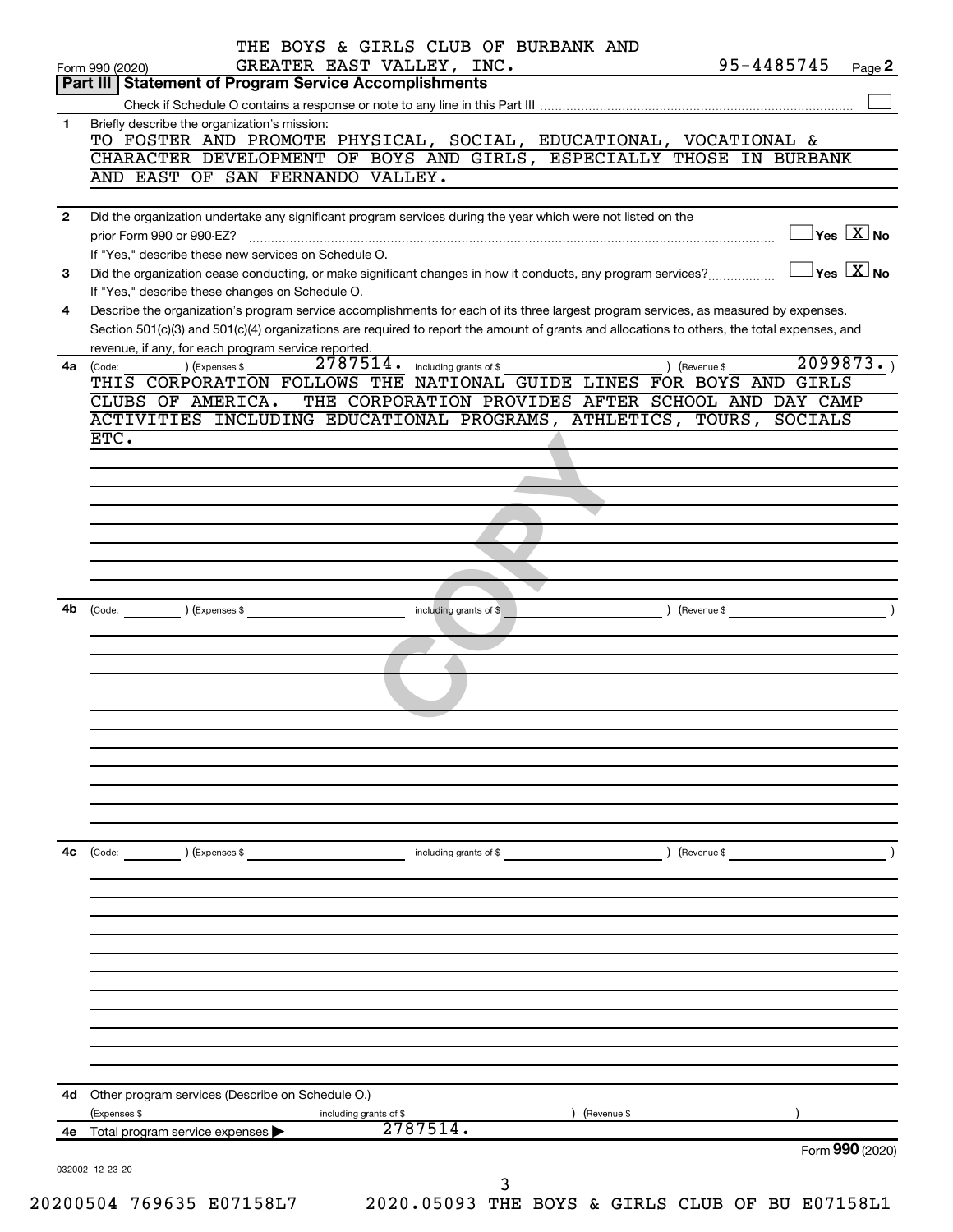Form 990 (2020) THE BOYS & GIRLS CLUB OF BURBANK AND GREATER EAST VALLEY, INC. 95-4485745 Page 2

## Part III Statement of Program Service Accomplishments

Check if Schedule O contains a response or note to any line in this Part III ☐

**1** Briefly describe the organization's mission:

TO FOSTER AND PROMOTE PHYSICAL, SOCIAL, EDUCATIONAL, VOCATIONAL & CHARACTER DEVELOPMENT OF BOYS AND GIRLS, ESPECIALLY THOSE IN BURBANK AND EAST OF SAN FERNANDO VALLEY.

**2** Did the organization undertake any significant program services during the year which were not listed on the prior Form 990 or 990-EZ? ☐ Yes ☒ No

If "Yes," describe these new services on Schedule O.

**3** Did the organization cease conducting, or make significant changes in how it conducts, any program services? ☐ Yes ☒ No

If "Yes," describe these changes on Schedule O.

**4** Describe the organization's program service accomplishments for each of its three largest program services, as measured by expenses. Section 501(c)(3) and 501(c)(4) organizations are required to report the amount of grants and allocations to others, the total expenses, and revenue, if any, for each program service reported.

**4a** (Code: ) (Expenses $ 2787514. including grants of $ ) (Revenue $ 2099873. )

THIS CORPORATION FOLLOWS THE NATIONAL GUIDE LINES FOR BOYS AND GIRLS CLUBS OF AMERICA. THE CORPORATION PROVIDES AFTER SCHOOL AND DAY CAMP ACTIVITIES INCLUDING EDUCATIONAL PROGRAMS, ATHLETICS, TOURS, SOCIALS ETC.

**4b** (Code: ) (Expenses $ including grants of $ ) (Revenue $ )

**4c** (Code: ) (Expenses $ including grants of $ ) (Revenue $ )

**4d** Other program services (Describe on Schedule O.)

(Expenses $ including grants of $ ) (Revenue $ )

**4e** Total program service expenses ▶ 2787514.

Form **990** (2020)

032002 12-23-20

20200504 769635 E07158L7 2020.05093 THE BOYS & GIRLS CLUB OF BU E07158L1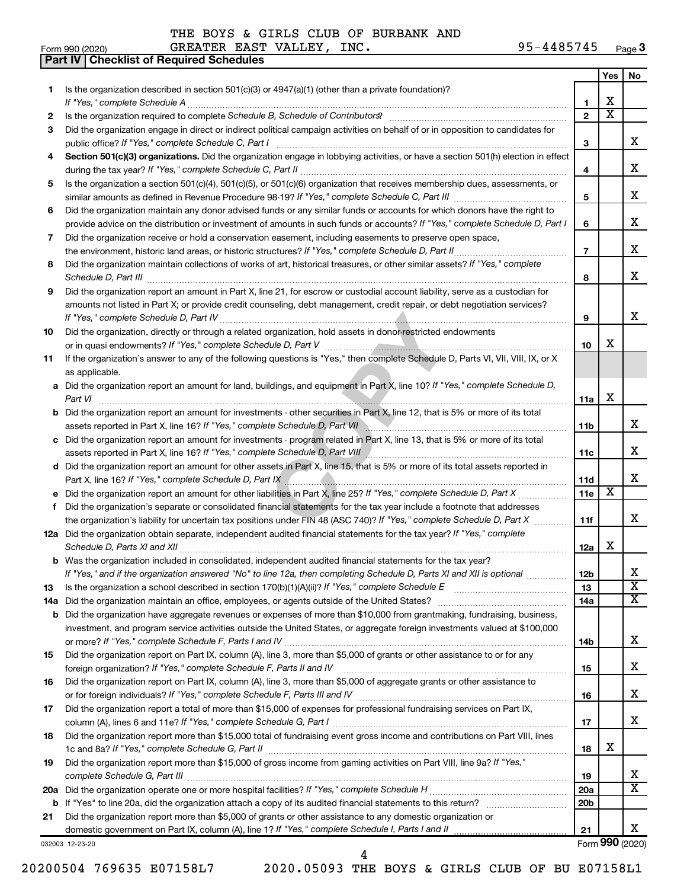THE BOYS & GIRLS CLUB OF BURBANK AND GREATER EAST VALLEY, INC. 95-4485745

Form 990 (2020)

## Part IV Checklist of Required Schedules

| | | | Yes | No |
|---|---|---|---|---|
| 1 | Is the organization described in section 501(c)(3) or 4947(a)(1) (other than a private foundation)? *If "Yes," complete Schedule A* | 1 | X | |
| 2 | Is the organization required to complete *Schedule B, Schedule of Contributors*? | 2 | X | |
| 3 | Did the organization engage in direct or indirect political campaign activities on behalf of or in opposition to candidates for public office? *If "Yes," complete Schedule C, Part I* | 3 | | X |
| 4 | **Section 501(c)(3) organizations.** Did the organization engage in lobbying activities, or have a section 501(h) election in effect during the tax year? *If "Yes," complete Schedule C, Part II* | 4 | | X |
| 5 | Is the organization a section 501(c)(4), 501(c)(5), or 501(c)(6) organization that receives membership dues, assessments, or similar amounts as defined in Revenue Procedure 98-19? *If "Yes," complete Schedule C, Part III* | 5 | | X |
| 6 | Did the organization maintain any donor advised funds or any similar funds or accounts for which donors have the right to provide advice on the distribution or investment of amounts in such funds or accounts? *If "Yes," complete Schedule D, Part I* | 6 | | X |
| 7 | Did the organization receive or hold a conservation easement, including easements to preserve open space, the environment, historic land areas, or historic structures? *If "Yes," complete Schedule D, Part II* | 7 | | X |
| 8 | Did the organization maintain collections of works of art, historical treasures, or other similar assets? *If "Yes," complete Schedule D, Part III* | 8 | | X |
| 9 | Did the organization report an amount in Part X, line 21, for escrow or custodial account liability, serve as a custodian for amounts not listed in Part X; or provide credit counseling, debt management, credit repair, or debt negotiation services? *If "Yes," complete Schedule D, Part IV* | 9 | | X |
| 10 | Did the organization, directly or through a related organization, hold assets in donor-restricted endowments or in quasi endowments? *If "Yes," complete Schedule D, Part V* | 10 | X | |
| 11 | If the organization's answer to any of the following questions is "Yes," then complete Schedule D, Parts VI, VII, VIII, IX, or X as applicable. | | | |
| a | Did the organization report an amount for land, buildings, and equipment in Part X, line 10? *If "Yes," complete Schedule D, Part VI* | 11a | X | |
| b | Did the organization report an amount for investments - other securities in Part X, line 12, that is 5% or more of its total assets reported in Part X, line 16? *If "Yes," complete Schedule D, Part VII* | 11b | | X |
| c | Did the organization report an amount for investments - program related in Part X, line 13, that is 5% or more of its total assets reported in Part X, line 16? *If "Yes," complete Schedule D, Part VIII* | 11c | | X |
| d | Did the organization report an amount for other assets in Part X, line 15, that is 5% or more of its total assets reported in Part X, line 16? *If "Yes," complete Schedule D, Part IX* | 11d | | X |
| e | Did the organization report an amount for other liabilities in Part X, line 25? *If "Yes," complete Schedule D, Part X* | 11e | X | |
| f | Did the organization's separate or consolidated financial statements for the tax year include a footnote that addresses the organization's liability for uncertain tax positions under FIN 48 (ASC 740)? *If "Yes," complete Schedule D, Part X* | 11f | | X |
| 12a | Did the organization obtain separate, independent audited financial statements for the tax year? *If "Yes," complete Schedule D, Parts XI and XII* | 12a | X | |
| b | Was the organization included in consolidated, independent audited financial statements for the tax year? *If "Yes," and if the organization answered "No" to line 12a, then completing Schedule D, Parts XI and XII is optional* | 12b | | X |
| 13 | Is the organization a school described in section 170(b)(1)(A)(ii)? *If "Yes," complete Schedule E* | 13 | | X |
| 14a | Did the organization maintain an office, employees, or agents outside of the United States? | 14a | | X |
| b | Did the organization have aggregate revenues or expenses of more than $10,000 from grantmaking, fundraising, business, investment, and program service activities outside the United States, or aggregate foreign investments valued at $100,000 or more? *If "Yes," complete Schedule F, Parts I and IV* | 14b | | X |
| 15 | Did the organization report on Part IX, column (A), line 3, more than $5,000 of grants or other assistance to or for any foreign organization? *If "Yes," complete Schedule F, Parts II and IV* | 15 | | X |
| 16 | Did the organization report on Part IX, column (A), line 3, more than $5,000 of aggregate grants or other assistance to or for foreign individuals? *If "Yes," complete Schedule F, Parts III and IV* | 16 | | X |
| 17 | Did the organization report a total of more than $15,000 of expenses for professional fundraising services on Part IX, column (A), lines 6 and 11e? *If "Yes," complete Schedule G, Part I* | 17 | | X |
| 18 | Did the organization report more than $15,000 total of fundraising event gross income and contributions on Part VIII, lines 1c and 8a? *If "Yes," complete Schedule G, Part II* | 18 | X | |
| 19 | Did the organization report more than $15,000 of gross income from gaming activities on Part VIII, line 9a? *If "Yes," complete Schedule G, Part III* | 19 | | X |
| 20a | Did the organization operate one or more hospital facilities? *If "Yes," complete Schedule H* | 20a | | X |
| b | If "Yes" to line 20a, did the organization attach a copy of its audited financial statements to this return? | 20b | | |
| 21 | Did the organization report more than $5,000 of grants or other assistance to any domestic organization or domestic government on Part IX, column (A), line 1? *If "Yes," complete Schedule I, Parts I and II* | 21 | | X |

032003 12-23-20

Form **990** (2020)

20200504 769635 E07158L7 2020.05093 THE BOYS & GIRLS CLUB OF BU E07158L1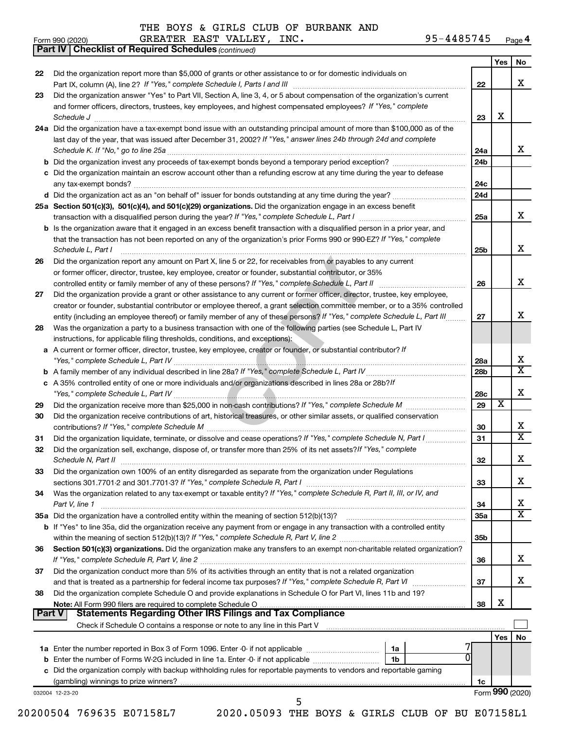THE BOYS & GIRLS CLUB OF BURBANK AND GREATER EAST VALLEY, INC. 95-4485745

Form 990 (2020)

## Part IV | Checklist of Required Schedules *(continued)*

| | | | Yes | No |
|---|---|---|---|---|
| 22 | Did the organization report more than $5,000 of grants or other assistance to or for domestic individuals on Part IX, column (A), line 2? *If "Yes," complete Schedule I, Parts I and III* | 22 | | X |
| 23 | Did the organization answer "Yes" to Part VII, Section A, line 3, 4, or 5 about compensation of the organization's current and former officers, directors, trustees, key employees, and highest compensated employees? *If "Yes," complete Schedule J* | 23 | X | |
| 24a | Did the organization have a tax-exempt bond issue with an outstanding principal amount of more than $100,000 as of the last day of the year, that was issued after December 31, 2002? *If "Yes," answer lines 24b through 24d and complete Schedule K. If "No," go to line 25a* | 24a | | X |
| b | Did the organization invest any proceeds of tax-exempt bonds beyond a temporary period exception? | 24b | | |
| c | Did the organization maintain an escrow account other than a refunding escrow at any time during the year to defease any tax-exempt bonds? | 24c | | |
| d | Did the organization act as an "on behalf of" issuer for bonds outstanding at any time during the year? | 24d | | |
| 25a | **Section 501(c)(3), 501(c)(4), and 501(c)(29) organizations.** Did the organization engage in an excess benefit transaction with a disqualified person during the year? *If "Yes," complete Schedule L, Part I* | 25a | | X |
| b | Is the organization aware that it engaged in an excess benefit transaction with a disqualified person in a prior year, and that the transaction has not been reported on any of the organization's prior Forms 990 or 990-EZ? *If "Yes," complete Schedule L, Part I* | 25b | | X |
| 26 | Did the organization report any amount on Part X, line 5 or 22, for receivables from or payables to any current or former officer, director, trustee, key employee, creator or founder, substantial contributor, or 35% controlled entity or family member of any of these persons? *If "Yes," complete Schedule L, Part II* | 26 | | X |
| 27 | Did the organization provide a grant or other assistance to any current or former officer, director, trustee, key employee, creator or founder, substantial contributor or employee thereof, a grant selection committee member, or to a 35% controlled entity (including an employee thereof) or family member of any of these persons? *If "Yes," complete Schedule L, Part III* | 27 | | X |
| 28 | Was the organization a party to a business transaction with one of the following parties (see Schedule L, Part IV instructions, for applicable filing thresholds, conditions, and exceptions): | | | |
| a | A current or former officer, director, trustee, key employee, creator or founder, or substantial contributor? *If "Yes," complete Schedule L, Part IV* | 28a | | X |
| b | A family member of any individual described in line 28a? *If "Yes," complete Schedule L, Part IV* | 28b | | X |
| c | A 35% controlled entity of one or more individuals and/or organizations described in lines 28a or 28b? *If "Yes," complete Schedule L, Part IV* | 28c | | X |
| 29 | Did the organization receive more than $25,000 in non-cash contributions? *If "Yes," complete Schedule M* | 29 | X | |
| 30 | Did the organization receive contributions of art, historical treasures, or other similar assets, or qualified conservation contributions? *If "Yes," complete Schedule M* | 30 | | X |
| 31 | Did the organization liquidate, terminate, or dissolve and cease operations? *If "Yes," complete Schedule N, Part I* | 31 | | X |
| 32 | Did the organization sell, exchange, dispose of, or transfer more than 25% of its net assets? *If "Yes," complete Schedule N, Part II* | 32 | | X |
| 33 | Did the organization own 100% of an entity disregarded as separate from the organization under Regulations sections 301.7701-2 and 301.7701-3? *If "Yes," complete Schedule R, Part I* | 33 | | X |
| 34 | Was the organization related to any tax-exempt or taxable entity? *If "Yes," complete Schedule R, Part II, III, or IV, and Part V, line 1* | 34 | | X |
| 35a | Did the organization have a controlled entity within the meaning of section 512(b)(13)? | 35a | | X |
| b | If "Yes" to line 35a, did the organization receive any payment from or engage in any transaction with a controlled entity within the meaning of section 512(b)(13)? *If "Yes," complete Schedule R, Part V, line 2* | 35b | | |
| 36 | **Section 501(c)(3) organizations.** Did the organization make any transfers to an exempt non-charitable related organization? *If "Yes," complete Schedule R, Part V, line 2* | 36 | | X |
| 37 | Did the organization conduct more than 5% of its activities through an entity that is not a related organization and that is treated as a partnership for federal income tax purposes? *If "Yes," complete Schedule R, Part VI* | 37 | | X |
| 38 | Did the organization complete Schedule O and provide explanations in Schedule O for Part VI, lines 11b and 19? **Note:** All Form 990 filers are required to complete Schedule O | 38 | X | |

## Part V | Statements Regarding Other IRS Filings and Tax Compliance

Check if Schedule O contains a response or note to any line in this Part V ☐

| | | | | | Yes | No |
|---|---|---|---|---|---|---|
| 1a | Enter the number reported in Box 3 of Form 1096. Enter -0- if not applicable | 1a | 7 | | | |
| b | Enter the number of Forms W-2G included in line 1a. Enter -0- if not applicable | 1b | 0 | | | |
| c | Did the organization comply with backup withholding rules for reportable payments to vendors and reportable gaming (gambling) winnings to prize winners? | | | 1c | | |

032004 12-23-20

Form **990** (2020)

20200504 769635 E07158L7 2020.05093 THE BOYS & GIRLS CLUB OF BU E07158L1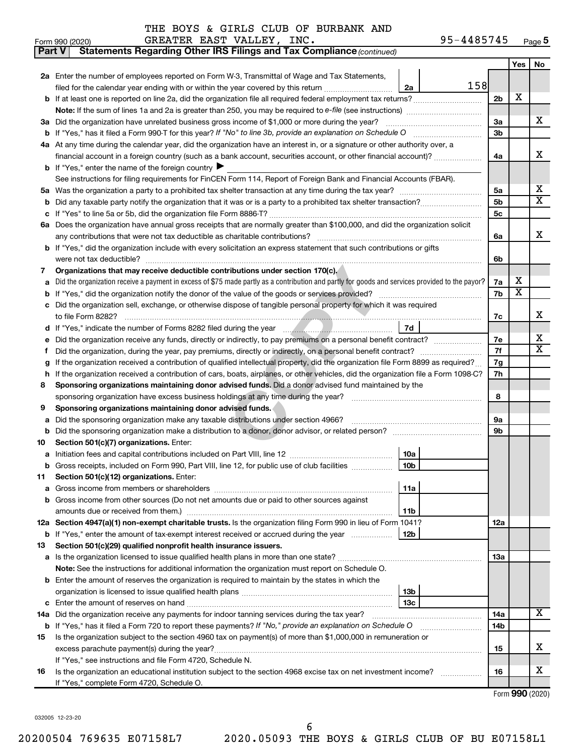THE BOYS & GIRLS CLUB OF BURBANK AND GREATER EAST VALLEY, INC. 95-4485745

Form 990 (2020) Page 5

## Part V Statements Regarding Other IRS Filings and Tax Compliance *(continued)*

| | | | | Line | Yes | No |
|---|---|---|---|---|---|---|
| **2a** | Enter the number of employees reported on Form W-3, Transmittal of Wage and Tax Statements, filed for the calendar year ending with or within the year covered by this return | 2a | 158 | | | |
| **b** | If at least one is reported on line 2a, did the organization file all required federal employment tax returns? | | | 2b | X | |
| | **Note:** If the sum of lines 1a and 2a is greater than 250, you may be required to *e-file* (see instructions) | | | | | |
| **3a** | Did the organization have unrelated business gross income of $1,000 or more during the year? | | | 3a | | X |
| **b** | If "Yes," has it filed a Form 990-T for this year? *If "No" to line 3b, provide an explanation on Schedule O* | | | 3b | | |
| **4a** | At any time during the calendar year, did the organization have an interest in, or a signature or other authority over, a financial account in a foreign country (such as a bank account, securities account, or other financial account)? | | | 4a | | X |
| **b** | If "Yes," enter the name of the foreign country ▶ | | | | | |
| | See instructions for filing requirements for FinCEN Form 114, Report of Foreign Bank and Financial Accounts (FBAR). | | | | | |
| **5a** | Was the organization a party to a prohibited tax shelter transaction at any time during the tax year? | | | 5a | | X |
| **b** | Did any taxable party notify the organization that it was or is a party to a prohibited tax shelter transaction? | | | 5b | | X |
| **c** | If "Yes" to line 5a or 5b, did the organization file Form 8886-T? | | | 5c | | |
| **6a** | Does the organization have annual gross receipts that are normally greater than $100,000, and did the organization solicit any contributions that were not tax deductible as charitable contributions? | | | 6a | | X |
| **b** | If "Yes," did the organization include with every solicitation an express statement that such contributions or gifts were not tax deductible? | | | 6b | | |
| **7** | **Organizations that may receive deductible contributions under section 170(c).** | | | | | |
| **a** | Did the organization receive a payment in excess of $75 made partly as a contribution and partly for goods and services provided to the payor? | | | 7a | X | |
| **b** | If "Yes," did the organization notify the donor of the value of the goods or services provided? | | | 7b | X | |
| **c** | Did the organization sell, exchange, or otherwise dispose of tangible personal property for which it was required to file Form 8282? | | | 7c | | X |
| **d** | If "Yes," indicate the number of Forms 8282 filed during the year | 7d | | | | |
| **e** | Did the organization receive any funds, directly or indirectly, to pay premiums on a personal benefit contract? | | | 7e | | X |
| **f** | Did the organization, during the year, pay premiums, directly or indirectly, on a personal benefit contract? | | | 7f | | X |
| **g** | If the organization received a contribution of qualified intellectual property, did the organization file Form 8899 as required? | | | 7g | | |
| **h** | If the organization received a contribution of cars, boats, airplanes, or other vehicles, did the organization file a Form 1098-C? | | | 7h | | |
| **8** | **Sponsoring organizations maintaining donor advised funds.** Did a donor advised fund maintained by the sponsoring organization have excess business holdings at any time during the year? | | | 8 | | |
| **9** | **Sponsoring organizations maintaining donor advised funds.** | | | | | |
| **a** | Did the sponsoring organization make any taxable distributions under section 4966? | | | 9a | | |
| **b** | Did the sponsoring organization make a distribution to a donor, donor advisor, or related person? | | | 9b | | |
| **10** | **Section 501(c)(7) organizations.** Enter: | | | | | |
| **a** | Initiation fees and capital contributions included on Part VIII, line 12 | 10a | | | | |
| **b** | Gross receipts, included on Form 990, Part VIII, line 12, for public use of club facilities | 10b | | | | |
| **11** | **Section 501(c)(12) organizations.** Enter: | | | | | |
| **a** | Gross income from members or shareholders | 11a | | | | |
| **b** | Gross income from other sources (Do not net amounts due or paid to other sources against amounts due or received from them.) | 11b | | | | |
| **12a** | **Section 4947(a)(1) non-exempt charitable trusts.** Is the organization filing Form 990 in lieu of Form 1041? | | | 12a | | |
| **b** | If "Yes," enter the amount of tax-exempt interest received or accrued during the year | 12b | | | | |
| **13** | **Section 501(c)(29) qualified nonprofit health insurance issuers.** | | | | | |
| **a** | Is the organization licensed to issue qualified health plans in more than one state? | | | 13a | | |
| | **Note:** See the instructions for additional information the organization must report on Schedule O. | | | | | |
| **b** | Enter the amount of reserves the organization is required to maintain by the states in which the organization is licensed to issue qualified health plans | 13b | | | | |
| **c** | Enter the amount of reserves on hand | 13c | | | | |
| **14a** | Did the organization receive any payments for indoor tanning services during the tax year? | | | 14a | | X |
| **b** | If "Yes," has it filed a Form 720 to report these payments? *If "No," provide an explanation on Schedule O* | | | 14b | | |
| **15** | Is the organization subject to the section 4960 tax on payment(s) of more than $1,000,000 in remuneration or excess parachute payment(s) during the year? | | | 15 | | X |
| | If "Yes," see instructions and file Form 4720, Schedule N. | | | | | |
| **16** | Is the organization an educational institution subject to the section 4968 excise tax on net investment income? | | | 16 | | X |
| | If "Yes," complete Form 4720, Schedule O. | | | | | |

Form **990** (2020)

032005 12-23-20

20200504 769635 E07158L7 2020.05093 THE BOYS & GIRLS CLUB OF BU E07158L1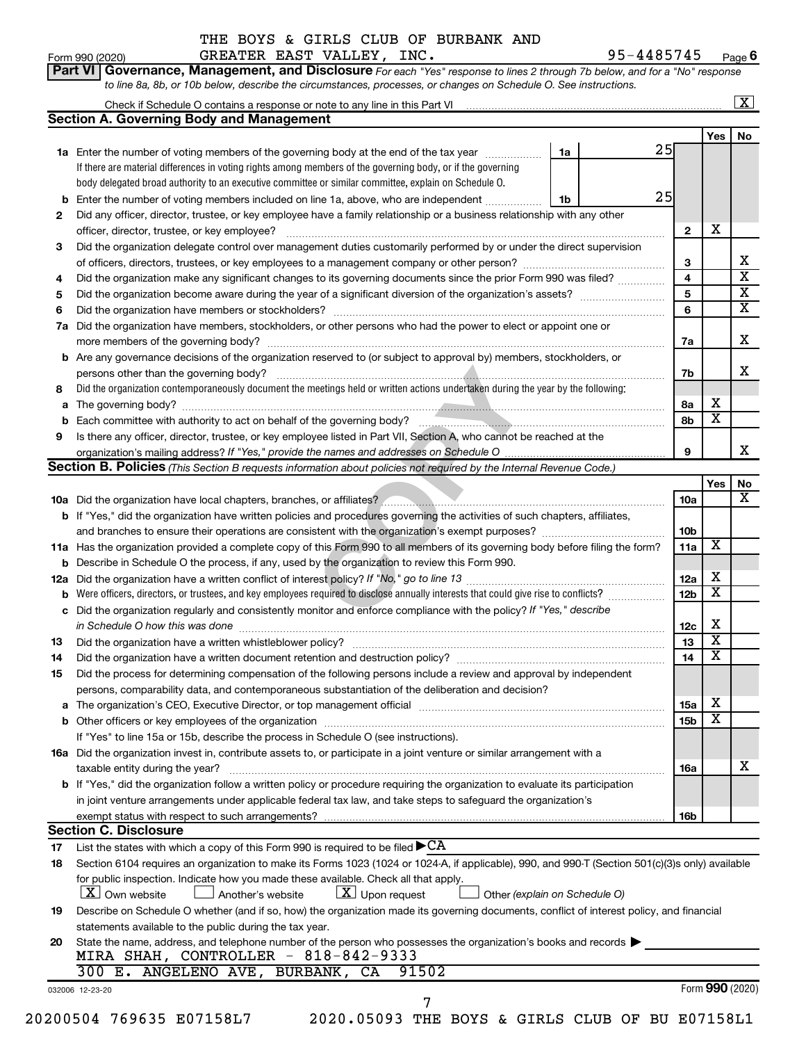THE BOYS & GIRLS CLUB OF BURBANK AND GREATER EAST VALLEY, INC. 95-4485745

Form 990 (2020) Page 6

**Part VI Governance, Management, and Disclosure** *For each "Yes" response to lines 2 through 7b below, and for a "No" response to line 8a, 8b, or 10b below, describe the circumstances, processes, or changes on Schedule O. See instructions.*

Check if Schedule O contains a response or note to any line in this Part VI ..... [X]

## Section A. Governing Body and Management

| | | | | Yes | No |
|---|---|---|---|---|---|
| **1a** | Enter the number of voting members of the governing body at the end of the tax year ..... **1a** 25. If there are material differences in voting rights among members of the governing body, or if the governing body delegated broad authority to an executive committee or similar committee, explain on Schedule O. | | | | |
| **b** | Enter the number of voting members included on line 1a, above, who are independent ..... **1b** 25 | | | | |
| **2** | Did any officer, director, trustee, or key employee have a family relationship or a business relationship with any other officer, director, trustee, or key employee? | **2** | | X | |
| **3** | Did the organization delegate control over management duties customarily performed by or under the direct supervision of officers, directors, trustees, or key employees to a management company or other person? | **3** | | | X |
| **4** | Did the organization make any significant changes to its governing documents since the prior Form 990 was filed? | **4** | | | X |
| **5** | Did the organization become aware during the year of a significant diversion of the organization's assets? | **5** | | | X |
| **6** | Did the organization have members or stockholders? | **6** | | | X |
| **7a** | Did the organization have members, stockholders, or other persons who had the power to elect or appoint one or more members of the governing body? | **7a** | | | X |
| **b** | Are any governance decisions of the organization reserved to (or subject to approval by) members, stockholders, or persons other than the governing body? | **7b** | | | X |
| **8** | Did the organization contemporaneously document the meetings held or written actions undertaken during the year by the following: | | | | |
| **a** | The governing body? | **8a** | | X | |
| **b** | Each committee with authority to act on behalf of the governing body? | **8b** | | X | |
| **9** | Is there any officer, director, trustee, or key employee listed in Part VII, Section A, who cannot be reached at the organization's mailing address? *If "Yes," provide the names and addresses on Schedule O* | **9** | | | X |

## Section B. Policies *(This Section B requests information about policies not required by the Internal Revenue Code.)*

| | | | Yes | No |
|---|---|---|---|---|
| **10a** | Did the organization have local chapters, branches, or affiliates? | **10a** | | X |
| **b** | If "Yes," did the organization have written policies and procedures governing the activities of such chapters, affiliates, and branches to ensure their operations are consistent with the organization's exempt purposes? | **10b** | | |
| **11a** | Has the organization provided a complete copy of this Form 990 to all members of its governing body before filing the form? | **11a** | X | |
| **b** | Describe in Schedule O the process, if any, used by the organization to review this Form 990. | | | |
| **12a** | Did the organization have a written conflict of interest policy? *If "No," go to line 13* | **12a** | X | |
| **b** | Were officers, directors, or trustees, and key employees required to disclose annually interests that could give rise to conflicts? | **12b** | X | |
| **c** | Did the organization regularly and consistently monitor and enforce compliance with the policy? *If "Yes," describe in Schedule O how this was done* | **12c** | X | |
| **13** | Did the organization have a written whistleblower policy? | **13** | X | |
| **14** | Did the organization have a written document retention and destruction policy? | **14** | X | |
| **15** | Did the process for determining compensation of the following persons include a review and approval by independent persons, comparability data, and contemporaneous substantiation of the deliberation and decision? | | | |
| **a** | The organization's CEO, Executive Director, or top management official | **15a** | X | |
| **b** | Other officers or key employees of the organization | **15b** | X | |
| | If "Yes" to line 15a or 15b, describe the process in Schedule O (see instructions). | | | |
| **16a** | Did the organization invest in, contribute assets to, or participate in a joint venture or similar arrangement with a taxable entity during the year? | **16a** | | X |
| **b** | If "Yes," did the organization follow a written policy or procedure requiring the organization to evaluate its participation in joint venture arrangements under applicable federal tax law, and take steps to safeguard the organization's exempt status with respect to such arrangements? | **16b** | | |

## Section C. Disclosure

**17** List the states with which a copy of this Form 990 is required to be filed ▶ CA

**18** Section 6104 requires an organization to make its Forms 1023 (1024 or 1024-A, if applicable), 990, and 990-T (Section 501(c)(3)s only) available for public inspection. Indicate how you made these available. Check all that apply.

[X] Own website [ ] Another's website [X] Upon request [ ] Other *(explain on Schedule O)*

**19** Describe on Schedule O whether (and if so, how) the organization made its governing documents, conflict of interest policy, and financial statements available to the public during the tax year.

**20** State the name, address, and telephone number of the person who possesses the organization's books and records ▶

MIRA SHAH, CONTROLLER - 818-842-9333
300 E. ANGELENO AVE, BURBANK, CA 91502

032006 12-23-20 Form **990** (2020)

20200504 769635 E07158L7 2020.05093 THE BOYS & GIRLS CLUB OF BU E07158L1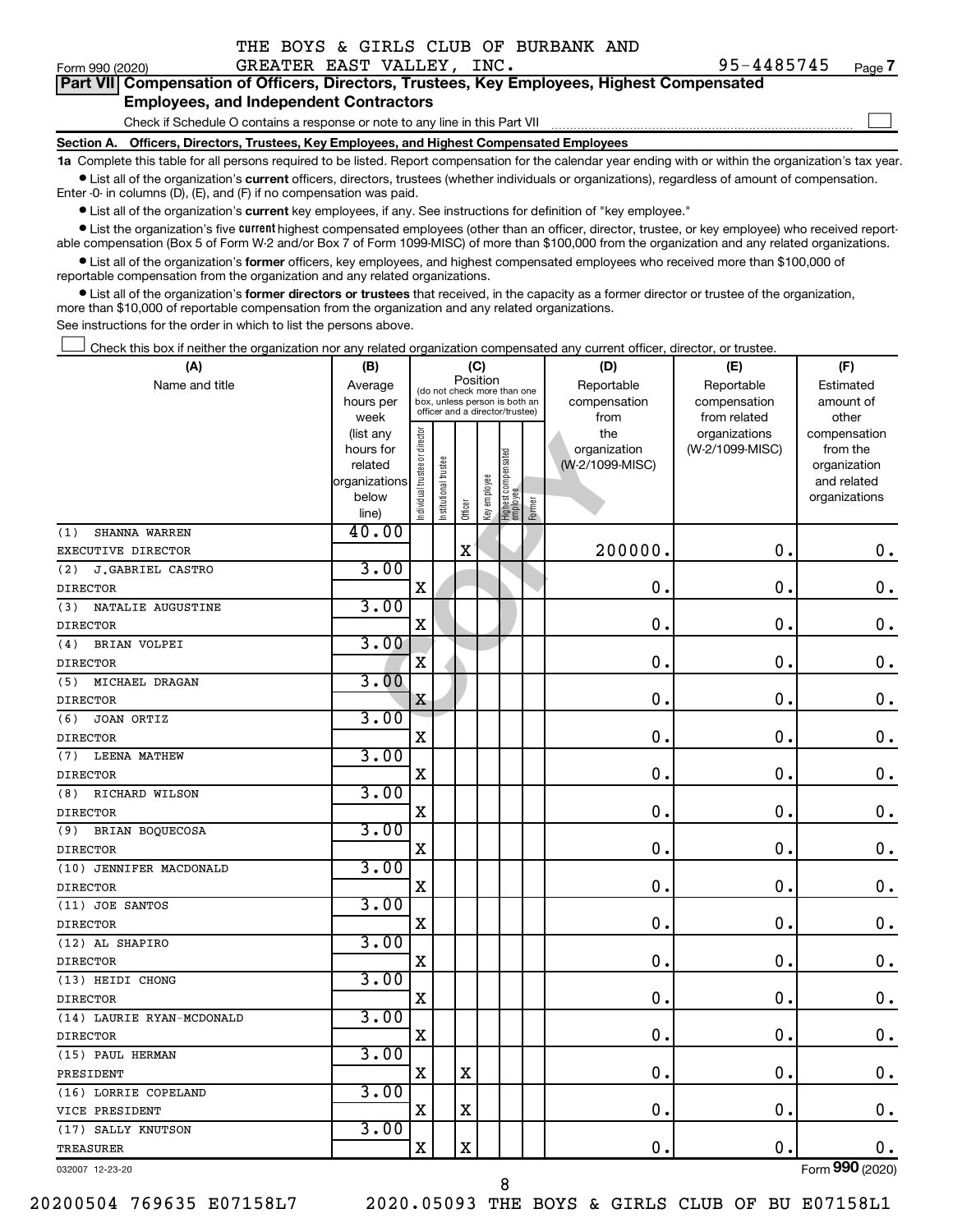THE BOYS & GIRLS CLUB OF BURBANK AND GREATER EAST VALLEY, INC. 95-4485745

Form 990 (2020) Page 7

**Part VII Compensation of Officers, Directors, Trustees, Key Employees, Highest Compensated Employees, and Independent Contractors**

Check if Schedule O contains a response or note to any line in this Part VII ☐

**Section A. Officers, Directors, Trustees, Key Employees, and Highest Compensated Employees**

**1a** Complete this table for all persons required to be listed. Report compensation for the calendar year ending with or within the organization's tax year.

- List all of the organization's **current** officers, directors, trustees (whether individuals or organizations), regardless of amount of compensation. Enter -0- in columns (D), (E), and (F) if no compensation was paid.
- List all of the organization's **current** key employees, if any. See instructions for definition of "key employee."
- List the organization's five **current** highest compensated employees (other than an officer, director, trustee, or key employee) who received reportable compensation (Box 5 of Form W-2 and/or Box 7 of Form 1099-MISC) of more than $100,000 from the organization and any related organizations.
- List all of the organization's **former** officers, key employees, and highest compensated employees who received more than $100,000 of reportable compensation from the organization and any related organizations.
- List all of the organization's **former directors or trustees** that received, in the capacity as a former director or trustee of the organization, more than $10,000 of reportable compensation from the organization and any related organizations.

See instructions for the order in which to list the persons above.

☐ Check this box if neither the organization nor any related organization compensated any current officer, director, or trustee.

| (A) Name and title | (B) Average hours per week (list any hours for related organizations below line) | (C) Position: Individual trustee or director | Institutional trustee | Officer | Key employee | Highest compensated employee | Former | (D) Reportable compensation from the organization (W-2/1099-MISC) | (E) Reportable compensation from related organizations (W-2/1099-MISC) | (F) Estimated amount of other compensation from the organization and related organizations |
|---|---|---|---|---|---|---|---|---|---|---|
| (1) SHANNA WARREN<br>EXECUTIVE DIRECTOR | 40.00 | | | X | | | | 200000. | 0. | 0. |
| (2) J.GABRIEL CASTRO<br>DIRECTOR | 3.00 | X | | | | | | 0. | 0. | 0. |
| (3) NATALIE AUGUSTINE<br>DIRECTOR | 3.00 | X | | | | | | 0. | 0. | 0. |
| (4) BRIAN VOLPEI<br>DIRECTOR | 3.00 | X | | | | | | 0. | 0. | 0. |
| (5) MICHAEL DRAGAN<br>DIRECTOR | 3.00 | X | | | | | | 0. | 0. | 0. |
| (6) JOAN ORTIZ<br>DIRECTOR | 3.00 | X | | | | | | 0. | 0. | 0. |
| (7) LEENA MATHEW<br>DIRECTOR | 3.00 | X | | | | | | 0. | 0. | 0. |
| (8) RICHARD WILSON<br>DIRECTOR | 3.00 | X | | | | | | 0. | 0. | 0. |
| (9) BRIAN BOQUECOSA<br>DIRECTOR | 3.00 | X | | | | | | 0. | 0. | 0. |
| (10) JENNIFER MACDONALD<br>DIRECTOR | 3.00 | X | | | | | | 0. | 0. | 0. |
| (11) JOE SANTOS<br>DIRECTOR | 3.00 | X | | | | | | 0. | 0. | 0. |
| (12) AL SHAPIRO<br>DIRECTOR | 3.00 | X | | | | | | 0. | 0. | 0. |
| (13) HEIDI CHONG<br>DIRECTOR | 3.00 | X | | | | | | 0. | 0. | 0. |
| (14) LAURIE RYAN-MCDONALD<br>DIRECTOR | 3.00 | X | | | | | | 0. | 0. | 0. |
| (15) PAUL HERMAN<br>PRESIDENT | 3.00 | X | | X | | | | 0. | 0. | 0. |
| (16) LORRIE COPELAND<br>VICE PRESIDENT | 3.00 | X | | X | | | | 0. | 0. | 0. |
| (17) SALLY KNUTSON<br>TREASURER | 3.00 | X | | X | | | | 0. | 0. | 0. |

032007 12-23-20 Form **990** (2020)

20200504 769635 E07158L7 2020.05093 THE BOYS & GIRLS CLUB OF BU E07158L1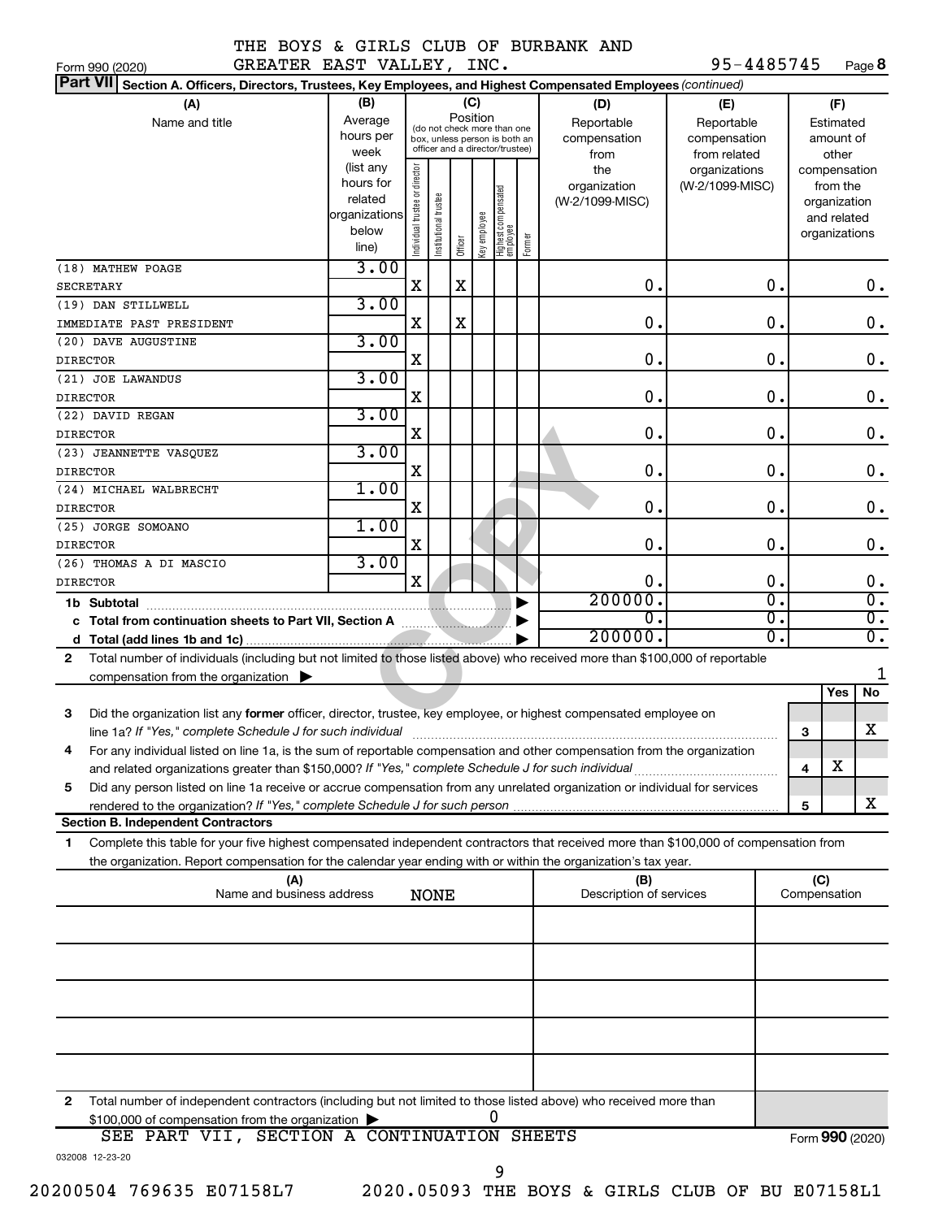THE BOYS & GIRLS CLUB OF BURBANK AND GREATER EAST VALLEY, INC.

Form 990 (2020) 95-4485745 Page **8**

**Part VII Section A. Officers, Directors, Trustees, Key Employees, and Highest Compensated Employees** *(continued)*

| (A) Name and title | (B) Average hours per week (list any hours for related organizations below line) | (C) Position: Individual trustee or director | Institutional trustee | Officer | Key employee | Highest compensated employee | Former | (D) Reportable compensation from the organization (W-2/1099-MISC) | (E) Reportable compensation from related organizations (W-2/1099-MISC) | (F) Estimated amount of other compensation from the organization and related organizations |
|---|---|---|---|---|---|---|---|---|---|---|
| (18) MATHEW POAGE SECRETARY | 3.00 | X | | X | | | | 0. | 0. | 0. |
| (19) DAN STILLWELL IMMEDIATE PAST PRESIDENT | 3.00 | X | | X | | | | 0. | 0. | 0. |
| (20) DAVE AUGUSTINE DIRECTOR | 3.00 | X | | | | | | 0. | 0. | 0. |
| (21) JOE LAWANDUS DIRECTOR | 3.00 | X | | | | | | 0. | 0. | 0. |
| (22) DAVID REGAN DIRECTOR | 3.00 | X | | | | | | 0. | 0. | 0. |
| (23) JEANNETTE VASQUEZ DIRECTOR | 3.00 | X | | | | | | 0. | 0. | 0. |
| (24) MICHAEL WALBRECHT DIRECTOR | 1.00 | X | | | | | | 0. | 0. | 0. |
| (25) JORGE SOMOANO DIRECTOR | 1.00 | X | | | | | | 0. | 0. | 0. |
| (26) THOMAS A DI MASCIO DIRECTOR | 3.00 | X | | | | | | 0. | 0. | 0. |
| **1b Subtotal** | | | | | | | | 200000. | 0. | 0. |
| **c Total from continuation sheets to Part VII, Section A** | | | | | | | | 0. | 0. | 0. |
| **d Total (add lines 1b and 1c)** | | | | | | | | 200000. | 0. | 0. |

**2** Total number of individuals (including but not limited to those listed above) who received more than $100,000 of reportable compensation from the organization ▶ 1

| | | Yes | No |
|---|---|---|---|
| **3** Did the organization list any **former** officer, director, trustee, key employee, or highest compensated employee on line 1a? *If "Yes," complete Schedule J for such individual* | 3 | | X |
| **4** For any individual listed on line 1a, is the sum of reportable compensation and other compensation from the organization and related organizations greater than $150,000? *If "Yes," complete Schedule J for such individual* | 4 | X | |
| **5** Did any person listed on line 1a receive or accrue compensation from any unrelated organization or individual for services rendered to the organization? *If "Yes," complete Schedule J for such person* | 5 | | X |

**Section B. Independent Contractors**

**1** Complete this table for your five highest compensated independent contractors that received more than $100,000 of compensation from the organization. Report compensation for the calendar year ending with or within the organization's tax year.

| (A) Name and business address | (B) Description of services | (C) Compensation |
|---|---|---|
| NONE | | |
| | | |
| | | |
| | | |
| | | |

**2** Total number of independent contractors (including but not limited to those listed above) who received more than $100,000 of compensation from the organization ▶ 0

SEE PART VII, SECTION A CONTINUATION SHEETS

Form **990** (2020)

032008 12-23-20

20200504 769635 E07158L7 2020.05093 THE BOYS & GIRLS CLUB OF BU E07158L1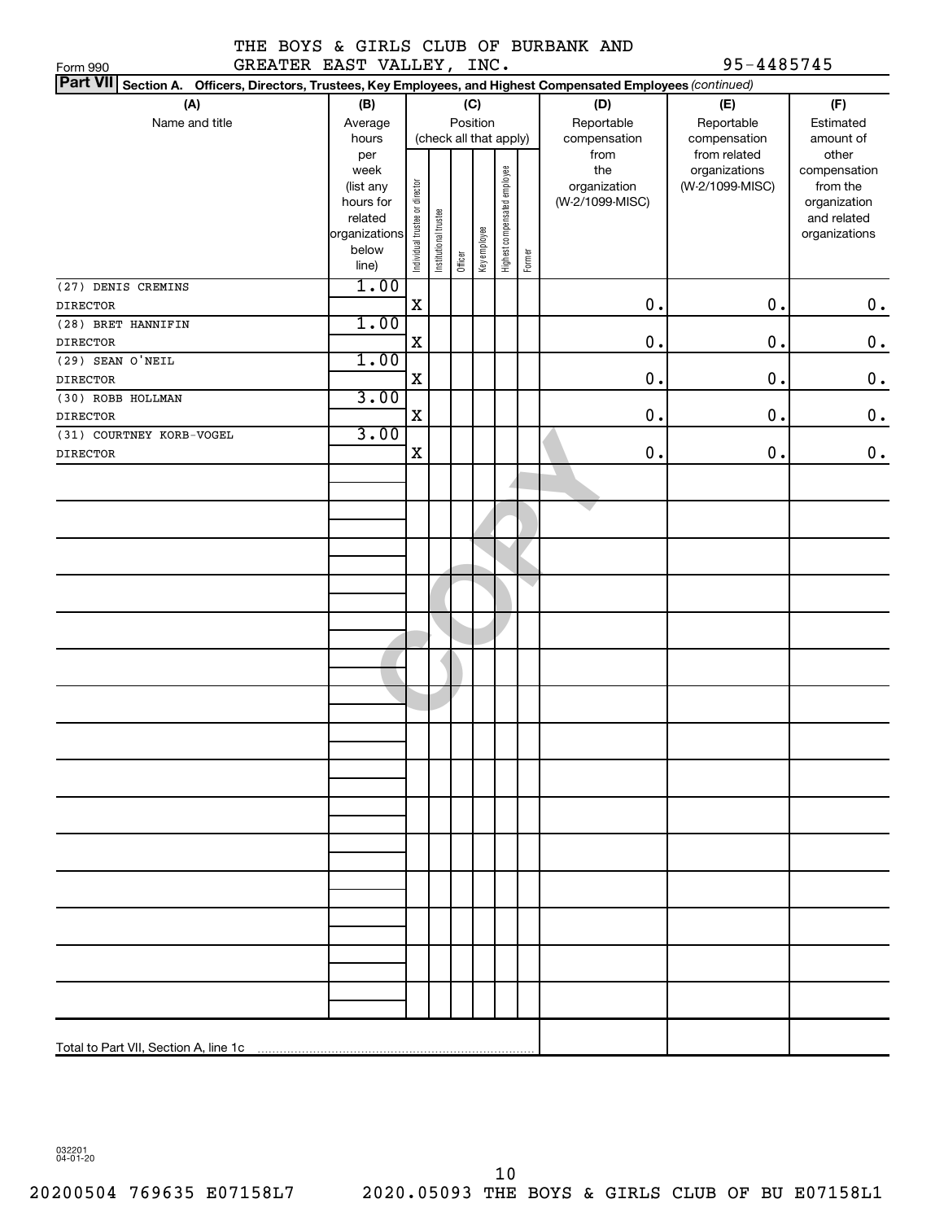THE BOYS & GIRLS CLUB OF BURBANK AND GREATER EAST VALLEY, INC. 95-4485745

Form 990

**Part VII Section A. Officers, Directors, Trustees, Key Employees, and Highest Compensated Employees** *(continued)*

| (A) Name and title | (B) Average hours per week (list any hours for related organizations below line) | (C) Position (check all that apply): Individual trustee or director | Institutional trustee | Officer | Key employee | Highest compensated employee | Former | (D) Reportable compensation from the organization (W-2/1099-MISC) | (E) Reportable compensation from related organizations (W-2/1099-MISC) | (F) Estimated amount of other compensation from the organization and related organizations |
|---|---|---|---|---|---|---|---|---|---|---|
| (27) DENIS CREMINS<br>DIRECTOR | 1.00 | X | | | | | | 0. | 0. | 0. |
| (28) BRET HANNIFIN<br>DIRECTOR | 1.00 | X | | | | | | 0. | 0. | 0. |
| (29) SEAN O'NEIL<br>DIRECTOR | 1.00 | X | | | | | | 0. | 0. | 0. |
| (30) ROBB HOLLMAN<br>DIRECTOR | 3.00 | X | | | | | | 0. | 0. | 0. |
| (31) COURTNEY KORB-VOGEL<br>DIRECTOR | 3.00 | X | | | | | | 0. | 0. | 0. |
| Total to Part VII, Section A, line 1c | | | | | | | | | | |

032201 04-01-20

20200504 769635 E07158L7 2020.05093 THE BOYS & GIRLS CLUB OF BU E07158L1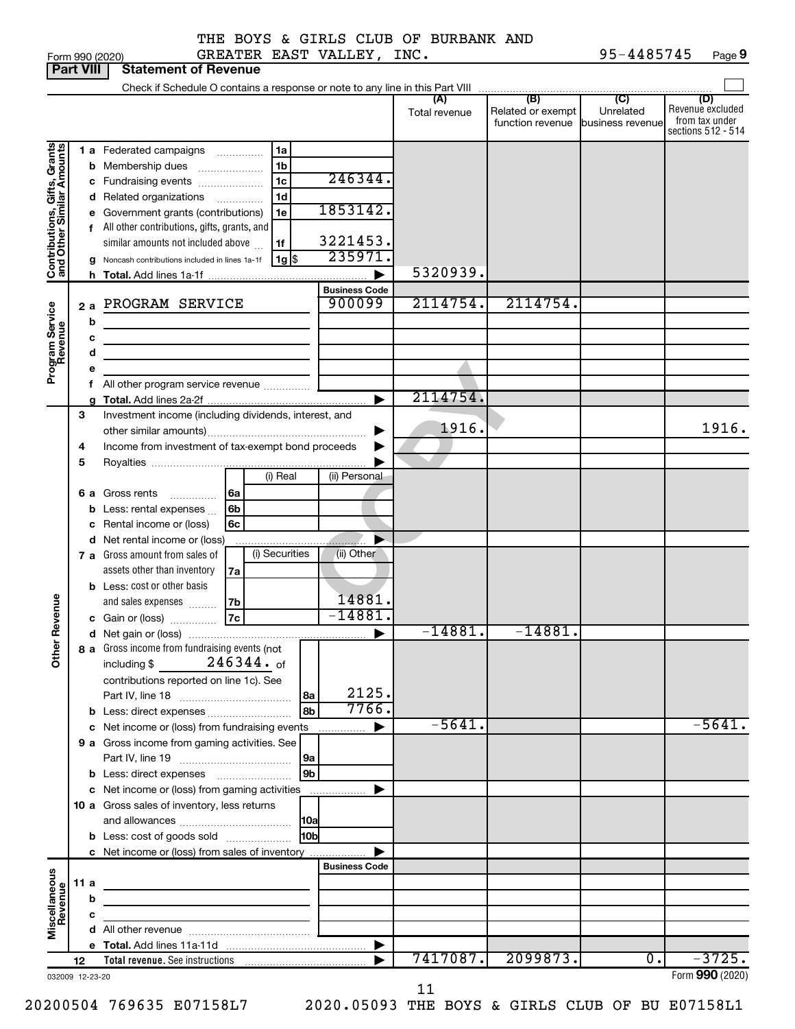THE BOYS & GIRLS CLUB OF BURBANK AND GREATER EAST VALLEY, INC. 95-4485745

Form 990 (2020) Page 9

## Part VIII Statement of Revenue

Check if Schedule O contains a response or note to any line in this Part VIII

| | | | | (A) Total revenue | (B) Related or exempt function revenue | (C) Unrelated business revenue | (D) Revenue excluded from tax under sections 512 - 514 |
|---|---|---|---|---|---|---|---|
| **Contributions, Gifts, Grants and Other Similar Amounts** | 1 a Federated campaigns | 1a | | | | | |
| | b Membership dues | 1b | | | | | |
| | c Fundraising events | 1c | 246344. | | | | |
| | d Related organizations | 1d | | | | | |
| | e Government grants (contributions) | 1e | 1853142. | | | | |
| | f All other contributions, gifts, grants, and similar amounts not included above | 1f | 3221453. | | | | |
| | g Noncash contributions included in lines 1a-1f | 1g $ | 235971. | | | | |
| | h Total. Add lines 1a-1f | | | 5320939. | | | |
| **Program Service Revenue** | | | Business Code | | | | |
| | 2 a PROGRAM SERVICE | | 900099 | 2114754. | 2114754. | | |
| | b | | | | | | |
| | c | | | | | | |
| | d | | | | | | |
| | e | | | | | | |
| | f All other program service revenue | | | | | | |
| | g Total. Add lines 2a-2f | | | 2114754. | | | |
| **Other Revenue** | 3 Investment income (including dividends, interest, and other similar amounts) | | | 1916. | | | 1916. |
| | 4 Income from investment of tax-exempt bond proceeds | | | | | | |
| | 5 Royalties | | | | | | |
| | | (i) Real | (ii) Personal | | | | |
| | 6 a Gross rents 6a | | | | | | |
| | b Less: rental expenses 6b | | | | | | |
| | c Rental income or (loss) 6c | | | | | | |
| | d Net rental income or (loss) | | | | | | |
| | | (i) Securities | (ii) Other | | | | |
| | 7 a Gross amount from sales of assets other than inventory 7a | | | | | | |
| | b Less: cost or other basis and sales expenses 7b | | 14881. | | | | |
| | c Gain or (loss) 7c | | -14881. | | | | |
| | d Net gain or (loss) | | | -14881. | -14881. | | |
| | 8 a Gross income from fundraising events (not including $ 246344. of contributions reported on line 1c). See Part IV, line 18 | 8a | 2125. | | | | |
| | b Less: direct expenses | 8b | 7766. | | | | |
| | c Net income or (loss) from fundraising events | | | -5641. | | | -5641. |
| | 9 a Gross income from gaming activities. See Part IV, line 19 | 9a | | | | | |
| | b Less: direct expenses | 9b | | | | | |
| | c Net income or (loss) from gaming activities | | | | | | |
| | 10 a Gross sales of inventory, less returns and allowances | 10a | | | | | |
| | b Less: cost of goods sold | 10b | | | | | |
| | c Net income or (loss) from sales of inventory | | | | | | |
| **Miscellaneous Revenue** | | | Business Code | | | | |
| | 11 a | | | | | | |
| | b | | | | | | |
| | c | | | | | | |
| | d All other revenue | | | | | | |
| | e Total. Add lines 11a-11d | | | | | | |
| | 12 Total revenue. See instructions | | | 7417087. | 2099873. | 0. | -3725. |

032009 12-23-20

Form 990 (2020)

20200504 769635 E07158L7 2020.05093 THE BOYS & GIRLS CLUB OF BU E07158L1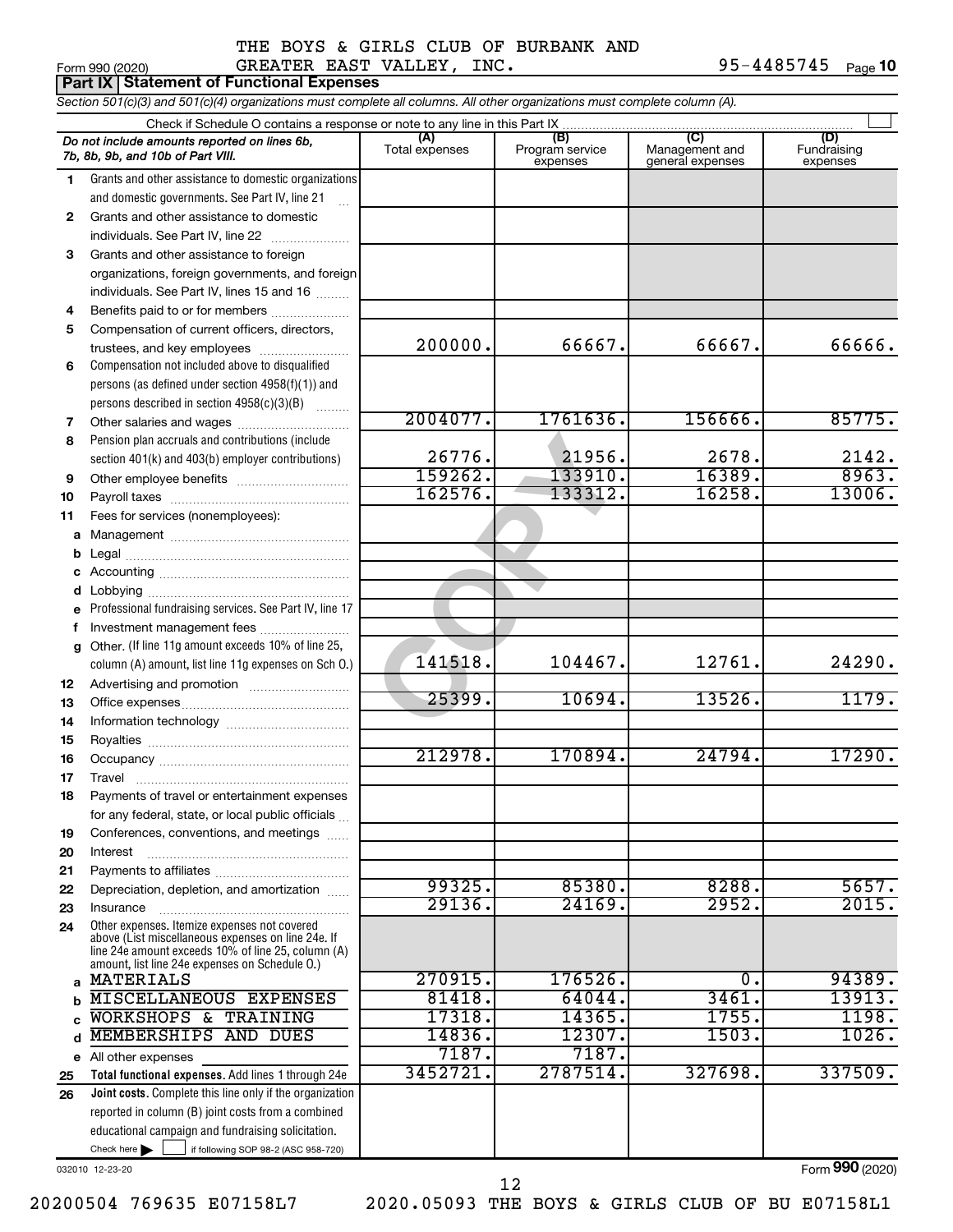THE BOYS & GIRLS CLUB OF BURBANK AND GREATER EAST VALLEY, INC. 95-4485745

Form 990 (2020)

## Part IX | Statement of Functional Expenses

*Section 501(c)(3) and 501(c)(4) organizations must complete all columns. All other organizations must complete column (A).*

Check if Schedule O contains a response or note to any line in this Part IX ☐

| | *Do not include amounts reported on lines 6b, 7b, 8b, 9b, and 10b of Part VIII.* | (A) Total expenses | (B) Program service expenses | (C) Management and general expenses | (D) Fundraising expenses |
|---|---|---|---|---|---|
| 1 | Grants and other assistance to domestic organizations and domestic governments. See Part IV, line 21 | | | | |
| 2 | Grants and other assistance to domestic individuals. See Part IV, line 22 | | | | |
| 3 | Grants and other assistance to foreign organizations, foreign governments, and foreign individuals. See Part IV, lines 15 and 16 | | | | |
| 4 | Benefits paid to or for members | | | | |
| 5 | Compensation of current officers, directors, trustees, and key employees | 200000. | 66667. | 66667. | 66666. |
| 6 | Compensation not included above to disqualified persons (as defined under section 4958(f)(1)) and persons described in section 4958(c)(3)(B) | | | | |
| 7 | Other salaries and wages | 2004077. | 1761636. | 156666. | 85775. |
| 8 | Pension plan accruals and contributions (include section 401(k) and 403(b) employer contributions) | 26776. | 21956. | 2678. | 2142. |
| 9 | Other employee benefits | 159262. | 133910. | 16389. | 8963. |
| 10 | Payroll taxes | 162576. | 133312. | 16258. | 13006. |
| 11 | Fees for services (nonemployees): | | | | |
| a | Management | | | | |
| b | Legal | | | | |
| c | Accounting | | | | |
| d | Lobbying | | | | |
| e | Professional fundraising services. See Part IV, line 17 | | | | |
| f | Investment management fees | | | | |
| g | Other. (If line 11g amount exceeds 10% of line 25, column (A) amount, list line 11g expenses on Sch O.) | 141518. | 104467. | 12761. | 24290. |
| 12 | Advertising and promotion | | | | |
| 13 | Office expenses | 25399. | 10694. | 13526. | 1179. |
| 14 | Information technology | | | | |
| 15 | Royalties | | | | |
| 16 | Occupancy | 212978. | 170894. | 24794. | 17290. |
| 17 | Travel | | | | |
| 18 | Payments of travel or entertainment expenses for any federal, state, or local public officials | | | | |
| 19 | Conferences, conventions, and meetings | | | | |
| 20 | Interest | | | | |
| 21 | Payments to affiliates | | | | |
| 22 | Depreciation, depletion, and amortization | 99325. | 85380. | 8288. | 5657. |
| 23 | Insurance | 29136. | 24169. | 2952. | 2015. |
| 24 | Other expenses. Itemize expenses not covered above (List miscellaneous expenses on line 24e. If line 24e amount exceeds 10% of line 25, column (A) amount, list line 24e expenses on Schedule O.) | | | | |
| a | MATERIALS | 270915. | 176526. | 0. | 94389. |
| b | MISCELLANEOUS EXPENSES | 81418. | 64044. | 3461. | 13913. |
| c | WORKSHOPS & TRAINING | 17318. | 14365. | 1755. | 1198. |
| d | MEMBERSHIPS AND DUES | 14836. | 12307. | 1503. | 1026. |
| e | All other expenses | 7187. | 7187. | | |
| 25 | **Total functional expenses.** Add lines 1 through 24e | 3452721. | 2787514. | 327698. | 337509. |
| 26 | **Joint costs.** Complete this line only if the organization reported in column (B) joint costs from a combined educational campaign and fundraising solicitation. Check here ☐ if following SOP 98-2 (ASC 958-720) | | | | |

032010 12-23-20

Form **990** (2020)

20200504 769635 E07158L7 2020.05093 THE BOYS & GIRLS CLUB OF BU E07158L1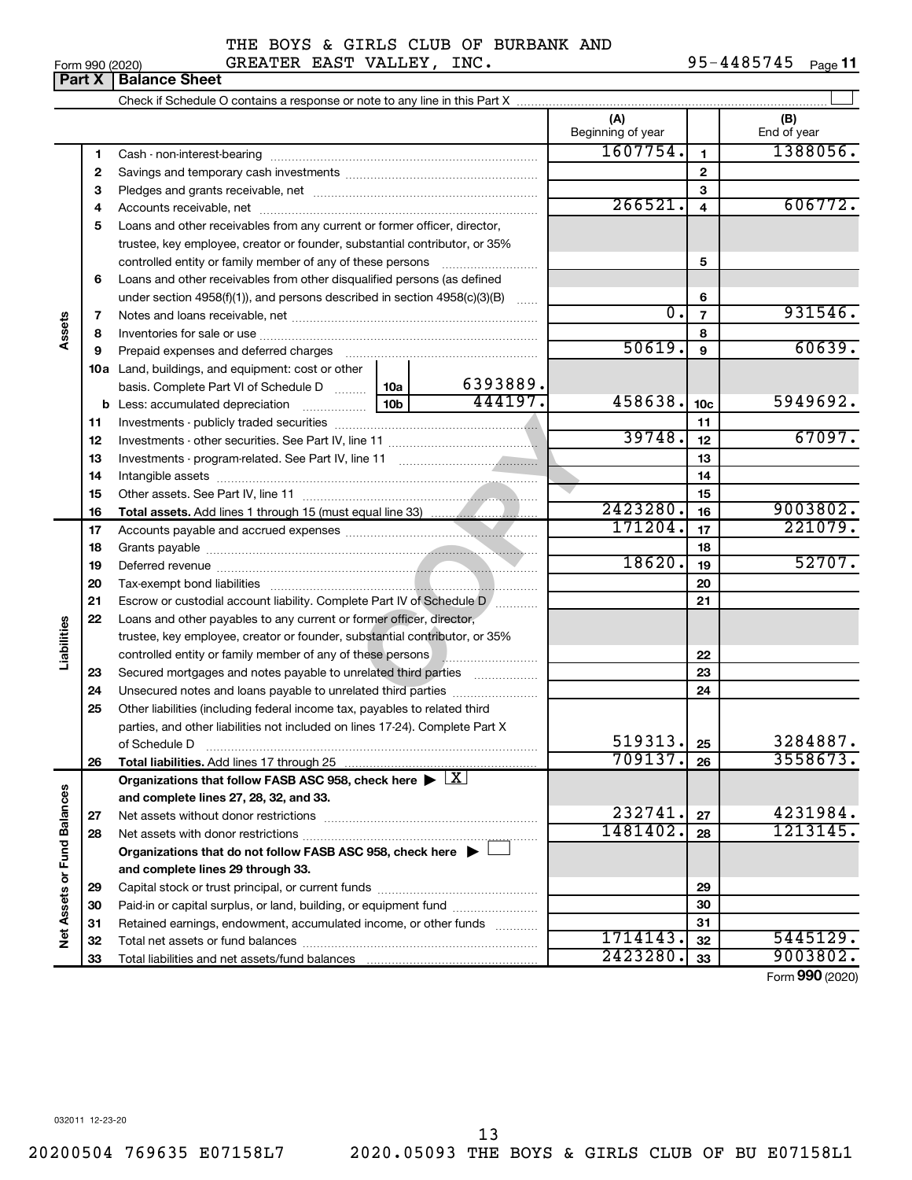THE BOYS & GIRLS CLUB OF BURBANK AND GREATER EAST VALLEY, INC.

Form 990 (2020) 95-4485745

## Part X Balance Sheet

Check if Schedule O contains a response or note to any line in this Part X

| | | | | | (A) Beginning of year | | (B) End of year |
|---|---|---|---|---|---|---|---|
| **Assets** | 1 | Cash - non-interest-bearing | | | 1607754. | 1 | 1388056. |
| | 2 | Savings and temporary cash investments | | | | 2 | |
| | 3 | Pledges and grants receivable, net | | | | 3 | |
| | 4 | Accounts receivable, net | | | 266521. | 4 | 606772. |
| | 5 | Loans and other receivables from any current or former officer, director, trustee, key employee, creator or founder, substantial contributor, or 35% controlled entity or family member of any of these persons | | | | 5 | |
| | 6 | Loans and other receivables from other disqualified persons (as defined under section 4958(f)(1)), and persons described in section 4958(c)(3)(B) | | | | 6 | |
| | 7 | Notes and loans receivable, net | | | 0. | 7 | 931546. |
| | 8 | Inventories for sale or use | | | | 8 | |
| | 9 | Prepaid expenses and deferred charges | | | 50619. | 9 | 60639. |
| | 10a | Land, buildings, and equipment: cost or other basis. Complete Part VI of Schedule D | 10a | 6393889. | | | |
| | b | Less: accumulated depreciation | 10b | 444197. | 458638. | 10c | 5949692. |
| | 11 | Investments - publicly traded securities | | | | 11 | |
| | 12 | Investments - other securities. See Part IV, line 11 | | | 39748. | 12 | 67097. |
| | 13 | Investments - program-related. See Part IV, line 11 | | | | 13 | |
| | 14 | Intangible assets | | | | 14 | |
| | 15 | Other assets. See Part IV, line 11 | | | | 15 | |
| | 16 | **Total assets.** Add lines 1 through 15 (must equal line 33) | | | 2423280. | 16 | 9003802. |
| **Liabilities** | 17 | Accounts payable and accrued expenses | | | 171204. | 17 | 221079. |
| | 18 | Grants payable | | | | 18 | |
| | 19 | Deferred revenue | | | 18620. | 19 | 52707. |
| | 20 | Tax-exempt bond liabilities | | | | 20 | |
| | 21 | Escrow or custodial account liability. Complete Part IV of Schedule D | | | | 21 | |
| | 22 | Loans and other payables to any current or former officer, director, trustee, key employee, creator or founder, substantial contributor, or 35% controlled entity or family member of any of these persons | | | | 22 | |
| | 23 | Secured mortgages and notes payable to unrelated third parties | | | | 23 | |
| | 24 | Unsecured notes and loans payable to unrelated third parties | | | | 24 | |
| | 25 | Other liabilities (including federal income tax, payables to related third parties, and other liabilities not included on lines 17-24). Complete Part X of Schedule D | | | 519313. | 25 | 3284887. |
| | 26 | **Total liabilities.** Add lines 17 through 25 | | | 709137. | 26 | 3558673. |
| **Net Assets or Fund Balances** | | **Organizations that follow FASB ASC 958, check here ▶ [X] and complete lines 27, 28, 32, and 33.** | | | | | |
| | 27 | Net assets without donor restrictions | | | 232741. | 27 | 4231984. |
| | 28 | Net assets with donor restrictions | | | 1481402. | 28 | 1213145. |
| | | **Organizations that do not follow FASB ASC 958, check here ▶ [ ] and complete lines 29 through 33.** | | | | | |
| | 29 | Capital stock or trust principal, or current funds | | | | 29 | |
| | 30 | Paid-in or capital surplus, or land, building, or equipment fund | | | | 30 | |
| | 31 | Retained earnings, endowment, accumulated income, or other funds | | | | 31 | |
| | 32 | Total net assets or fund balances | | | 1714143. | 32 | 5445129. |
| | 33 | Total liabilities and net assets/fund balances | | | 2423280. | 33 | 9003802. |

Form **990** (2020)

032011 12-23-20

20200504 769635 E07158L7 2020.05093 THE BOYS & GIRLS CLUB OF BU E07158L1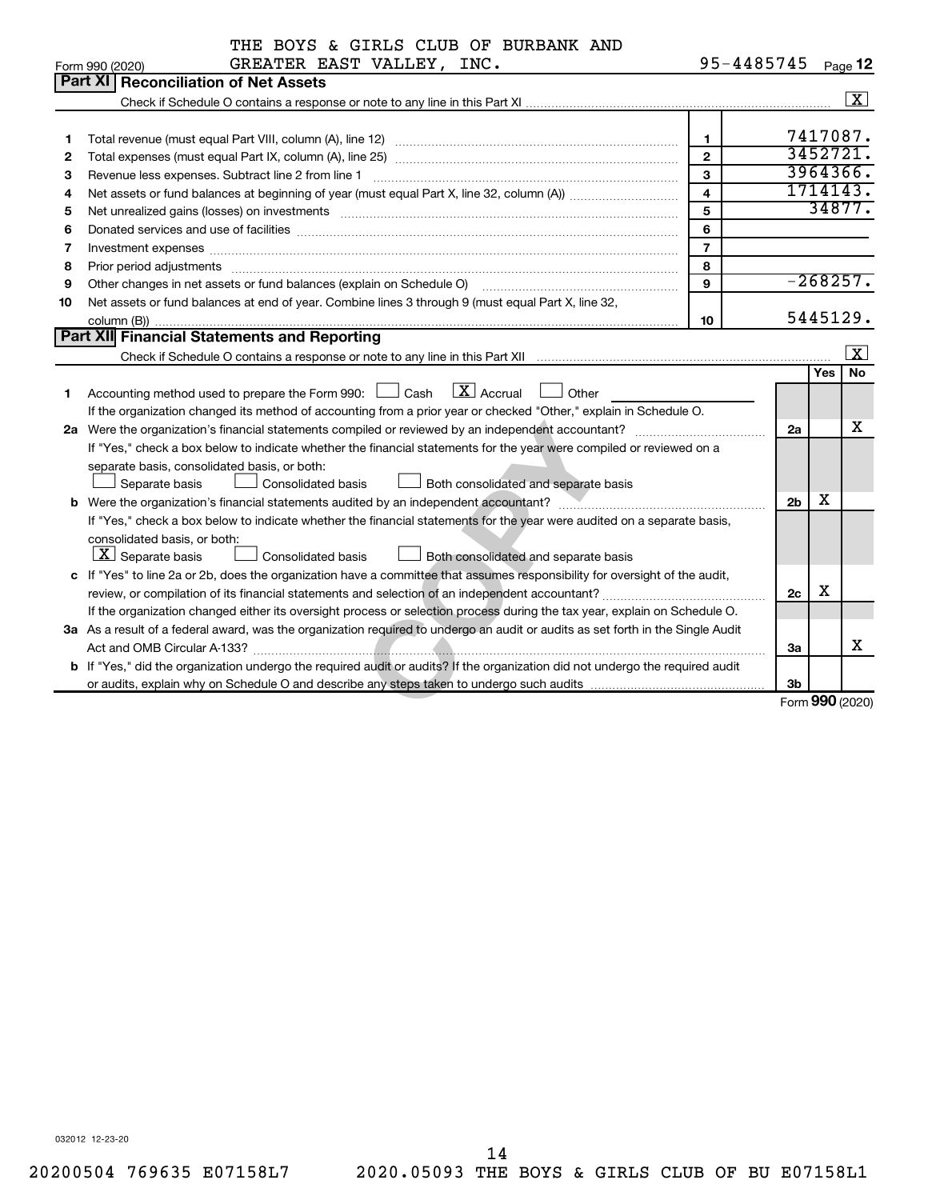THE BOYS & GIRLS CLUB OF BURBANK AND GREATER EAST VALLEY, INC. 95-4485745

Form 990 (2020) Page 12

## Part XI Reconciliation of Net Assets

Check if Schedule O contains a response or note to any line in this Part XI .......... [X]

| | | | |
|---|---|---|---|
| 1 | Total revenue (must equal Part VIII, column (A), line 12) | 1 | 7417087. |
| 2 | Total expenses (must equal Part IX, column (A), line 25) | 2 | 3452721. |
| 3 | Revenue less expenses. Subtract line 2 from line 1 | 3 | 3964366. |
| 4 | Net assets or fund balances at beginning of year (must equal Part X, line 32, column (A)) | 4 | 1714143. |
| 5 | Net unrealized gains (losses) on investments | 5 | 34877. |
| 6 | Donated services and use of facilities | 6 | |
| 7 | Investment expenses | 7 | |
| 8 | Prior period adjustments | 8 | |
| 9 | Other changes in net assets or fund balances (explain on Schedule O) | 9 | -268257. |
| 10 | Net assets or fund balances at end of year. Combine lines 3 through 9 (must equal Part X, line 32, column (B)) | 10 | 5445129. |

## Part XII Financial Statements and Reporting

Check if Schedule O contains a response or note to any line in this Part XII .......... [X]

| | | | Yes | No |
|---|---|---|---|---|
| 1 | Accounting method used to prepare the Form 990: [ ] Cash [X] Accrual [ ] Other<br>If the organization changed its method of accounting from a prior year or checked "Other," explain in Schedule O. | | | |
| 2a | Were the organization's financial statements compiled or reviewed by an independent accountant?<br>If "Yes," check a box below to indicate whether the financial statements for the year were compiled or reviewed on a separate basis, consolidated basis, or both:<br>[ ] Separate basis [ ] Consolidated basis [ ] Both consolidated and separate basis | 2a | | X |
| b | Were the organization's financial statements audited by an independent accountant?<br>If "Yes," check a box below to indicate whether the financial statements for the year were audited on a separate basis, consolidated basis, or both:<br>[X] Separate basis [ ] Consolidated basis [ ] Both consolidated and separate basis | 2b | X | |
| c | If "Yes" to line 2a or 2b, does the organization have a committee that assumes responsibility for oversight of the audit, review, or compilation of its financial statements and selection of an independent accountant?<br>If the organization changed either its oversight process or selection process during the tax year, explain on Schedule O. | 2c | X | |
| 3a | As a result of a federal award, was the organization required to undergo an audit or audits as set forth in the Single Audit Act and OMB Circular A-133? | 3a | | X |
| b | If "Yes," did the organization undergo the required audit or audits? If the organization did not undergo the required audit or audits, explain why on Schedule O and describe any steps taken to undergo such audits | 3b | | |

Form 990 (2020)

032012 12-23-20

20200504 769635 E07158L7 2020.05093 THE BOYS & GIRLS CLUB OF BU E07158L1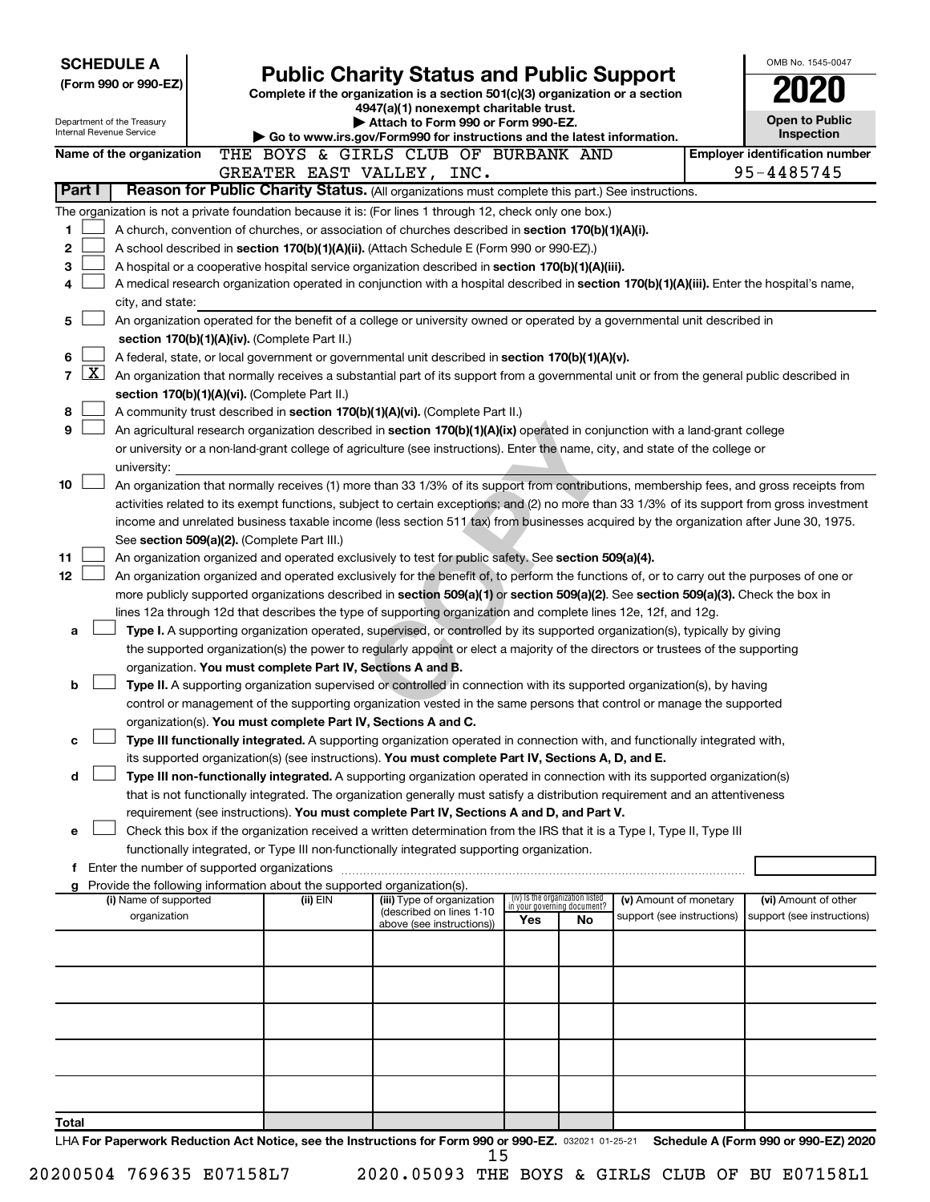**SCHEDULE A**
**(Form 990 or 990-EZ)**

Department of the Treasury
Internal Revenue Service

# Public Charity Status and Public Support

**Complete if the organization is a section 501(c)(3) organization or a section 4947(a)(1) nonexempt charitable trust.**
**▶ Attach to Form 990 or Form 990-EZ.**
**▶ Go to www.irs.gov/Form990 for instructions and the latest information.**

OMB No. 1545-0047
**2020**
**Open to Public Inspection**

**Name of the organization** THE BOYS & GIRLS CLUB OF BURBANK AND GREATER EAST VALLEY, INC.
**Employer identification number** 95-4485745

**Part I — Reason for Public Charity Status.** (All organizations must complete this part.) See instructions.

The organization is not a private foundation because it is: (For lines 1 through 12, check only one box.)

1. ☐ A church, convention of churches, or association of churches described in **section 170(b)(1)(A)(i).**
2. ☐ A school described in **section 170(b)(1)(A)(ii).** (Attach Schedule E (Form 990 or 990-EZ).)
3. ☐ A hospital or a cooperative hospital service organization described in **section 170(b)(1)(A)(iii).**
4. ☐ A medical research organization operated in conjunction with a hospital described in **section 170(b)(1)(A)(iii).** Enter the hospital's name, city, and state:
5. ☐ An organization operated for the benefit of a college or university owned or operated by a governmental unit described in **section 170(b)(1)(A)(iv).** (Complete Part II.)
6. ☐ A federal, state, or local government or governmental unit described in **section 170(b)(1)(A)(v).**
7. ☒ An organization that normally receives a substantial part of its support from a governmental unit or from the general public described in **section 170(b)(1)(A)(vi).** (Complete Part II.)
8. ☐ A community trust described in **section 170(b)(1)(A)(vi).** (Complete Part II.)
9. ☐ An agricultural research organization described in **section 170(b)(1)(A)(ix)** operated in conjunction with a land-grant college or university or a non-land-grant college of agriculture (see instructions). Enter the name, city, and state of the college or university:
10. ☐ An organization that normally receives (1) more than 33 1/3% of its support from contributions, membership fees, and gross receipts from activities related to its exempt functions, subject to certain exceptions; and (2) no more than 33 1/3% of its support from gross investment income and unrelated business taxable income (less section 511 tax) from businesses acquired by the organization after June 30, 1975. See **section 509(a)(2).** (Complete Part III.)
11. ☐ An organization organized and operated exclusively to test for public safety. See **section 509(a)(4).**
12. ☐ An organization organized and operated exclusively for the benefit of, to perform the functions of, or to carry out the purposes of one or more publicly supported organizations described in **section 509(a)(1)** or **section 509(a)(2).** See **section 509(a)(3).** Check the box in lines 12a through 12d that describes the type of supporting organization and complete lines 12e, 12f, and 12g.
   - **a** ☐ **Type I.** A supporting organization operated, supervised, or controlled by its supported organization(s), typically by giving the supported organization(s) the power to regularly appoint or elect a majority of the directors or trustees of the supporting organization. **You must complete Part IV, Sections A and B.**
   - **b** ☐ **Type II.** A supporting organization supervised or controlled in connection with its supported organization(s), by having control or management of the supporting organization vested in the same persons that control or manage the supported organization(s). **You must complete Part IV, Sections A and C.**
   - **c** ☐ **Type III functionally integrated.** A supporting organization operated in connection with, and functionally integrated with, its supported organization(s) (see instructions). **You must complete Part IV, Sections A, D, and E.**
   - **d** ☐ **Type III non-functionally integrated.** A supporting organization operated in connection with its supported organization(s) that is not functionally integrated. The organization generally must satisfy a distribution requirement and an attentiveness requirement (see instructions). **You must complete Part IV, Sections A and D, and Part V.**
   - **e** ☐ Check this box if the organization received a written determination from the IRS that it is a Type I, Type II, Type III functionally integrated, or Type III non-functionally integrated supporting organization.
   - **f** Enter the number of supported organizations
   - **g** Provide the following information about the supported organization(s).

| (i) Name of supported organization | (ii) EIN | (iii) Type of organization (described on lines 1-10 above (see instructions)) | (iv) Is the organization listed in your governing document? Yes | No | (v) Amount of monetary support (see instructions) | (vi) Amount of other support (see instructions) |
|---|---|---|---|---|---|---|
| | | | | | | |
| | | | | | | |
| | | | | | | |
| | | | | | | |
| | | | | | | |
| **Total** | | | | | | |

LHA **For Paperwork Reduction Act Notice, see the Instructions for Form 990 or 990-EZ.** 032021 01-25-21 **Schedule A (Form 990 or 990-EZ) 2020**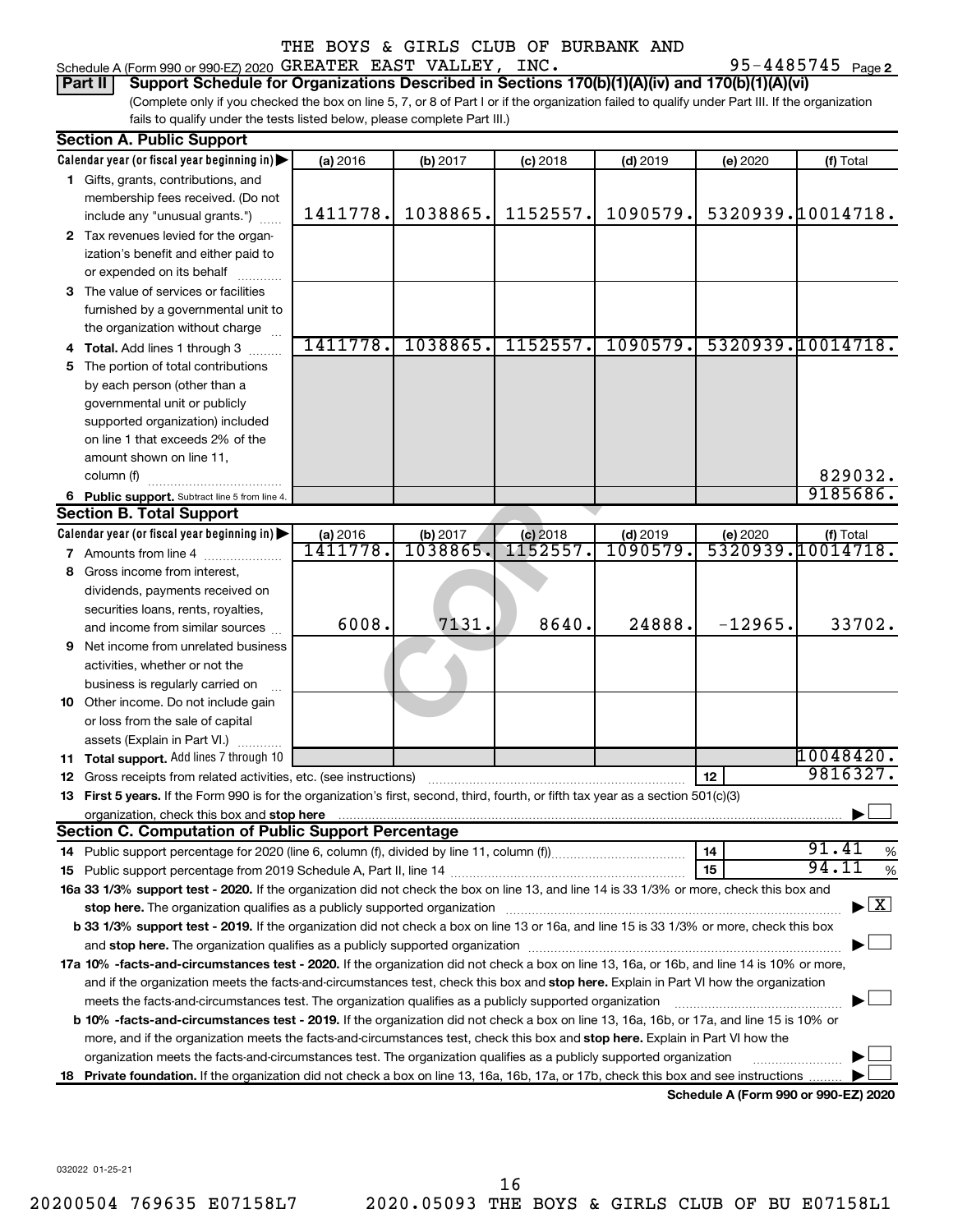THE BOYS & GIRLS CLUB OF BURBANK AND

Schedule A (Form 990 or 990-EZ) 2020 GREATER EAST VALLEY, INC. 95-4485745 Page 2

**Part II** **Support Schedule for Organizations Described in Sections 170(b)(1)(A)(iv) and 170(b)(1)(A)(vi)**

(Complete only if you checked the box on line 5, 7, or 8 of Part I or if the organization failed to qualify under Part III. If the organization fails to qualify under the tests listed below, please complete Part III.)

## Section A. Public Support

| Calendar year (or fiscal year beginning in) | (a) 2016 | (b) 2017 | (c) 2018 | (d) 2019 | (e) 2020 | (f) Total |
|---|---|---|---|---|---|---|
| 1 Gifts, grants, contributions, and membership fees received. (Do not include any "unusual grants.") | 1411778. | 1038865. | 1152557. | 1090579. | 5320939. | 10014718. |
| 2 Tax revenues levied for the organization's benefit and either paid to or expended on its behalf | | | | | | |
| 3 The value of services or facilities furnished by a governmental unit to the organization without charge | | | | | | |
| 4 Total. Add lines 1 through 3 | 1411778. | 1038865. | 1152557. | 1090579. | 5320939. | 10014718. |
| 5 The portion of total contributions by each person (other than a governmental unit or publicly supported organization) included on line 1 that exceeds 2% of the amount shown on line 11, column (f) | | | | | | 829032. |
| 6 Public support. Subtract line 5 from line 4. | | | | | | 9185686. |

## Section B. Total Support

| Calendar year (or fiscal year beginning in) | (a) 2016 | (b) 2017 | (c) 2018 | (d) 2019 | (e) 2020 | (f) Total |
|---|---|---|---|---|---|---|
| 7 Amounts from line 4 | 1411778. | 1038865. | 1152557. | 1090579. | 5320939. | 10014718. |
| 8 Gross income from interest, dividends, payments received on securities loans, rents, royalties, and income from similar sources | 6008. | 7131. | 8640. | 24888. | -12965. | 33702. |
| 9 Net income from unrelated business activities, whether or not the business is regularly carried on | | | | | | |
| 10 Other income. Do not include gain or loss from the sale of capital assets (Explain in Part VI.) | | | | | | |
| 11 Total support. Add lines 7 through 10 | | | | | | 10048420. |

12 Gross receipts from related activities, etc. (see instructions) | 12 | 9816327.

13 **First 5 years.** If the Form 990 is for the organization's first, second, third, fourth, or fifth tax year as a section 501(c)(3) organization, check this box and **stop here** ☐

## Section C. Computation of Public Support Percentage

14 Public support percentage for 2020 (line 6, column (f), divided by line 11, column (f)) | 14 | 91.41 %

15 Public support percentage from 2019 Schedule A, Part II, line 14 | 15 | 94.11 %

16a **33 1/3% support test - 2020.** If the organization did not check the box on line 13, and line 14 is 33 1/3% or more, check this box and **stop here.** The organization qualifies as a publicly supported organization ☒

b **33 1/3% support test - 2019.** If the organization did not check a box on line 13 or 16a, and line 15 is 33 1/3% or more, check this box and **stop here.** The organization qualifies as a publicly supported organization ☐

17a **10% -facts-and-circumstances test - 2020.** If the organization did not check a box on line 13, 16a, or 16b, and line 14 is 10% or more, and if the organization meets the facts-and-circumstances test, check this box and **stop here.** Explain in Part VI how the organization meets the facts-and-circumstances test. The organization qualifies as a publicly supported organization ☐

b **10% -facts-and-circumstances test - 2019.** If the organization did not check a box on line 13, 16a, 16b, or 17a, and line 15 is 10% or more, and if the organization meets the facts-and-circumstances test, check this box and **stop here.** Explain in Part VI how the organization meets the facts-and-circumstances test. The organization qualifies as a publicly supported organization ☐

18 **Private foundation.** If the organization did not check a box on line 13, 16a, 16b, 17a, or 17b, check this box and see instructions ☐

**Schedule A (Form 990 or 990-EZ) 2020**

032022 01-25-21

20200504 769635 E07158L7 2020.05093 THE BOYS & GIRLS CLUB OF BU E07158L1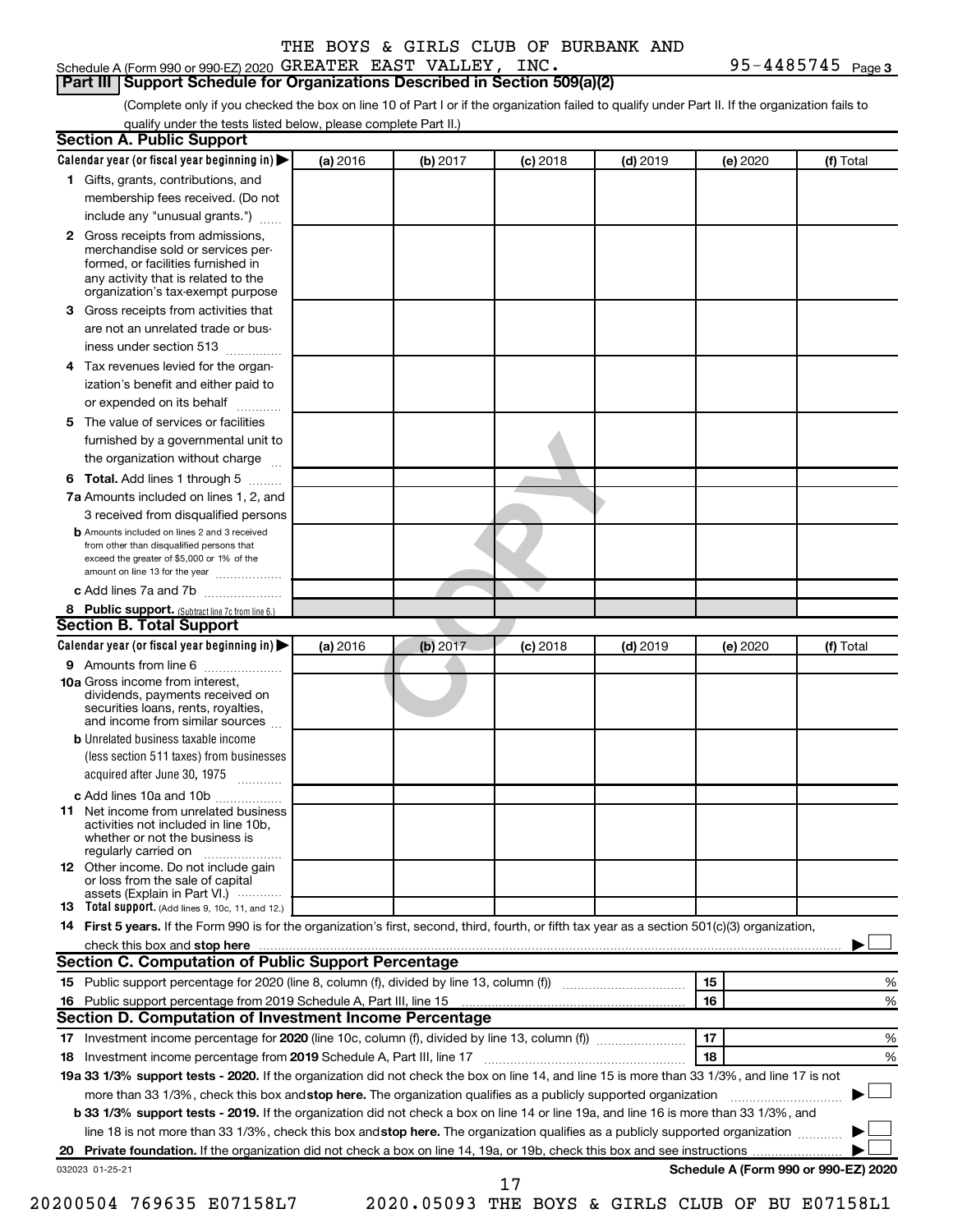THE BOYS & GIRLS CLUB OF BURBANK AND
Schedule A (Form 990 or 990-EZ) 2020 GREATER EAST VALLEY, INC. 95-4485745

## Part III Support Schedule for Organizations Described in Section 509(a)(2)

(Complete only if you checked the box on line 10 of Part I or if the organization failed to qualify under Part II. If the organization fails to qualify under the tests listed below, please complete Part II.)

### Section A. Public Support

| Calendar year (or fiscal year beginning in) ▶ | (a) 2016 | (b) 2017 | (c) 2018 | (d) 2019 | (e) 2020 | (f) Total |
|---|---|---|---|---|---|---|
| **1** Gifts, grants, contributions, and membership fees received. (Do not include any "unusual grants.") | | | | | | |
| **2** Gross receipts from admissions, merchandise sold or services performed, or facilities furnished in any activity that is related to the organization's tax-exempt purpose | | | | | | |
| **3** Gross receipts from activities that are not an unrelated trade or business under section 513 | | | | | | |
| **4** Tax revenues levied for the organization's benefit and either paid to or expended on its behalf | | | | | | |
| **5** The value of services or facilities furnished by a governmental unit to the organization without charge | | | | | | |
| **6 Total.** Add lines 1 through 5 | | | | | | |
| **7a** Amounts included on lines 1, 2, and 3 received from disqualified persons | | | | | | |
| **b** Amounts included on lines 2 and 3 received from other than disqualified persons that exceed the greater of $5,000 or 1% of the amount on line 13 for the year | | | | | | |
| **c** Add lines 7a and 7b | | | | | | |
| **8 Public support.** (Subtract line 7c from line 6.) | | | | | | |

### Section B. Total Support

| Calendar year (or fiscal year beginning in) ▶ | (a) 2016 | (b) 2017 | (c) 2018 | (d) 2019 | (e) 2020 | (f) Total |
|---|---|---|---|---|---|---|
| **9** Amounts from line 6 | | | | | | |
| **10a** Gross income from interest, dividends, payments received on securities loans, rents, royalties, and income from similar sources | | | | | | |
| **b** Unrelated business taxable income (less section 511 taxes) from businesses acquired after June 30, 1975 | | | | | | |
| **c** Add lines 10a and 10b | | | | | | |
| **11** Net income from unrelated business activities not included in line 10b, whether or not the business is regularly carried on | | | | | | |
| **12** Other income. Do not include gain or loss from the sale of capital assets (Explain in Part VI.) | | | | | | |
| **13 Total support.** (Add lines 9, 10c, 11, and 12.) | | | | | | |

**14 First 5 years.** If the Form 990 is for the organization's first, second, third, fourth, or fifth tax year as a section 501(c)(3) organization, check this box and **stop here** ▶ ☐

### Section C. Computation of Public Support Percentage

**15** Public support percentage for 2020 (line 8, column (f), divided by line 13, column (f)) | 15 | %

**16** Public support percentage from 2019 Schedule A, Part III, line 15 | 16 | %

### Section D. Computation of Investment Income Percentage

**17** Investment income percentage for **2020** (line 10c, column (f), divided by line 13, column (f)) | 17 | %

**18** Investment income percentage from **2019** Schedule A, Part III, line 17 | 18 | %

**19a 33 1/3% support tests - 2020.** If the organization did not check the box on line 14, and line 15 is more than 33 1/3%, and line 17 is not more than 33 1/3%, check this box and **stop here.** The organization qualifies as a publicly supported organization ▶ ☐

**b 33 1/3% support tests - 2019.** If the organization did not check a box on line 14 or line 19a, and line 16 is more than 33 1/3%, and line 18 is not more than 33 1/3%, check this box and **stop here.** The organization qualifies as a publicly supported organization ▶ ☐

**20 Private foundation.** If the organization did not check a box on line 14, 19a, or 19b, check this box and see instructions ▶ ☐

032023 01-25-21 **Schedule A (Form 990 or 990-EZ) 2020**

20200504 769635 E07158L7 2020.05093 THE BOYS & GIRLS CLUB OF BU E07158L1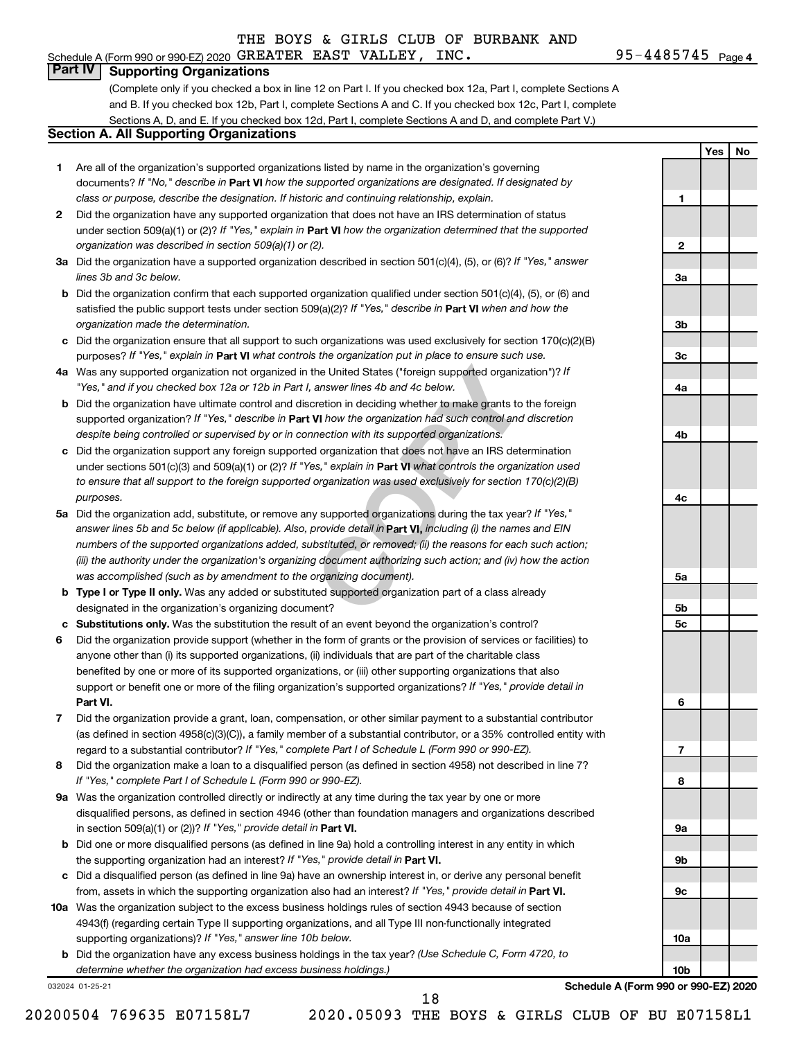THE BOYS & GIRLS CLUB OF BURBANK AND

Schedule A (Form 990 or 990-EZ) 2020 GREATER EAST VALLEY, INC. 95-4485745 Page 4

## Part IV Supporting Organizations

(Complete only if you checked a box in line 12 on Part I. If you checked box 12a, Part I, complete Sections A and B. If you checked box 12b, Part I, complete Sections A and C. If you checked box 12c, Part I, complete Sections A, D, and E. If you checked box 12d, Part I, complete Sections A and D, and complete Part V.)

### Section A. All Supporting Organizations

| | | Line | Yes | No |
|---|---|---|---|---|
| 1 | Are all of the organization's supported organizations listed by name in the organization's governing documents? *If "No," describe in* **Part VI** *how the supported organizations are designated. If designated by class or purpose, describe the designation. If historic and continuing relationship, explain.* | 1 | | |
| 2 | Did the organization have any supported organization that does not have an IRS determination of status under section 509(a)(1) or (2)? *If "Yes," explain in* **Part VI** *how the organization determined that the supported organization was described in section 509(a)(1) or (2).* | 2 | | |
| 3a | Did the organization have a supported organization described in section 501(c)(4), (5), or (6)? *If "Yes," answer lines 3b and 3c below.* | 3a | | |
| b | Did the organization confirm that each supported organization qualified under section 501(c)(4), (5), or (6) and satisfied the public support tests under section 509(a)(2)? *If "Yes," describe in* **Part VI** *when and how the organization made the determination.* | 3b | | |
| c | Did the organization ensure that all support to such organizations was used exclusively for section 170(c)(2)(B) purposes? *If "Yes," explain in* **Part VI** *what controls the organization put in place to ensure such use.* | 3c | | |
| 4a | Was any supported organization not organized in the United States ("foreign supported organization")? *If "Yes," and if you checked box 12a or 12b in Part I, answer lines 4b and 4c below.* | 4a | | |
| b | Did the organization have ultimate control and discretion in deciding whether to make grants to the foreign supported organization? *If "Yes," describe in* **Part VI** *how the organization had such control and discretion despite being controlled or supervised by or in connection with its supported organizations.* | 4b | | |
| c | Did the organization support any foreign supported organization that does not have an IRS determination under sections 501(c)(3) and 509(a)(1) or (2)? *If "Yes," explain in* **Part VI** *what controls the organization used to ensure that all support to the foreign supported organization was used exclusively for section 170(c)(2)(B) purposes.* | 4c | | |
| 5a | Did the organization add, substitute, or remove any supported organizations during the tax year? *If "Yes," answer lines 5b and 5c below (if applicable). Also, provide detail in* **Part VI,** *including (i) the names and EIN numbers of the supported organizations added, substituted, or removed; (ii) the reasons for each such action; (iii) the authority under the organization's organizing document authorizing such action; and (iv) how the action was accomplished (such as by amendment to the organizing document).* | 5a | | |
| b | **Type I or Type II only.** Was any added or substituted supported organization part of a class already designated in the organization's organizing document? | 5b | | |
| c | **Substitutions only.** Was the substitution the result of an event beyond the organization's control? | 5c | | |
| 6 | Did the organization provide support (whether in the form of grants or the provision of services or facilities) to anyone other than (i) its supported organizations, (ii) individuals that are part of the charitable class benefited by one or more of its supported organizations, or (iii) other supporting organizations that also support or benefit one or more of the filing organization's supported organizations? *If "Yes," provide detail in* **Part VI.** | 6 | | |
| 7 | Did the organization provide a grant, loan, compensation, or other similar payment to a substantial contributor (as defined in section 4958(c)(3)(C)), a family member of a substantial contributor, or a 35% controlled entity with regard to a substantial contributor? *If "Yes," complete Part I of Schedule L (Form 990 or 990-EZ).* | 7 | | |
| 8 | Did the organization make a loan to a disqualified person (as defined in section 4958) not described in line 7? *If "Yes," complete Part I of Schedule L (Form 990 or 990-EZ).* | 8 | | |
| 9a | Was the organization controlled directly or indirectly at any time during the tax year by one or more disqualified persons, as defined in section 4946 (other than foundation managers and organizations described in section 509(a)(1) or (2))? *If "Yes," provide detail in* **Part VI.** | 9a | | |
| b | Did one or more disqualified persons (as defined in line 9a) hold a controlling interest in any entity in which the supporting organization had an interest? *If "Yes," provide detail in* **Part VI.** | 9b | | |
| c | Did a disqualified person (as defined in line 9a) have an ownership interest in, or derive any personal benefit from, assets in which the supporting organization also had an interest? *If "Yes," provide detail in* **Part VI.** | 9c | | |
| 10a | Was the organization subject to the excess business holdings rules of section 4943 because of section 4943(f) (regarding certain Type II supporting organizations, and all Type III non-functionally integrated supporting organizations)? *If "Yes," answer line 10b below.* | 10a | | |
| b | Did the organization have any excess business holdings in the tax year? *(Use Schedule C, Form 4720, to determine whether the organization had excess business holdings.)* | 10b | | |

032024 01-25-21

**Schedule A (Form 990 or 990-EZ) 2020**

20200504 769635 E07158L7 2020.05093 THE BOYS & GIRLS CLUB OF BU E07158L1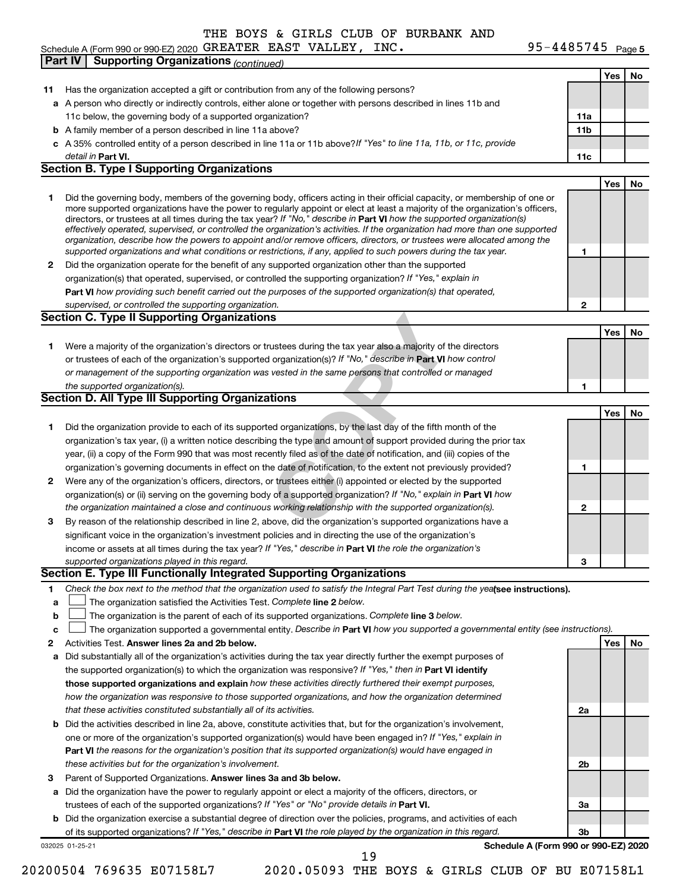THE BOYS & GIRLS CLUB OF BURBANK AND
Schedule A (Form 990 or 990-EZ) 2020 GREATER EAST VALLEY, INC. 95-4485745 Page 5

**Part IV | Supporting Organizations** *(continued)*

| | | | Yes | No |
|---|---|---|---|---|
| **11** | Has the organization accepted a gift or contribution from any of the following persons? | | | |
| **a** | A person who directly or indirectly controls, either alone or together with persons described in lines 11b and 11c below, the governing body of a supported organization? | **11a** | | |
| **b** | A family member of a person described in line 11a above? | **11b** | | |
| **c** | A 35% controlled entity of a person described in line 11a or 11b above? *If "Yes" to line 11a, 11b, or 11c, provide detail in* **Part VI.** | **11c** | | |

**Section B. Type I Supporting Organizations**

| | | | Yes | No |
|---|---|---|---|---|
| **1** | Did the governing body, members of the governing body, officers acting in their official capacity, or membership of one or more supported organizations have the power to regularly appoint or elect at least a majority of the organization's officers, directors, or trustees at all times during the tax year? *If "No," describe in* **Part VI** *how the supported organization(s) effectively operated, supervised, or controlled the organization's activities. If the organization had more than one supported organization, describe how the powers to appoint and/or remove officers, directors, or trustees were allocated among the supported organizations and what conditions or restrictions, if any, applied to such powers during the tax year.* | **1** | | |
| **2** | Did the organization operate for the benefit of any supported organization other than the supported organization(s) that operated, supervised, or controlled the supporting organization? *If "Yes," explain in* **Part VI** *how providing such benefit carried out the purposes of the supported organization(s) that operated, supervised, or controlled the supporting organization.* | **2** | | |

**Section C. Type II Supporting Organizations**

| | | | Yes | No |
|---|---|---|---|---|
| **1** | Were a majority of the organization's directors or trustees during the tax year also a majority of the directors or trustees of each of the organization's supported organization(s)? *If "No," describe in* **Part VI** *how control or management of the supporting organization was vested in the same persons that controlled or managed the supported organization(s).* | **1** | | |

**Section D. All Type III Supporting Organizations**

| | | | Yes | No |
|---|---|---|---|---|
| **1** | Did the organization provide to each of its supported organizations, by the last day of the fifth month of the organization's tax year, (i) a written notice describing the type and amount of support provided during the prior tax year, (ii) a copy of the Form 990 that was most recently filed as of the date of notification, and (iii) copies of the organization's governing documents in effect on the date of notification, to the extent not previously provided? | **1** | | |
| **2** | Were any of the organization's officers, directors, or trustees either (i) appointed or elected by the supported organization(s) or (ii) serving on the governing body of a supported organization? *If "No," explain in* **Part VI** *how the organization maintained a close and continuous working relationship with the supported organization(s).* | **2** | | |
| **3** | By reason of the relationship described in line 2, above, did the organization's supported organizations have a significant voice in the organization's investment policies and in directing the use of the organization's income or assets at all times during the tax year? *If "Yes," describe in* **Part VI** *the role the organization's supported organizations played in this regard.* | **3** | | |

**Section E. Type III Functionally Integrated Supporting Organizations**

**1** *Check the box next to the method that the organization used to satisfy the Integral Part Test during the year* **(see instructions).**

**a** ☐ The organization satisfied the Activities Test. *Complete* **line 2** *below.*

**b** ☐ The organization is the parent of each of its supported organizations. *Complete* **line 3** *below.*

**c** ☐ The organization supported a governmental entity. *Describe in* **Part VI** *how you supported a governmental entity (see instructions).*

| | | | Yes | No |
|---|---|---|---|---|
| **2** | Activities Test. **Answer lines 2a and 2b below.** | | | |
| **a** | Did substantially all of the organization's activities during the tax year directly further the exempt purposes of the supported organization(s) to which the organization was responsive? *If "Yes," then in* **Part VI identify those supported organizations and explain** *how these activities directly furthered their exempt purposes, how the organization was responsive to those supported organizations, and how the organization determined that these activities constituted substantially all of its activities.* | **2a** | | |
| **b** | Did the activities described in line 2a, above, constitute activities that, but for the organization's involvement, one or more of the organization's supported organization(s) would have been engaged in? *If "Yes," explain in* **Part VI** *the reasons for the organization's position that its supported organization(s) would have engaged in these activities but for the organization's involvement.* | **2b** | | |
| **3** | Parent of Supported Organizations. **Answer lines 3a and 3b below.** | | | |
| **a** | Did the organization have the power to regularly appoint or elect a majority of the officers, directors, or trustees of each of the supported organizations? *If "Yes" or "No" provide details in* **Part VI.** | **3a** | | |
| **b** | Did the organization exercise a substantial degree of direction over the policies, programs, and activities of each of its supported organizations? *If "Yes," describe in* **Part VI** *the role played by the organization in this regard.* | **3b** | | |

032025 01-25-21 **Schedule A (Form 990 or 990-EZ) 2020**

20200504 769635 E07158L7 2020.05093 THE BOYS & GIRLS CLUB OF BU E07158L1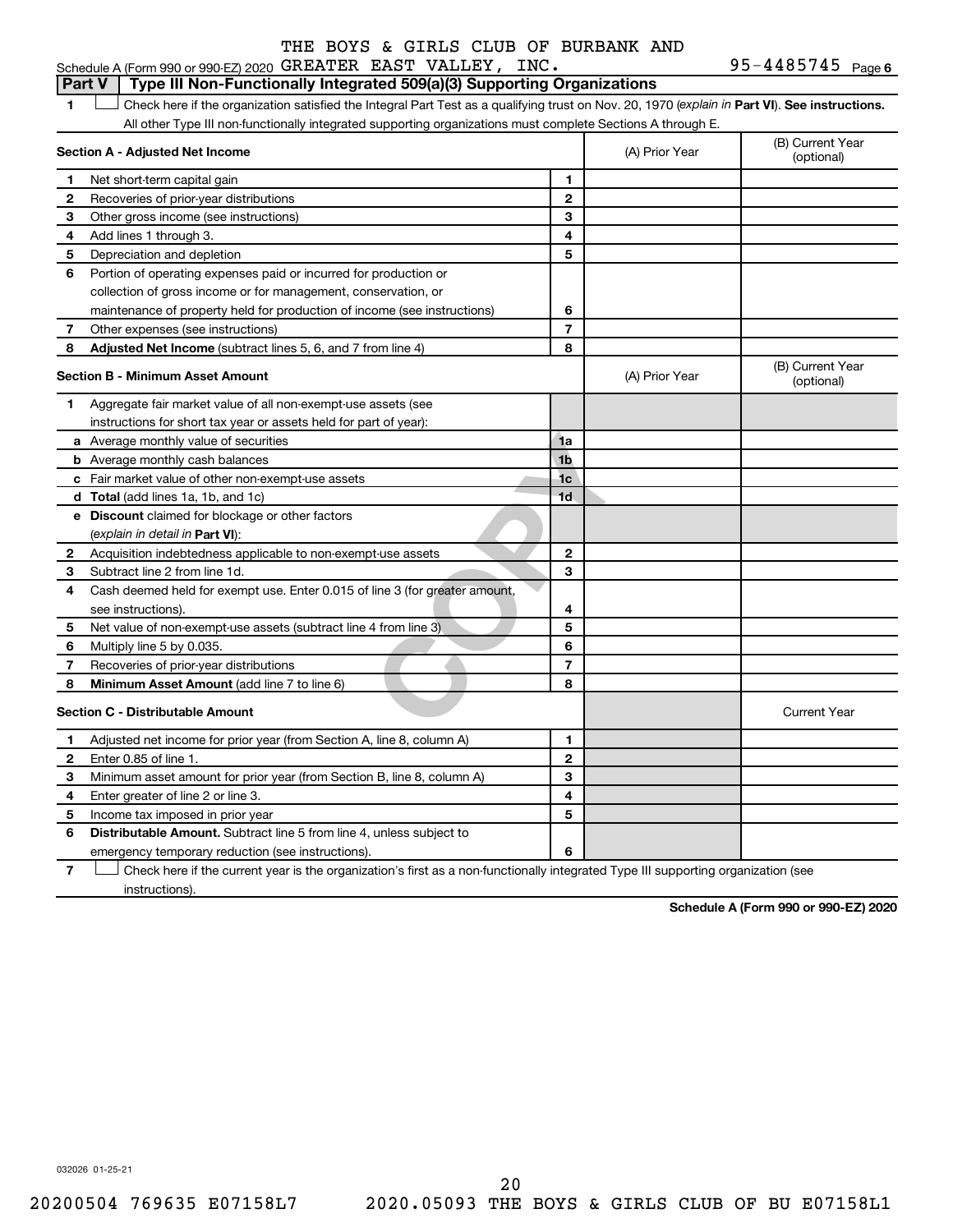Schedule A (Form 990 or 990-EZ) 2020 THE BOYS & GIRLS CLUB OF BURBANK AND GREATER EAST VALLEY, INC. 95-4485745 Page 6

## Part V Type III Non-Functionally Integrated 509(a)(3) Supporting Organizations

**1** ☐ Check here if the organization satisfied the Integral Part Test as a qualifying trust on Nov. 20, 1970 (*explain in* **Part VI**). **See instructions.** All other Type III non-functionally integrated supporting organizations must complete Sections A through E.

| **Section A - Adjusted Net Income** | | (A) Prior Year | (B) Current Year (optional) |
|---|---|---|---|
| **1** Net short-term capital gain | 1 | | |
| **2** Recoveries of prior-year distributions | 2 | | |
| **3** Other gross income (see instructions) | 3 | | |
| **4** Add lines 1 through 3. | 4 | | |
| **5** Depreciation and depletion | 5 | | |
| **6** Portion of operating expenses paid or incurred for production or collection of gross income or for management, conservation, or maintenance of property held for production of income (see instructions) | 6 | | |
| **7** Other expenses (see instructions) | 7 | | |
| **8** **Adjusted Net Income** (subtract lines 5, 6, and 7 from line 4) | 8 | | |

| **Section B - Minimum Asset Amount** | | (A) Prior Year | (B) Current Year (optional) |
|---|---|---|---|
| **1** Aggregate fair market value of all non-exempt-use assets (see instructions for short tax year or assets held for part of year): | | | |
| **a** Average monthly value of securities | 1a | | |
| **b** Average monthly cash balances | 1b | | |
| **c** Fair market value of other non-exempt-use assets | 1c | | |
| **d** **Total** (add lines 1a, 1b, and 1c) | 1d | | |
| **e** **Discount** claimed for blockage or other factors (*explain in detail in* **Part VI**): | | | |
| **2** Acquisition indebtedness applicable to non-exempt-use assets | 2 | | |
| **3** Subtract line 2 from line 1d. | 3 | | |
| **4** Cash deemed held for exempt use. Enter 0.015 of line 3 (for greater amount, see instructions). | 4 | | |
| **5** Net value of non-exempt-use assets (subtract line 4 from line 3) | 5 | | |
| **6** Multiply line 5 by 0.035. | 6 | | |
| **7** Recoveries of prior-year distributions | 7 | | |
| **8** **Minimum Asset Amount** (add line 7 to line 6) | 8 | | |

| **Section C - Distributable Amount** | | | Current Year |
|---|---|---|---|
| **1** Adjusted net income for prior year (from Section A, line 8, column A) | 1 | | |
| **2** Enter 0.85 of line 1. | 2 | | |
| **3** Minimum asset amount for prior year (from Section B, line 8, column A) | 3 | | |
| **4** Enter greater of line 2 or line 3. | 4 | | |
| **5** Income tax imposed in prior year | 5 | | |
| **6** **Distributable Amount.** Subtract line 5 from line 4, unless subject to emergency temporary reduction (see instructions). | 6 | | |

**7** ☐ Check here if the current year is the organization's first as a non-functionally integrated Type III supporting organization (see instructions).

**Schedule A (Form 990 or 990-EZ) 2020**

032026 01-25-21

20200504 769635 E07158L7 2020.05093 THE BOYS & GIRLS CLUB OF BU E07158L1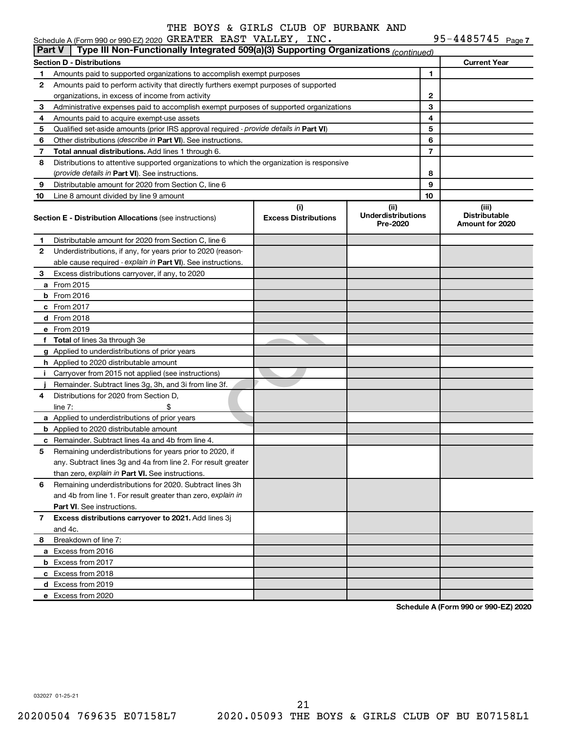THE BOYS & GIRLS CLUB OF BURBANK AND

Schedule A (Form 990 or 990-EZ) 2020 GREATER EAST VALLEY, INC. 95-4485745 Page 7

**Part V — Type III Non-Functionally Integrated 509(a)(3) Supporting Organizations** *(continued)*

| Section D - Distributions | | Current Year |
|---|---|---|
| 1 Amounts paid to supported organizations to accomplish exempt purposes | 1 | |
| 2 Amounts paid to perform activity that directly furthers exempt purposes of supported organizations, in excess of income from activity | 2 | |
| 3 Administrative expenses paid to accomplish exempt purposes of supported organizations | 3 | |
| 4 Amounts paid to acquire exempt-use assets | 4 | |
| 5 Qualified set-aside amounts (prior IRS approval required - *provide details in* **Part VI**) | 5 | |
| 6 Other distributions (*describe in* **Part VI**). See instructions. | 6 | |
| 7 **Total annual distributions.** Add lines 1 through 6. | 7 | |
| 8 Distributions to attentive supported organizations to which the organization is responsive (*provide details in* **Part VI**). See instructions. | 8 | |
| 9 Distributable amount for 2020 from Section C, line 6 | 9 | |
| 10 Line 8 amount divided by line 9 amount | 10 | |

| Section E - Distribution Allocations (see instructions) | (i) Excess Distributions | (ii) Underdistributions Pre-2020 | (iii) Distributable Amount for 2020 |
|---|---|---|---|
| 1 Distributable amount for 2020 from Section C, line 6 | | | |
| 2 Underdistributions, if any, for years prior to 2020 (reasonable cause required - *explain in* **Part VI**). See instructions. | | | |
| 3 Excess distributions carryover, if any, to 2020 | | | |
| a From 2015 | | | |
| b From 2016 | | | |
| c From 2017 | | | |
| d From 2018 | | | |
| e From 2019 | | | |
| f **Total** of lines 3a through 3e | | | |
| g Applied to underdistributions of prior years | | | |
| h Applied to 2020 distributable amount | | | |
| i Carryover from 2015 not applied (see instructions) | | | |
| j Remainder. Subtract lines 3g, 3h, and 3i from line 3f. | | | |
| 4 Distributions for 2020 from Section D, line 7: $ | | | |
| a Applied to underdistributions of prior years | | | |
| b Applied to 2020 distributable amount | | | |
| c Remainder. Subtract lines 4a and 4b from line 4. | | | |
| 5 Remaining underdistributions for years prior to 2020, if any. Subtract lines 3g and 4a from line 2. For result greater than zero, *explain in* **Part VI**. See instructions. | | | |
| 6 Remaining underdistributions for 2020. Subtract lines 3h and 4b from line 1. For result greater than zero, *explain in* **Part VI**. See instructions. | | | |
| 7 **Excess distributions carryover to 2021.** Add lines 3j and 4c. | | | |
| 8 Breakdown of line 7: | | | |
| a Excess from 2016 | | | |
| b Excess from 2017 | | | |
| c Excess from 2018 | | | |
| d Excess from 2019 | | | |
| e Excess from 2020 | | | |

**Schedule A (Form 990 or 990-EZ) 2020**

032027 01-25-21

20200504 769635 E07158L7 2020.05093 THE BOYS & GIRLS CLUB OF BU E07158L1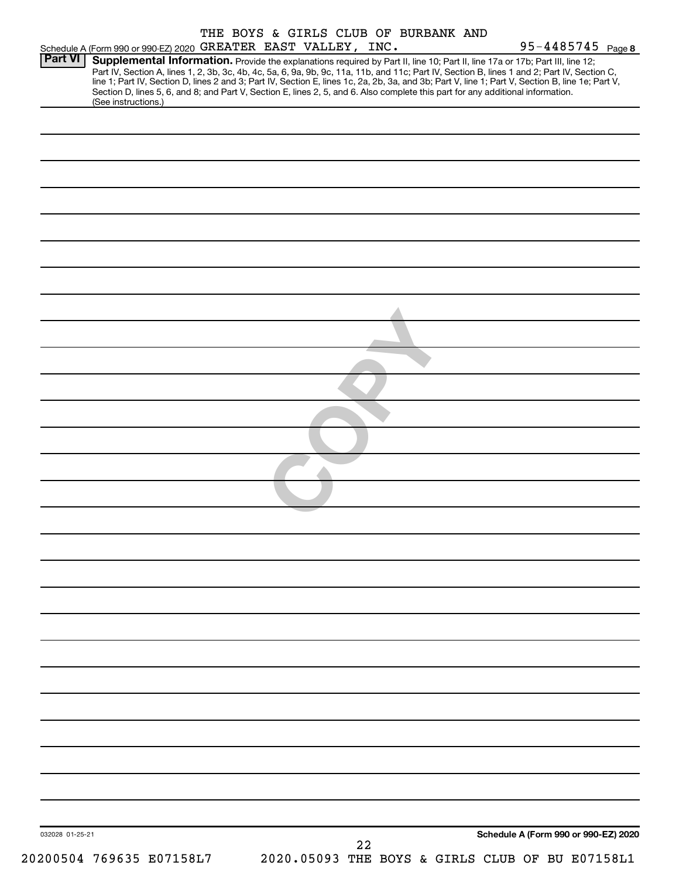THE BOYS & GIRLS CLUB OF BURBANK AND

Schedule A (Form 990 or 990-EZ) 2020 GREATER EAST VALLEY, INC. 95-4485745 Page 8

## Part VI Supplemental Information.

Provide the explanations required by Part II, line 10; Part II, line 17a or 17b; Part III, line 12; Part IV, Section A, lines 1, 2, 3b, 3c, 4b, 4c, 5a, 6, 9a, 9b, 9c, 11a, 11b, and 11c; Part IV, Section B, lines 1 and 2; Part IV, Section C, line 1; Part IV, Section D, lines 2 and 3; Part IV, Section E, lines 1c, 2a, 2b, 3a, and 3b; Part V, line 1; Part V, Section B, line 1e; Part V, Section D, lines 5, 6, and 8; and Part V, Section E, lines 2, 5, and 6. Also complete this part for any additional information. (See instructions.)

032028 01-25-21

Schedule A (Form 990 or 990-EZ) 2020

20200504 769635 E07158L7 2020.05093 THE BOYS & GIRLS CLUB OF BU E07158L1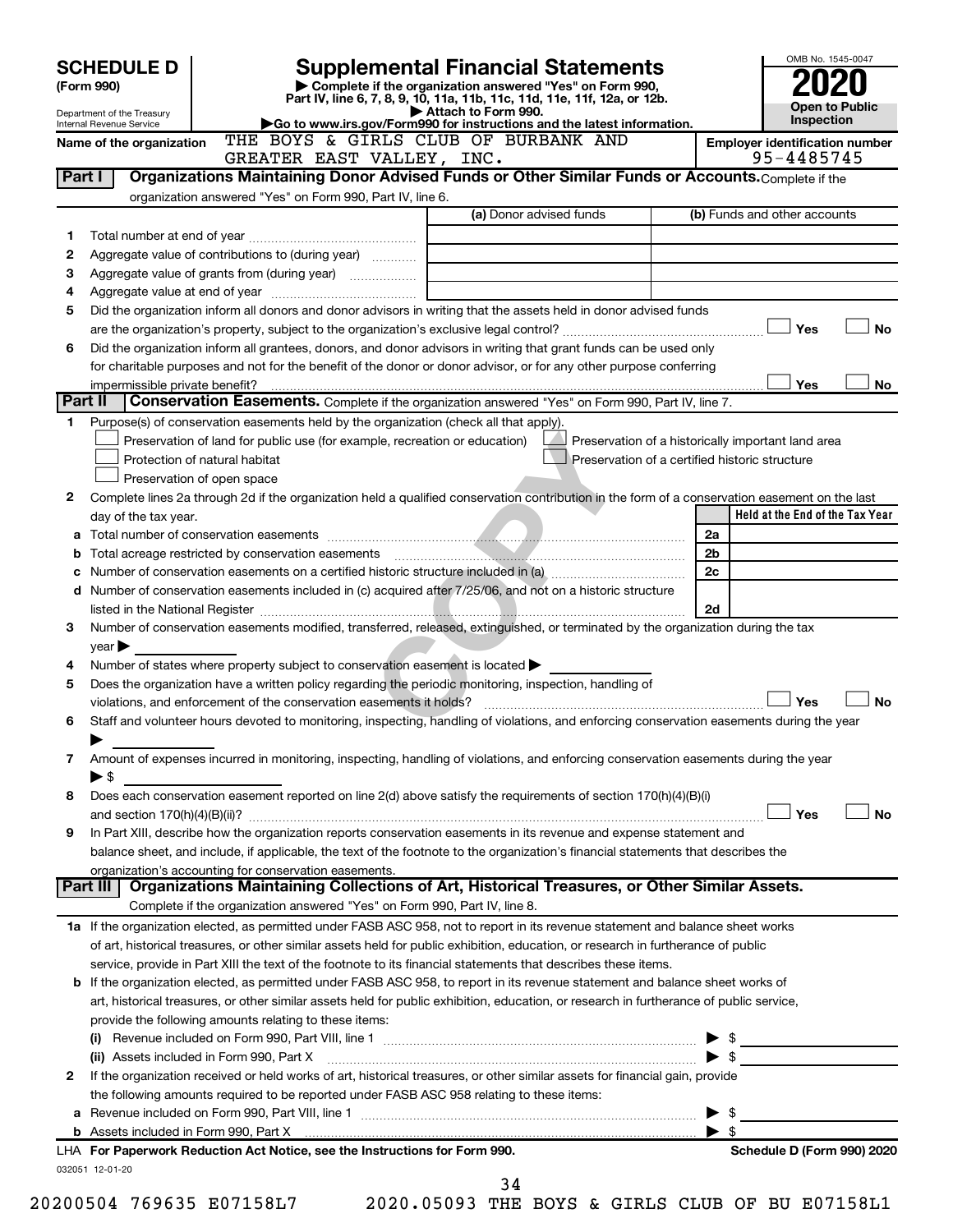# SCHEDULE D (Form 990)

# Supplemental Financial Statements

**▶ Complete if the organization answered "Yes" on Form 990, Part IV, line 6, 7, 8, 9, 10, 11a, 11b, 11c, 11d, 11e, 11f, 12a, or 12b.**

**▶ Attach to Form 990.**

**▶Go to www.irs.gov/Form990 for instructions and the latest information.**

OMB No. 1545-0047

**2020**

**Open to Public Inspection**

Department of the Treasury
Internal Revenue Service

**Name of the organization:** THE BOYS & GIRLS CLUB OF BURBANK AND GREATER EAST VALLEY, INC.

**Employer identification number:** 95-4485745

## Part I Organizations Maintaining Donor Advised Funds or Other Similar Funds or Accounts.

Complete if the organization answered "Yes" on Form 990, Part IV, line 6.

| | | (a) Donor advised funds | (b) Funds and other accounts |
|---|---|---|---|
| 1 | Total number at end of year | | |
| 2 | Aggregate value of contributions to (during year) | | |
| 3 | Aggregate value of grants from (during year) | | |
| 4 | Aggregate value at end of year | | |

5 Did the organization inform all donors and donor advisors in writing that the assets held in donor advised funds are the organization's property, subject to the organization's exclusive legal control? ☐ Yes ☐ No

6 Did the organization inform all grantees, donors, and donor advisors in writing that grant funds can be used only for charitable purposes and not for the benefit of the donor or donor advisor, or for any other purpose conferring impermissible private benefit? ☐ Yes ☐ No

## Part II Conservation Easements.

Complete if the organization answered "Yes" on Form 990, Part IV, line 7.

1 Purpose(s) of conservation easements held by the organization (check all that apply).

- ☐ Preservation of land for public use (for example, recreation or education)
- ☐ Protection of natural habitat
- ☐ Preservation of open space
- ☐ Preservation of a historically important land area
- ☐ Preservation of a certified historic structure

2 Complete lines 2a through 2d if the organization held a qualified conservation contribution in the form of a conservation easement on the last day of the tax year.

| | | | Held at the End of the Tax Year |
|---|---|---|---|
| a | Total number of conservation easements | 2a | |
| b | Total acreage restricted by conservation easements | 2b | |
| c | Number of conservation easements on a certified historic structure included in (a) | 2c | |
| d | Number of conservation easements included in (c) acquired after 7/25/06, and not on a historic structure listed in the National Register | 2d | |

3 Number of conservation easements modified, transferred, released, extinguished, or terminated by the organization during the tax year ▶

4 Number of states where property subject to conservation easement is located ▶

5 Does the organization have a written policy regarding the periodic monitoring, inspection, handling of violations, and enforcement of the conservation easements it holds? ☐ Yes ☐ No

6 Staff and volunteer hours devoted to monitoring, inspecting, handling of violations, and enforcing conservation easements during the year ▶

7 Amount of expenses incurred in monitoring, inspecting, handling of violations, and enforcing conservation easements during the year ▶ $

8 Does each conservation easement reported on line 2(d) above satisfy the requirements of section 170(h)(4)(B)(i) and section 170(h)(4)(B)(ii)? ☐ Yes ☐ No

9 In Part XIII, describe how the organization reports conservation easements in its revenue and expense statement and balance sheet, and include, if applicable, the text of the footnote to the organization's financial statements that describes the organization's accounting for conservation easements.

## Part III Organizations Maintaining Collections of Art, Historical Treasures, or Other Similar Assets.

Complete if the organization answered "Yes" on Form 990, Part IV, line 8.

1a If the organization elected, as permitted under FASB ASC 958, not to report in its revenue statement and balance sheet works of art, historical treasures, or other similar assets held for public exhibition, education, or research in furtherance of public service, provide in Part XIII the text of the footnote to its financial statements that describes these items.

b If the organization elected, as permitted under FASB ASC 958, to report in its revenue statement and balance sheet works of art, historical treasures, or other similar assets held for public exhibition, education, or research in furtherance of public service, provide the following amounts relating to these items:

(i) Revenue included on Form 990, Part VIII, line 1 ▶ $

(ii) Assets included in Form 990, Part X ▶ $

2 If the organization received or held works of art, historical treasures, or other similar assets for financial gain, provide the following amounts required to be reported under FASB ASC 958 relating to these items:

a Revenue included on Form 990, Part VIII, line 1 ▶ $

b Assets included in Form 990, Part X ▶ $

**LHA For Paperwork Reduction Act Notice, see the Instructions for Form 990.** **Schedule D (Form 990) 2020**

032051 12-01-20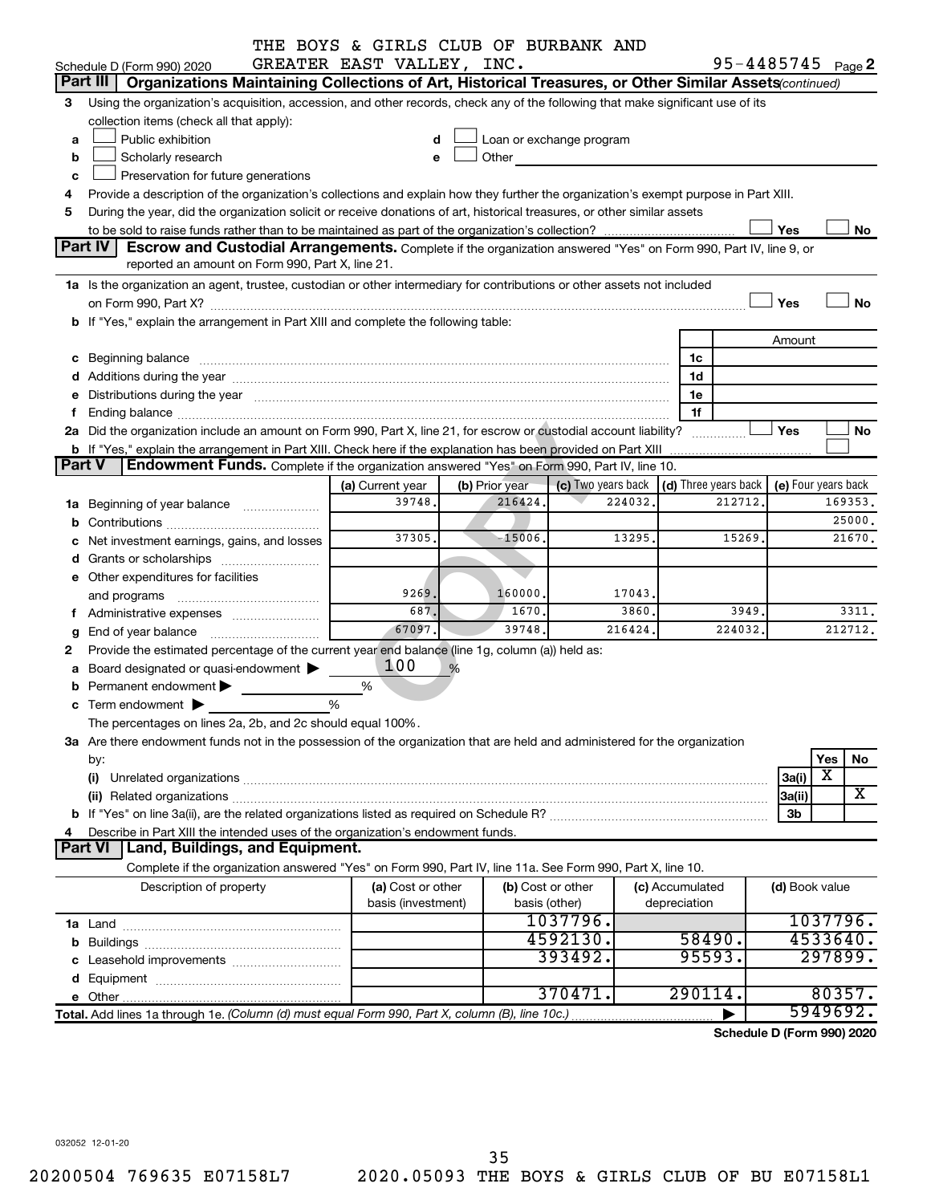Schedule D (Form 990) 2020 THE BOYS & GIRLS CLUB OF BURBANK AND GREATER EAST VALLEY, INC. 95-4485745 Page 2

## Part III Organizations Maintaining Collections of Art, Historical Treasures, or Other Similar Assets *(continued)*

**3** Using the organization's acquisition, accession, and other records, check any of the following that make significant use of its collection items (check all that apply):

- **a** ☐ Public exhibition
- **b** ☐ Scholarly research
- **c** ☐ Preservation for future generations
- **d** ☐ Loan or exchange program
- **e** ☐ Other

**4** Provide a description of the organization's collections and explain how they further the organization's exempt purpose in Part XIII.

**5** During the year, did the organization solicit or receive donations of art, historical treasures, or other similar assets to be sold to raise funds rather than to be maintained as part of the organization's collection? ☐ Yes ☐ No

## Part IV Escrow and Custodial Arrangements.

Complete if the organization answered "Yes" on Form 990, Part IV, line 9, or reported an amount on Form 990, Part X, line 21.

**1a** Is the organization an agent, trustee, custodian or other intermediary for contributions or other assets not included on Form 990, Part X? ☐ Yes ☐ No

**b** If "Yes," explain the arrangement in Part XIII and complete the following table:

| | | Amount |
|---|---|---|
| **c** Beginning balance | 1c | |
| **d** Additions during the year | 1d | |
| **e** Distributions during the year | 1e | |
| **f** Ending balance | 1f | |

**2a** Did the organization include an amount on Form 990, Part X, line 21, for escrow or custodial account liability? ☐ Yes ☐ No

**b** If "Yes," explain the arrangement in Part XIII. Check here if the explanation has been provided on Part XIII ☐

## Part V Endowment Funds.

Complete if the organization answered "Yes" on Form 990, Part IV, line 10.

| | (a) Current year | (b) Prior year | (c) Two years back | (d) Three years back | (e) Four years back |
|---|---|---|---|---|---|
| **1a** Beginning of year balance | 39748. | 216424. | 224032. | 212712. | 169353. |
| **b** Contributions | | | | | 25000. |
| **c** Net investment earnings, gains, and losses | 37305. | -15006. | 13295. | 15269. | 21670. |
| **d** Grants or scholarships | | | | | |
| **e** Other expenditures for facilities and programs | 9269. | 160000. | 17043. | | |
| **f** Administrative expenses | 687. | 1670. | 3860. | 3949. | 3311. |
| **g** End of year balance | 67097. | 39748. | 216424. | 224032. | 212712. |

**2** Provide the estimated percentage of the current year end balance (line 1g, column (a)) held as:

- **a** Board designated or quasi-endowment ▶ 100 %
- **b** Permanent endowment ▶ %
- **c** Term endowment ▶ %

The percentages on lines 2a, 2b, and 2c should equal 100%.

**3a** Are there endowment funds not in the possession of the organization that are held and administered for the organization by:

| | | Yes | No |
|---|---|---|---|
| (i) Unrelated organizations | 3a(i) | X | |
| (ii) Related organizations | 3a(ii) | | X |
| **b** If "Yes" on line 3a(ii), are the related organizations listed as required on Schedule R? | 3b | | |

**4** Describe in Part XIII the intended uses of the organization's endowment funds.

## Part VI Land, Buildings, and Equipment.

Complete if the organization answered "Yes" on Form 990, Part IV, line 11a. See Form 990, Part X, line 10.

| Description of property | (a) Cost or other basis (investment) | (b) Cost or other basis (other) | (c) Accumulated depreciation | (d) Book value |
|---|---|---|---|---|
| **1a** Land | | 1037796. | | 1037796. |
| **b** Buildings | | 4592130. | 58490. | 4533640. |
| **c** Leasehold improvements | | 393492. | 95593. | 297899. |
| **d** Equipment | | | | |
| **e** Other | | 370471. | 290114. | 80357. |
| **Total.** Add lines 1a through 1e. *(Column (d) must equal Form 990, Part X, column (B), line 10c.)* ▶ | | | | 5949692. |

**Schedule D (Form 990) 2020**

032052 12-01-20

20200504 769635 E07158L7 2020.05093 THE BOYS & GIRLS CLUB OF BU E07158L1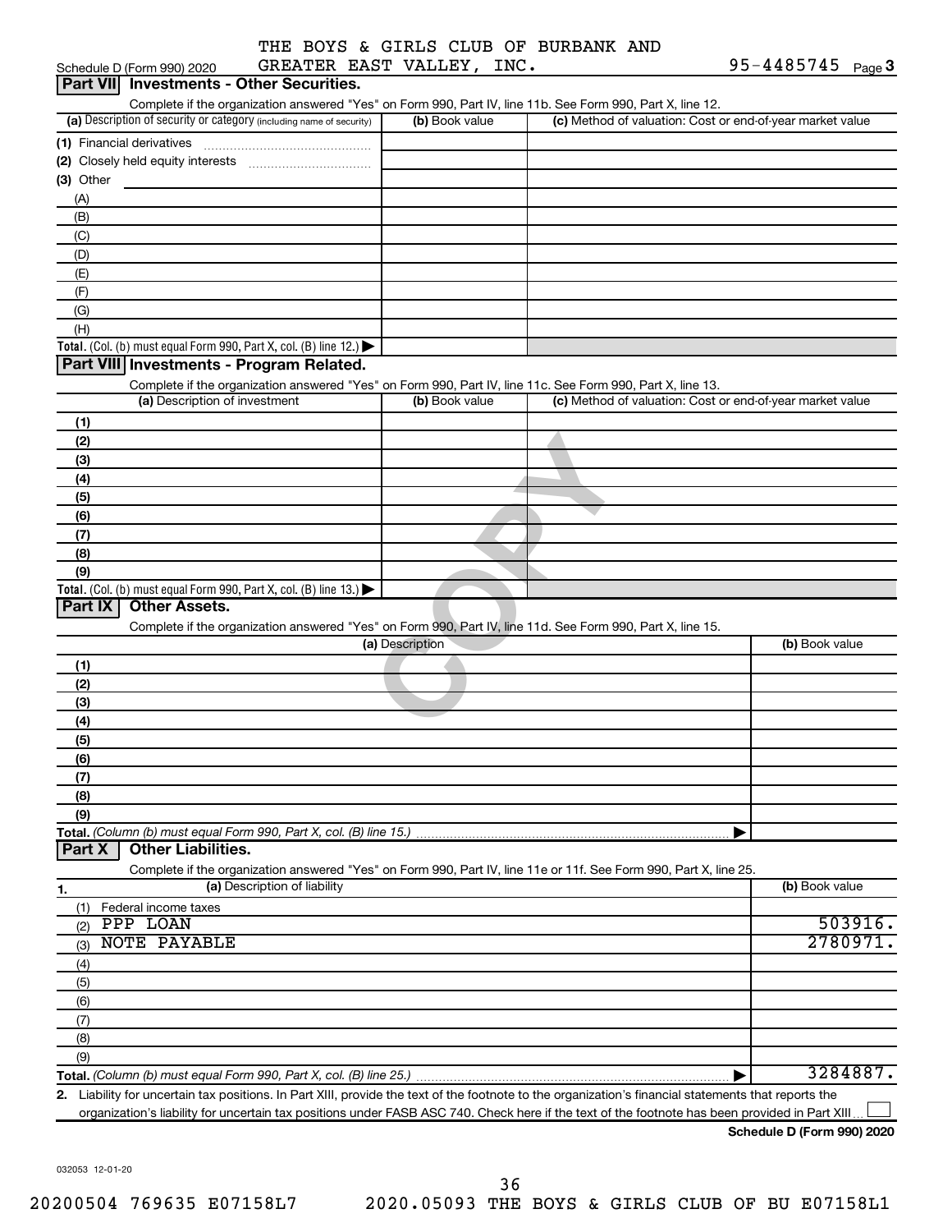Schedule D (Form 990) 2020 THE BOYS & GIRLS CLUB OF BURBANK AND GREATER EAST VALLEY, INC. 95-4485745 Page 3

## Part VII Investments - Other Securities.

Complete if the organization answered "Yes" on Form 990, Part IV, line 11b. See Form 990, Part X, line 12.

| (a) Description of security or category (including name of security) | (b) Book value | (c) Method of valuation: Cost or end-of-year market value |
|---|---|---|
| (1) Financial derivatives | | |
| (2) Closely held equity interests | | |
| (3) Other | | |
| (A) | | |
| (B) | | |
| (C) | | |
| (D) | | |
| (E) | | |
| (F) | | |
| (G) | | |
| (H) | | |
| **Total.** (Col. (b) must equal Form 990, Part X, col. (B) line 12.) | | |

## Part VIII Investments - Program Related.

Complete if the organization answered "Yes" on Form 990, Part IV, line 11c. See Form 990, Part X, line 13.

| (a) Description of investment | (b) Book value | (c) Method of valuation: Cost or end-of-year market value |
|---|---|---|
| (1) | | |
| (2) | | |
| (3) | | |
| (4) | | |
| (5) | | |
| (6) | | |
| (7) | | |
| (8) | | |
| (9) | | |
| **Total.** (Col. (b) must equal Form 990, Part X, col. (B) line 13.) | | |

## Part IX Other Assets.

Complete if the organization answered "Yes" on Form 990, Part IV, line 11d. See Form 990, Part X, line 15.

| (a) Description | (b) Book value |
|---|---|
| (1) | |
| (2) | |
| (3) | |
| (4) | |
| (5) | |
| (6) | |
| (7) | |
| (8) | |
| (9) | |
| **Total.** *(Column (b) must equal Form 990, Part X, col. (B) line 15.)* | |

## Part X Other Liabilities.

Complete if the organization answered "Yes" on Form 990, Part IV, line 11e or 11f. See Form 990, Part X, line 25.

| 1. (a) Description of liability | (b) Book value |
|---|---|
| (1) Federal income taxes | |
| (2) PPP LOAN | 503916. |
| (3) NOTE PAYABLE | 2780971. |
| (4) | |
| (5) | |
| (6) | |
| (7) | |
| (8) | |
| (9) | |
| **Total.** *(Column (b) must equal Form 990, Part X, col. (B) line 25.)* | 3284887. |

**2.** Liability for uncertain tax positions. In Part XIII, provide the text of the footnote to the organization's financial statements that reports the organization's liability for uncertain tax positions under FASB ASC 740. Check here if the text of the footnote has been provided in Part XIII ☐

**Schedule D (Form 990) 2020**

032053 12-01-20

20200504 769635 E07158L7 2020.05093 THE BOYS & GIRLS CLUB OF BU E07158L1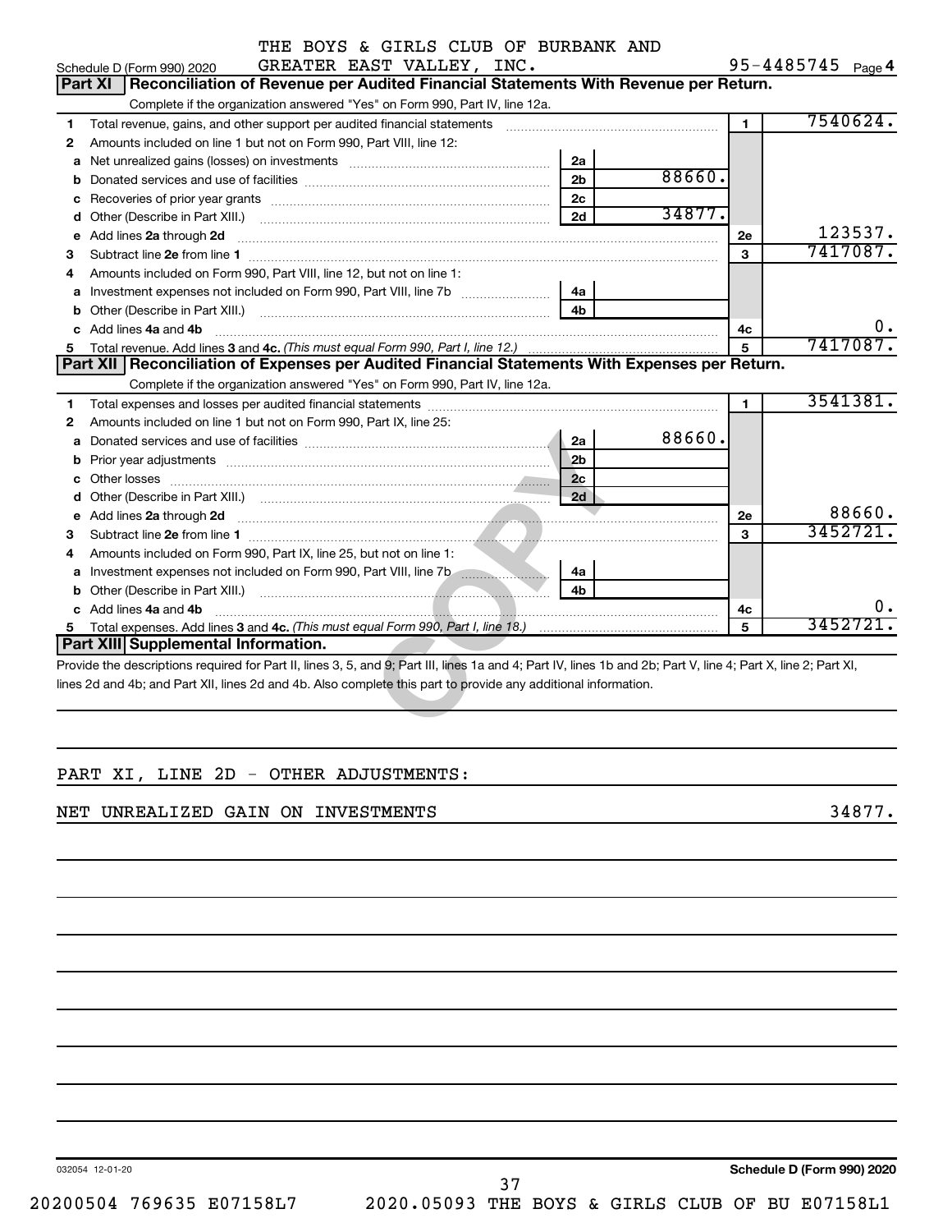THE BOYS & GIRLS CLUB OF BURBANK AND GREATER EAST VALLEY, INC.

Schedule D (Form 990) 2020 — 95-4485745 Page 4

## Part XI Reconciliation of Revenue per Audited Financial Statements With Revenue per Return.

Complete if the organization answered "Yes" on Form 990, Part IV, line 12a.

| | | | | | |
|---|---|---|---|---|---|
| 1 | Total revenue, gains, and other support per audited financial statements | | | 1 | 7540624. |
| 2 | Amounts included on line 1 but not on Form 990, Part VIII, line 12: | | | | |
| a | Net unrealized gains (losses) on investments | 2a | | | |
| b | Donated services and use of facilities | 2b | 88660. | | |
| c | Recoveries of prior year grants | 2c | | | |
| d | Other (Describe in Part XIII.) | 2d | 34877. | | |
| e | Add lines **2a** through **2d** | | | 2e | 123537. |
| 3 | Subtract line **2e** from line **1** | | | 3 | 7417087. |
| 4 | Amounts included on Form 990, Part VIII, line 12, but not on line 1: | | | | |
| a | Investment expenses not included on Form 990, Part VIII, line 7b | 4a | | | |
| b | Other (Describe in Part XIII.) | 4b | | | |
| c | Add lines **4a** and **4b** | | | 4c | 0. |
| 5 | Total revenue. Add lines **3** and **4c.** *(This must equal Form 990, Part I, line 12.)* | | | 5 | 7417087. |

## Part XII Reconciliation of Expenses per Audited Financial Statements With Expenses per Return.

Complete if the organization answered "Yes" on Form 990, Part IV, line 12a.

| | | | | | |
|---|---|---|---|---|---|
| 1 | Total expenses and losses per audited financial statements | | | 1 | 3541381. |
| 2 | Amounts included on line 1 but not on Form 990, Part IX, line 25: | | | | |
| a | Donated services and use of facilities | 2a | 88660. | | |
| b | Prior year adjustments | 2b | | | |
| c | Other losses | 2c | | | |
| d | Other (Describe in Part XIII.) | 2d | | | |
| e | Add lines **2a** through **2d** | | | 2e | 88660. |
| 3 | Subtract line **2e** from line **1** | | | 3 | 3452721. |
| 4 | Amounts included on Form 990, Part IX, line 25, but not on line 1: | | | | |
| a | Investment expenses not included on Form 990, Part VIII, line 7b | 4a | | | |
| b | Other (Describe in Part XIII.) | 4b | | | |
| c | Add lines **4a** and **4b** | | | 4c | 0. |
| 5 | Total expenses. Add lines **3** and **4c.** *(This must equal Form 990, Part I, line 18.)* | | | 5 | 3452721. |

## Part XIII Supplemental Information.

Provide the descriptions required for Part II, lines 3, 5, and 9; Part III, lines 1a and 4; Part IV, lines 1b and 2b; Part V, line 4; Part X, line 2; Part XI, lines 2d and 4b; and Part XII, lines 2d and 4b. Also complete this part to provide any additional information.

PART XI, LINE 2D - OTHER ADJUSTMENTS:

NET UNREALIZED GAIN ON INVESTMENTS 34877.

032054 12-01-20 — Schedule D (Form 990) 2020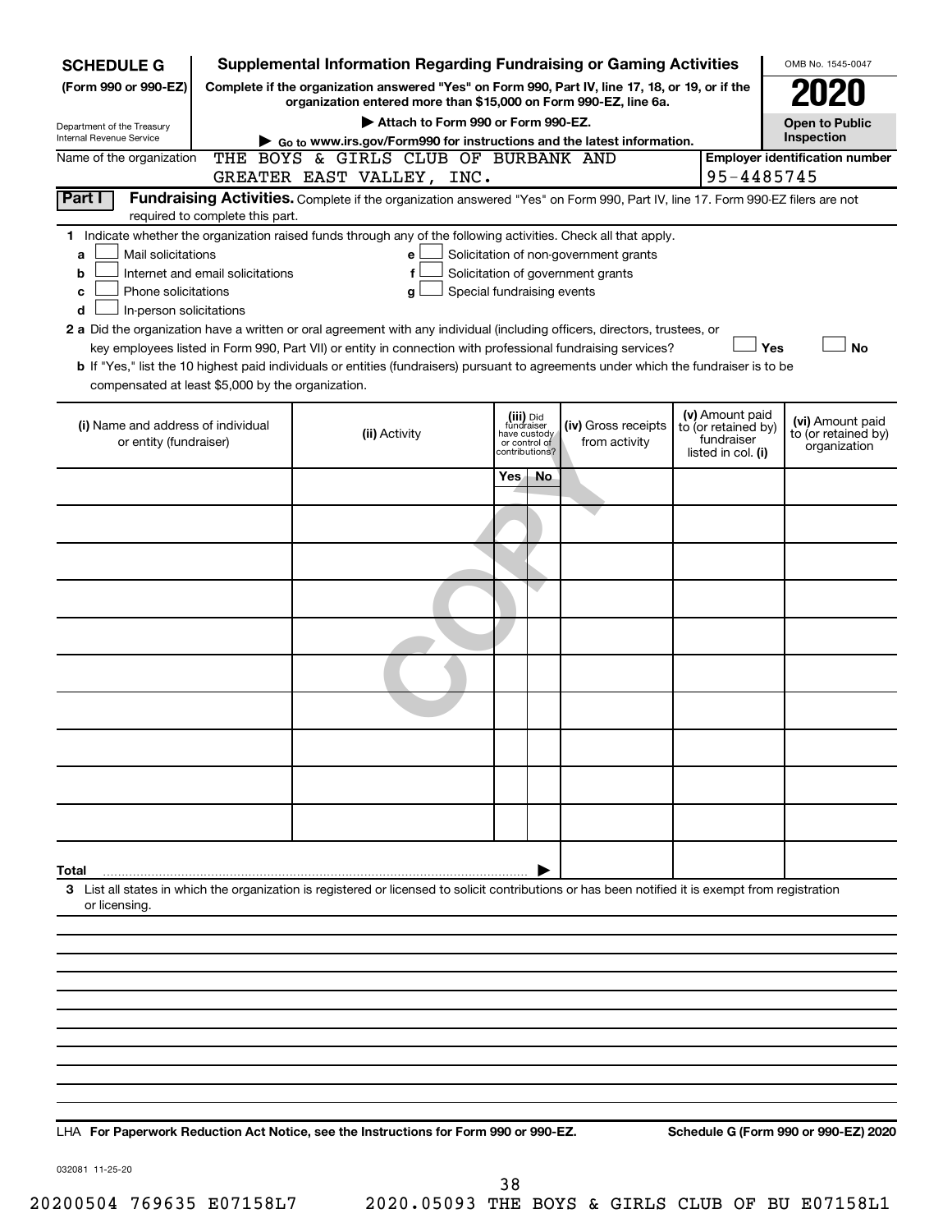**SCHEDULE G** (Form 990 or 990-EZ)

Department of the Treasury
Internal Revenue Service

# Supplemental Information Regarding Fundraising or Gaming Activities

**Complete if the organization answered "Yes" on Form 990, Part IV, line 17, 18, or 19, or if the organization entered more than $15,000 on Form 990-EZ, line 6a.**

▶ Attach to Form 990 or Form 990-EZ.

▶ Go to www.irs.gov/Form990 for instructions and the latest information.

OMB No. 1545-0047

**2020**

**Open to Public Inspection**

Name of the organization: THE BOYS & GIRLS CLUB OF BURBANK AND GREATER EAST VALLEY, INC.

**Employer identification number:** 95-4485745

**Part I** **Fundraising Activities.** Complete if the organization answered "Yes" on Form 990, Part IV, line 17. Form 990-EZ filers are not required to complete this part.

**1** Indicate whether the organization raised funds through any of the following activities. Check all that apply.

- **a** ☐ Mail solicitations
- **b** ☐ Internet and email solicitations
- **c** ☐ Phone solicitations
- **d** ☐ In-person solicitations
- **e** ☐ Solicitation of non-government grants
- **f** ☐ Solicitation of government grants
- **g** ☐ Special fundraising events

**2 a** Did the organization have a written or oral agreement with any individual (including officers, directors, trustees, or key employees listed in Form 990, Part VII) or entity in connection with professional fundraising services? ☐ **Yes** ☐ **No**

**b** If "Yes," list the 10 highest paid individuals or entities (fundraisers) pursuant to agreements under which the fundraiser is to be compensated at least $5,000 by the organization.

| (i) Name and address of individual or entity (fundraiser) | (ii) Activity | (iii) Did fundraiser have custody or control of contributions? | | (iv) Gross receipts from activity | (v) Amount paid to (or retained by) fundraiser listed in col. (i) | (vi) Amount paid to (or retained by) organization |
|---|---|---|---|---|---|---|
| | | Yes | No | | | |
| | | | | | | |
| | | | | | | |
| | | | | | | |
| | | | | | | |
| | | | | | | |
| | | | | | | |
| | | | | | | |
| | | | | | | |
| | | | | | | |
| | | | | | | |
| **Total** ▶ | | | | | | |

**3** List all states in which the organization is registered or licensed to solicit contributions or has been notified it is exempt from registration or licensing.

LHA **For Paperwork Reduction Act Notice, see the Instructions for Form 990 or 990-EZ.** **Schedule G (Form 990 or 990-EZ) 2020**

032081 11-25-20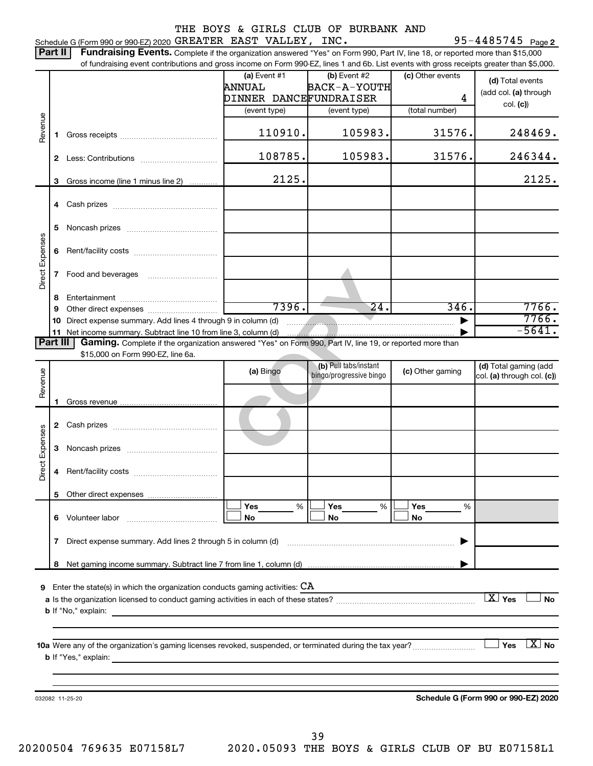THE BOYS & GIRLS CLUB OF BURBANK AND

Schedule G (Form 990 or 990-EZ) 2020 GREATER EAST VALLEY, INC. 95-4485745 Page 2

**Part II** **Fundraising Events.** Complete if the organization answered "Yes" on Form 990, Part IV, line 18, or reported more than $15,000 of fundraising event contributions and gross income on Form 990-EZ, lines 1 and 6b. List events with gross receipts greater than $5,000.

| | | (a) Event #1 ANNUAL DINNER DANCE (event type) | (b) Event #2 BACK-A-YOUTH FUNDRAISER (event type) | (c) Other events 4 (total number) | (d) Total events (add col. (a) through col. (c)) |
|---|---|---|---|---|---|
| Revenue | 1 Gross receipts | 110910. | 105983. | 31576. | 248469. |
| | 2 Less: Contributions | 108785. | 105983. | 31576. | 246344. |
| | 3 Gross income (line 1 minus line 2) | 2125. | | | 2125. |
| Direct Expenses | 4 Cash prizes | | | | |
| | 5 Noncash prizes | | | | |
| | 6 Rent/facility costs | | | | |
| | 7 Food and beverages | | | | |
| | 8 Entertainment | | | | |
| | 9 Other direct expenses | 7396. | 24. | 346. | 7766. |
| | 10 Direct expense summary. Add lines 4 through 9 in column (d) | | | | 7766. |
| | 11 Net income summary. Subtract line 10 from line 3, column (d) | | | | -5641. |

**Part III** **Gaming.** Complete if the organization answered "Yes" on Form 990, Part IV, line 19, or reported more than $15,000 on Form 990-EZ, line 6a.

| | | (a) Bingo | (b) Pull tabs/instant bingo/progressive bingo | (c) Other gaming | (d) Total gaming (add col. (a) through col. (c)) |
|---|---|---|---|---|---|
| Revenue | 1 Gross revenue | | | | |
| Direct Expenses | 2 Cash prizes | | | | |
| | 3 Noncash prizes | | | | |
| | 4 Rent/facility costs | | | | |
| | 5 Other direct expenses | | | | |
| | 6 Volunteer labor | ☐ Yes ___ % ☐ No | ☐ Yes ___ % ☐ No | ☐ Yes ___ % ☐ No | |
| | 7 Direct expense summary. Add lines 2 through 5 in column (d) | | | | |
| | 8 Net gaming income summary. Subtract line 7 from line 1, column (d) | | | | |

**9** Enter the state(s) in which the organization conducts gaming activities: CA

**a** Is the organization licensed to conduct gaming activities in each of these states? ☒ Yes ☐ No

**b** If "No," explain:

**10a** Were any of the organization's gaming licenses revoked, suspended, or terminated during the tax year? ☐ Yes ☒ No

**b** If "Yes," explain:

032082 11-25-20

**Schedule G (Form 990 or 990-EZ) 2020**

20200504 769635 E07158L7 2020.05093 THE BOYS & GIRLS CLUB OF BU E07158L1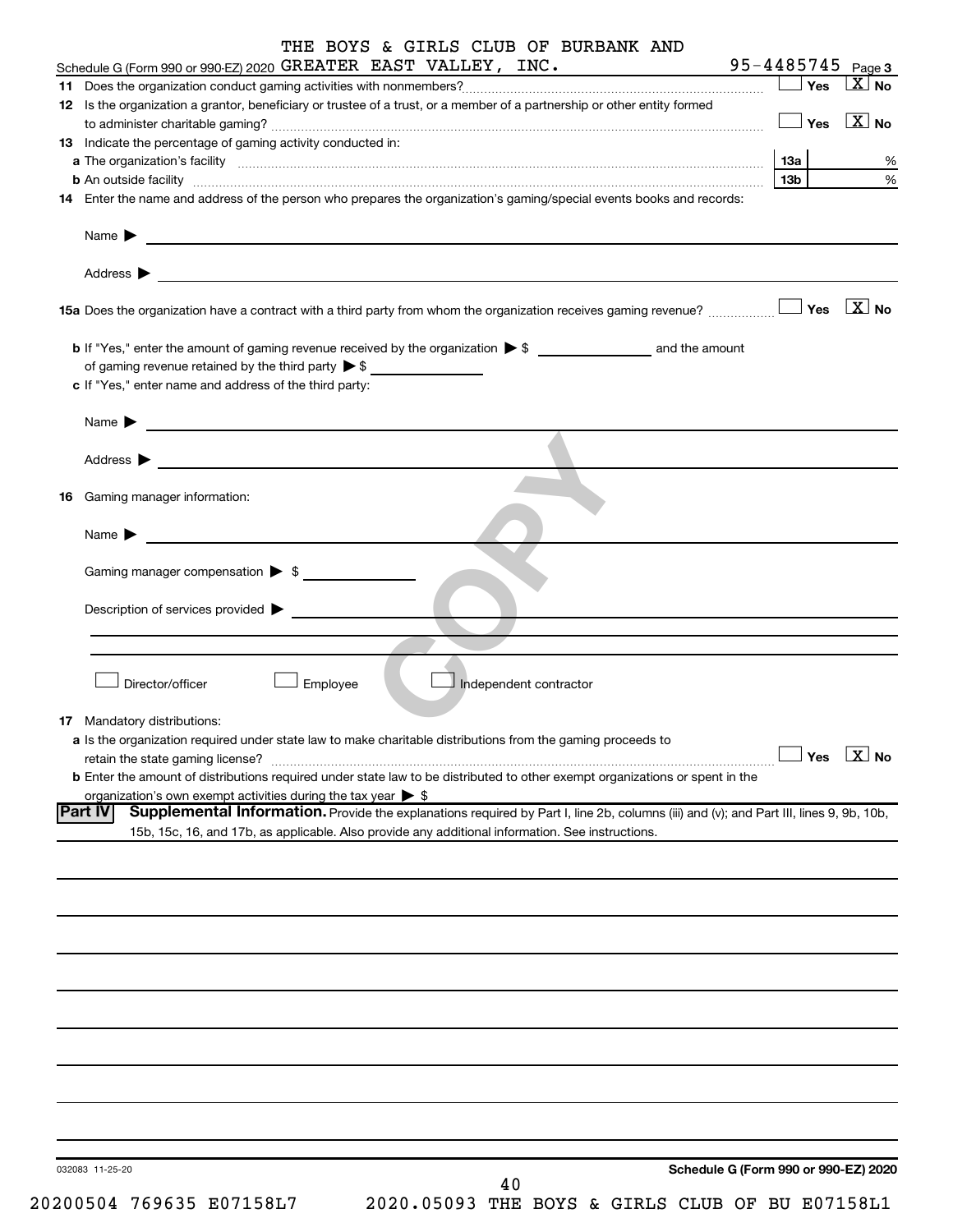THE BOYS & GIRLS CLUB OF BURBANK AND

Schedule G (Form 990 or 990-EZ) 2020 GREATER EAST VALLEY, INC. 95-4485745 Page 3

**11** Does the organization conduct gaming activities with nonmembers? ☐ Yes ☒ No

**12** Is the organization a grantor, beneficiary or trustee of a trust, or a member of a partnership or other entity formed to administer charitable gaming? ☐ Yes ☒ No

**13** Indicate the percentage of gaming activity conducted in:

**a** The organization's facility **13a** %

**b** An outside facility **13b** %

**14** Enter the name and address of the person who prepares the organization's gaming/special events books and records:

Name ▶

Address ▶

**15a** Does the organization have a contract with a third party from whom the organization receives gaming revenue? ☐ Yes ☒ No

**b** If "Yes," enter the amount of gaming revenue received by the organization ▶ $ ______ and the amount of gaming revenue retained by the third party ▶ $ ______

**c** If "Yes," enter name and address of the third party:

Name ▶

Address ▶

**16** Gaming manager information:

Name ▶

Gaming manager compensation ▶ $

Description of services provided ▶

☐ Director/officer ☐ Employee ☐ Independent contractor

**17** Mandatory distributions:

**a** Is the organization required under state law to make charitable distributions from the gaming proceeds to retain the state gaming license? ☐ Yes ☒ No

**b** Enter the amount of distributions required under state law to be distributed to other exempt organizations or spent in the organization's own exempt activities during the tax year ▶ $

**Part IV** **Supplemental Information.** Provide the explanations required by Part I, line 2b, columns (iii) and (v); and Part III, lines 9, 9b, 10b, 15b, 15c, 16, and 17b, as applicable. Also provide any additional information. See instructions.

032083 11-25-20 **Schedule G (Form 990 or 990-EZ) 2020**

20200504 769635 E07158L7 2020.05093 THE BOYS & GIRLS CLUB OF BU E07158L1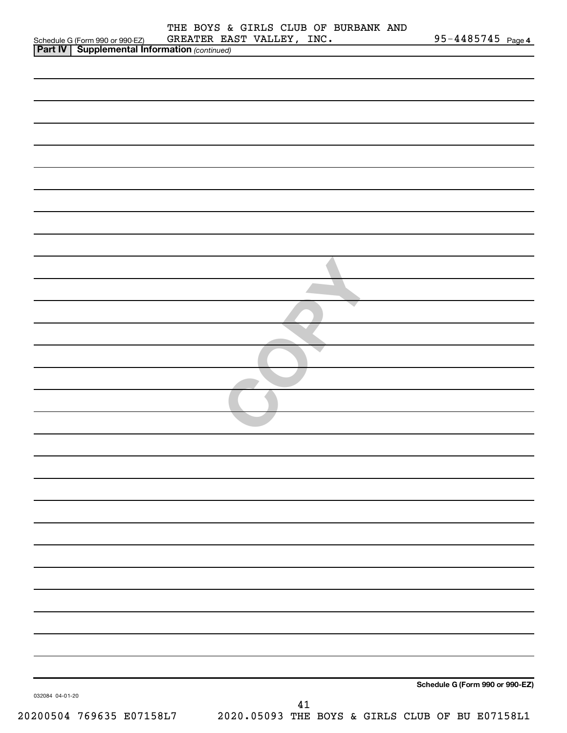Schedule G (Form 990 or 990-EZ) THE BOYS & GIRLS CLUB OF BURBANK AND GREATER EAST VALLEY, INC. 95-4485745 Page 4

**Part IV | Supplemental Information** *(continued)*

**Schedule G (Form 990 or 990-EZ)**

032084 04-01-20

20200504 769635 E07158L7 2020.05093 THE BOYS & GIRLS CLUB OF BU E07158L1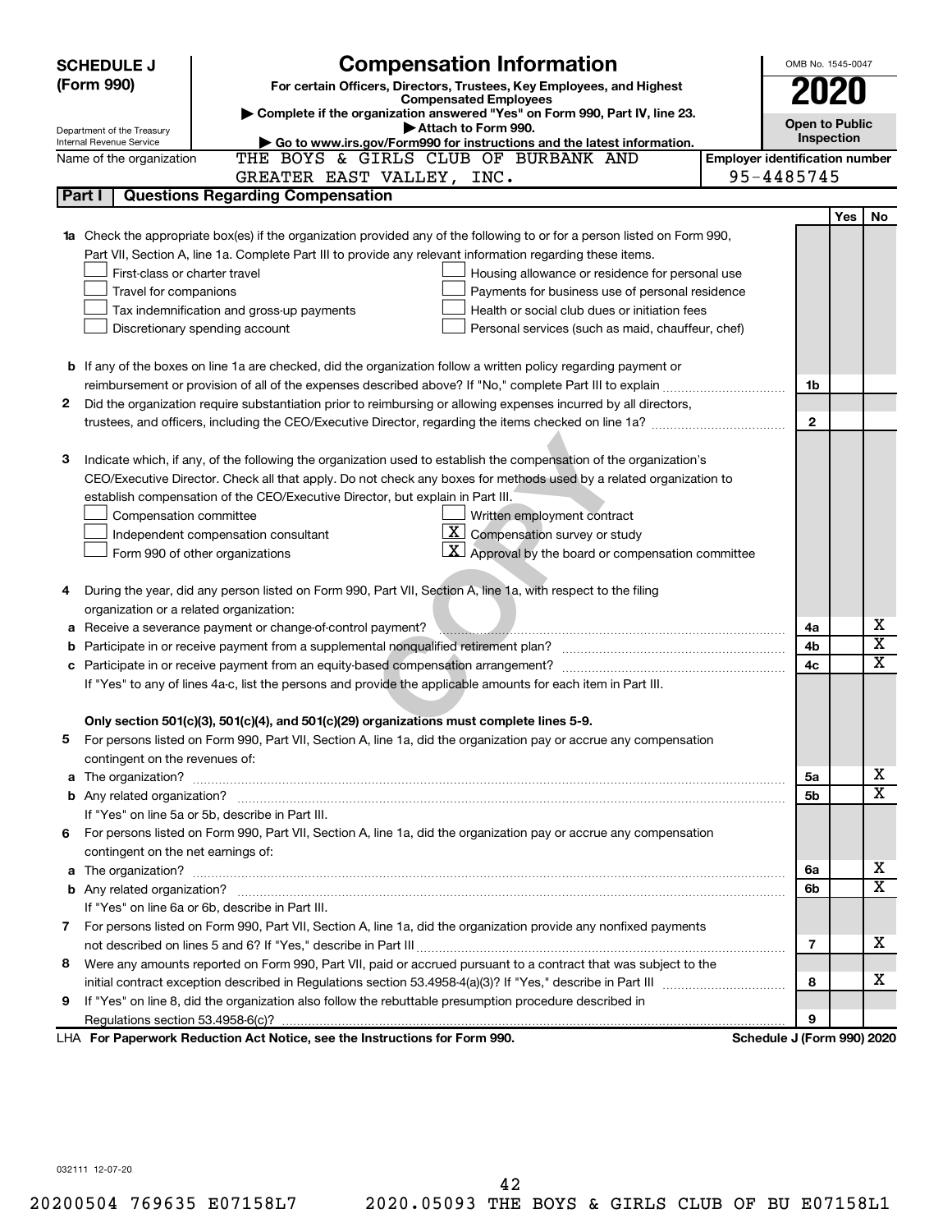**SCHEDULE J (Form 990)**

Department of the Treasury
Internal Revenue Service

# Compensation Information

**For certain Officers, Directors, Trustees, Key Employees, and Highest Compensated Employees**

▶ Complete if the organization answered "Yes" on Form 990, Part IV, line 23.
▶ Attach to Form 990.
▶ Go to www.irs.gov/Form990 for instructions and the latest information.

OMB No. 1545-0047

**2020**

**Open to Public Inspection**

Name of the organization: THE BOYS & GIRLS CLUB OF BURBANK AND GREATER EAST VALLEY, INC.

**Employer identification number:** 95-4485745

## Part I | Questions Regarding Compensation

| | | | Yes | No |
|---|---|---|---|---|
| **1a** | Check the appropriate box(es) if the organization provided any of the following to or for a person listed on Form 990, Part VII, Section A, line 1a. Complete Part III to provide any relevant information regarding these items.<br>☐ First-class or charter travel ☐ Housing allowance or residence for personal use<br>☐ Travel for companions ☐ Payments for business use of personal residence<br>☐ Tax indemnification and gross-up payments ☐ Health or social club dues or initiation fees<br>☐ Discretionary spending account ☐ Personal services (such as maid, chauffeur, chef) | | | |
| **b** | If any of the boxes on line 1a are checked, did the organization follow a written policy regarding payment or reimbursement or provision of all of the expenses described above? If "No," complete Part III to explain | 1b | | |
| **2** | Did the organization require substantiation prior to reimbursing or allowing expenses incurred by all directors, trustees, and officers, including the CEO/Executive Director, regarding the items checked on line 1a? | 2 | | |
| **3** | Indicate which, if any, of the following the organization used to establish the compensation of the organization's CEO/Executive Director. Check all that apply. Do not check any boxes for methods used by a related organization to establish compensation of the CEO/Executive Director, but explain in Part III.<br>☐ Compensation committee ☐ Written employment contract<br>☐ Independent compensation consultant ☒ Compensation survey or study<br>☐ Form 990 of other organizations ☒ Approval by the board or compensation committee | | | |
| **4** | During the year, did any person listed on Form 990, Part VII, Section A, line 1a, with respect to the filing organization or a related organization: | | | |
| **a** | Receive a severance payment or change-of-control payment? | 4a | | X |
| **b** | Participate in or receive payment from a supplemental nonqualified retirement plan? | 4b | | X |
| **c** | Participate in or receive payment from an equity-based compensation arrangement? | 4c | | X |
| | If "Yes" to any of lines 4a-c, list the persons and provide the applicable amounts for each item in Part III. | | | |
| | **Only section 501(c)(3), 501(c)(4), and 501(c)(29) organizations must complete lines 5-9.** | | | |
| **5** | For persons listed on Form 990, Part VII, Section A, line 1a, did the organization pay or accrue any compensation contingent on the revenues of: | | | |
| **a** | The organization? | 5a | | X |
| **b** | Any related organization? | 5b | | X |
| | If "Yes" on line 5a or 5b, describe in Part III. | | | |
| **6** | For persons listed on Form 990, Part VII, Section A, line 1a, did the organization pay or accrue any compensation contingent on the net earnings of: | | | |
| **a** | The organization? | 6a | | X |
| **b** | Any related organization? | 6b | | X |
| | If "Yes" on line 6a or 6b, describe in Part III. | | | |
| **7** | For persons listed on Form 990, Part VII, Section A, line 1a, did the organization provide any nonfixed payments not described on lines 5 and 6? If "Yes," describe in Part III | 7 | | X |
| **8** | Were any amounts reported on Form 990, Part VII, paid or accrued pursuant to a contract that was subject to the initial contract exception described in Regulations section 53.4958-4(a)(3)? If "Yes," describe in Part III | 8 | | X |
| **9** | If "Yes" on line 8, did the organization also follow the rebuttable presumption procedure described in Regulations section 53.4958-6(c)? | 9 | | |

LHA **For Paperwork Reduction Act Notice, see the Instructions for Form 990.** **Schedule J (Form 990) 2020**

032111 12-07-20

20200504 769635 E07158L7 2020.05093 THE BOYS & GIRLS CLUB OF BU E07158L1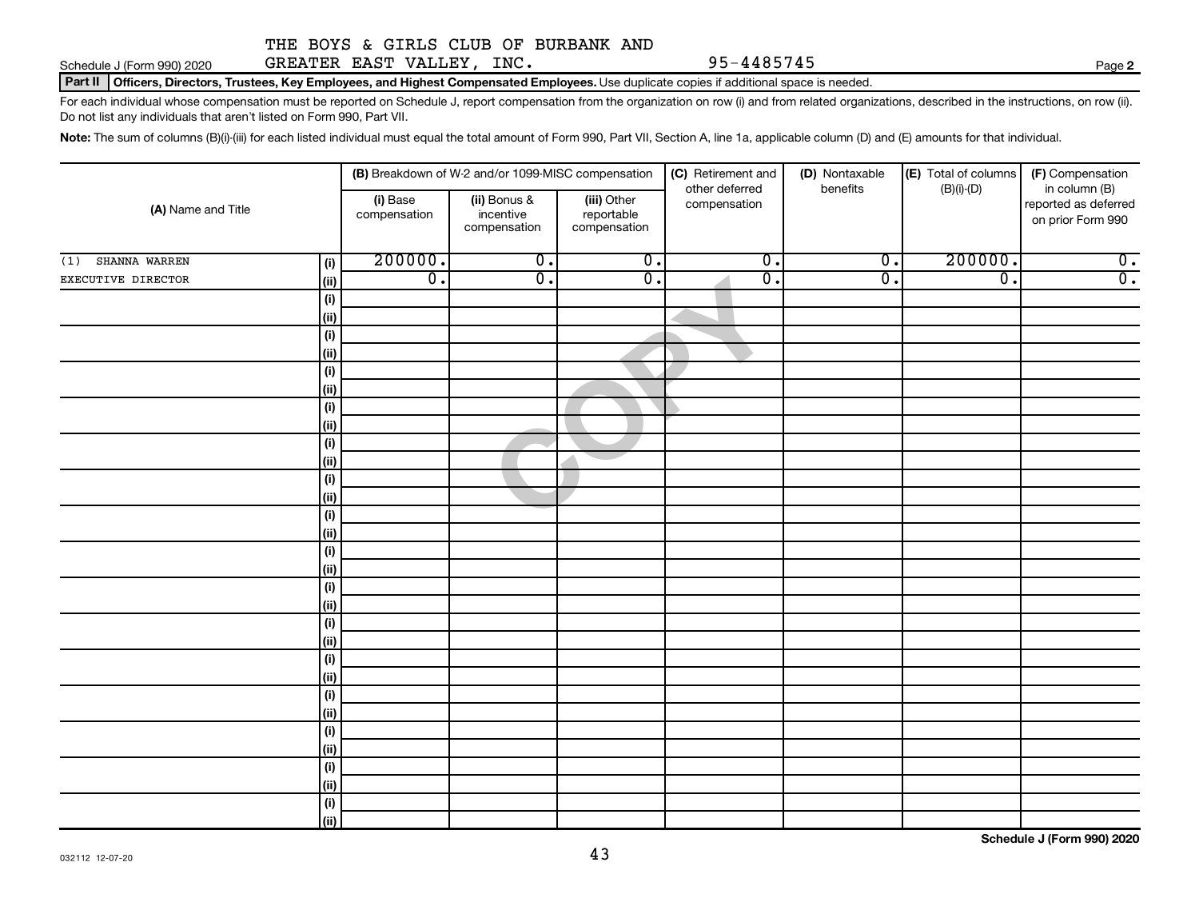THE BOYS & GIRLS CLUB OF BURBANK AND GREATER EAST VALLEY, INC. 95-4485745

Schedule J (Form 990) 2020

**Part II** **Officers, Directors, Trustees, Key Employees, and Highest Compensated Employees.** Use duplicate copies if additional space is needed.

For each individual whose compensation must be reported on Schedule J, report compensation from the organization on row (i) and from related organizations, described in the instructions, on row (ii). Do not list any individuals that aren't listed on Form 990, Part VII.

**Note:** The sum of columns (B)(i)-(iii) for each listed individual must equal the total amount of Form 990, Part VII, Section A, line 1a, applicable column (D) and (E) amounts for that individual.

| (A) Name and Title | | (B) Breakdown of W-2 and/or 1099-MISC compensation | | | (C) Retirement and other deferred compensation | (D) Nontaxable benefits | (E) Total of columns (B)(i)-(D) | (F) Compensation in column (B) reported as deferred on prior Form 990 |
|---|---|---|---|---|---|---|---|---|
| | | (i) Base compensation | (ii) Bonus & incentive compensation | (iii) Other reportable compensation | | | | |
| (1) SHANNA WARREN | (i) | 200000. | 0. | 0. | 0. | 0. | 200000. | 0. |
| EXECUTIVE DIRECTOR | (ii) | 0. | 0. | 0. | 0. | 0. | 0. | 0. |
| | (i) | | | | | | | |
| | (ii) | | | | | | | |
| | (i) | | | | | | | |
| | (ii) | | | | | | | |
| | (i) | | | | | | | |
| | (ii) | | | | | | | |
| | (i) | | | | | | | |
| | (ii) | | | | | | | |
| | (i) | | | | | | | |
| | (ii) | | | | | | | |
| | (i) | | | | | | | |
| | (ii) | | | | | | | |
| | (i) | | | | | | | |
| | (ii) | | | | | | | |
| | (i) | | | | | | | |
| | (ii) | | | | | | | |
| | (i) | | | | | | | |
| | (ii) | | | | | | | |
| | (i) | | | | | | | |
| | (ii) | | | | | | | |
| | (i) | | | | | | | |
| | (ii) | | | | | | | |
| | (i) | | | | | | | |
| | (ii) | | | | | | | |
| | (i) | | | | | | | |
| | (ii) | | | | | | | |
| | (i) | | | | | | | |
| | (ii) | | | | | | | |
| | (i) | | | | | | | |
| | (ii) | | | | | | | |

**Schedule J (Form 990) 2020**

032112 12-07-20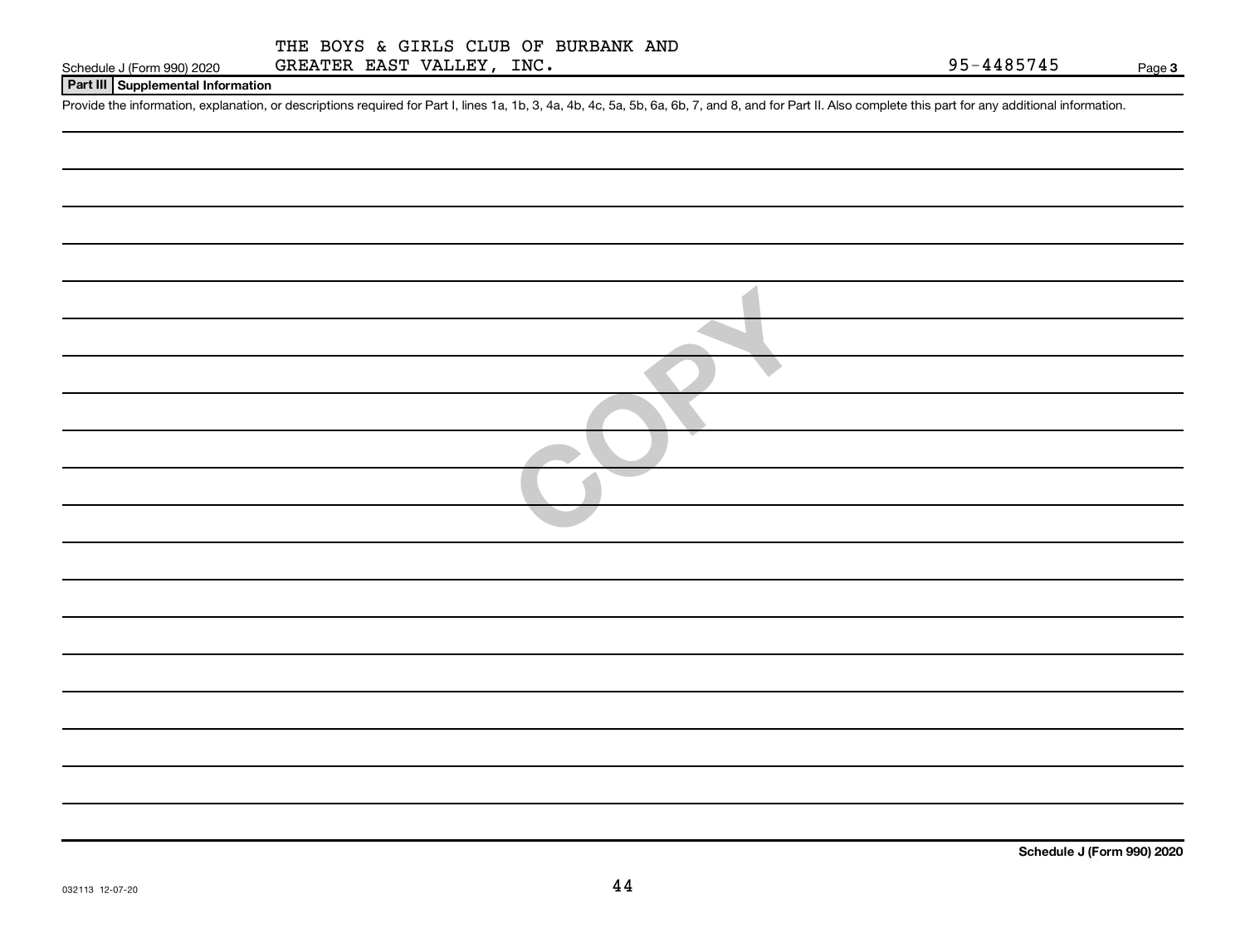THE BOYS & GIRLS CLUB OF BURBANK AND GREATER EAST VALLEY, INC.

Schedule J (Form 990) 2020 — 95-4485745

## Part III Supplemental Information

Provide the information, explanation, or descriptions required for Part I, lines 1a, 1b, 3, 4a, 4b, 4c, 5a, 5b, 6a, 6b, 7, and 8, and for Part II. Also complete this part for any additional information.

COPY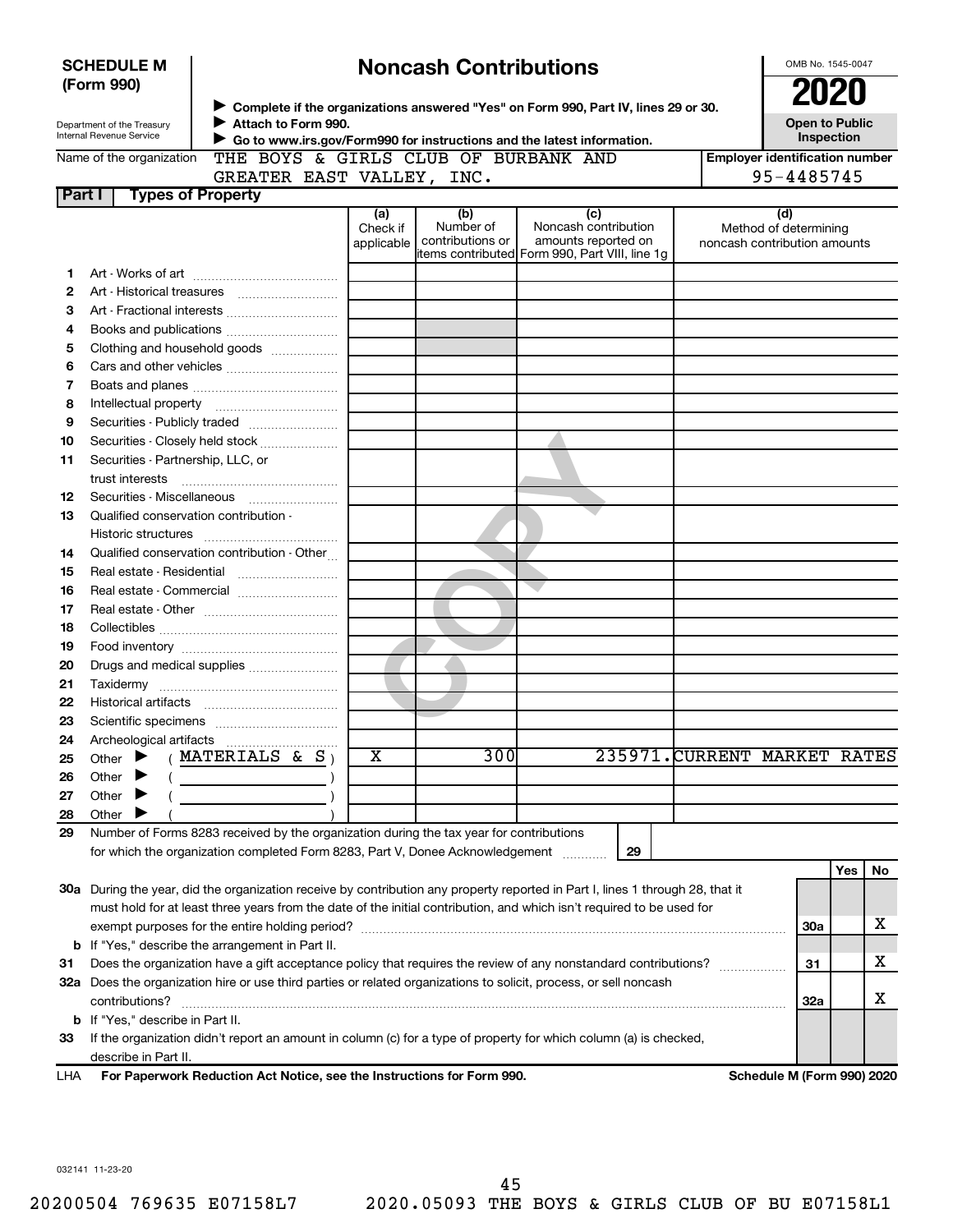**SCHEDULE M (Form 990)**

Department of the Treasury
Internal Revenue Service

# Noncash Contributions

▶ Complete if the organizations answered "Yes" on Form 990, Part IV, lines 29 or 30.
▶ Attach to Form 990.
▶ Go to www.irs.gov/Form990 for instructions and the latest information.

OMB No. 1545-0047

**2020**

**Open to Public Inspection**

Name of the organization: THE BOYS & GIRLS CLUB OF BURBANK AND GREATER EAST VALLEY, INC.

Employer identification number: 95-4485745

## Part I Types of Property

| | | (a) Check if applicable | (b) Number of contributions or items contributed | (c) Noncash contribution amounts reported on Form 990, Part VIII, line 1g | (d) Method of determining noncash contribution amounts |
|---|---|---|---|---|---|
| 1 | Art - Works of art | | | | |
| 2 | Art - Historical treasures | | | | |
| 3 | Art - Fractional interests | | | | |
| 4 | Books and publications | | | | |
| 5 | Clothing and household goods | | | | |
| 6 | Cars and other vehicles | | | | |
| 7 | Boats and planes | | | | |
| 8 | Intellectual property | | | | |
| 9 | Securities - Publicly traded | | | | |
| 10 | Securities - Closely held stock | | | | |
| 11 | Securities - Partnership, LLC, or trust interests | | | | |
| 12 | Securities - Miscellaneous | | | | |
| 13 | Qualified conservation contribution - Historic structures | | | | |
| 14 | Qualified conservation contribution - Other | | | | |
| 15 | Real estate - Residential | | | | |
| 16 | Real estate - Commercial | | | | |
| 17 | Real estate - Other | | | | |
| 18 | Collectibles | | | | |
| 19 | Food inventory | | | | |
| 20 | Drugs and medical supplies | | | | |
| 21 | Taxidermy | | | | |
| 22 | Historical artifacts | | | | |
| 23 | Scientific specimens | | | | |
| 24 | Archeological artifacts | | | | |
| 25 | Other ▶ ( MATERIALS & S ) | X | 300 | 235971. | CURRENT MARKET RATES |
| 26 | Other ▶ ( ) | | | | |
| 27 | Other ▶ ( ) | | | | |
| 28 | Other ▶ ( ) | | | | |

29 Number of Forms 8283 received by the organization during the tax year for contributions for which the organization completed Form 8283, Part V, Donee Acknowledgement ..... 29

| | | | Yes | No |
|---|---|---|---|---|
| 30a | During the year, did the organization receive by contribution any property reported in Part I, lines 1 through 28, that it must hold for at least three years from the date of the initial contribution, and which isn't required to be used for exempt purposes for the entire holding period? | 30a | | X |
| b | If "Yes," describe the arrangement in Part II. | | | |
| 31 | Does the organization have a gift acceptance policy that requires the review of any nonstandard contributions? | 31 | | X |
| 32a | Does the organization hire or use third parties or related organizations to solicit, process, or sell noncash contributions? | 32a | | X |
| b | If "Yes," describe in Part II. | | | |
| 33 | If the organization didn't report an amount in column (c) for a type of property for which column (a) is checked, describe in Part II. | | | |

LHA For Paperwork Reduction Act Notice, see the Instructions for Form 990. Schedule M (Form 990) 2020

032141 11-23-20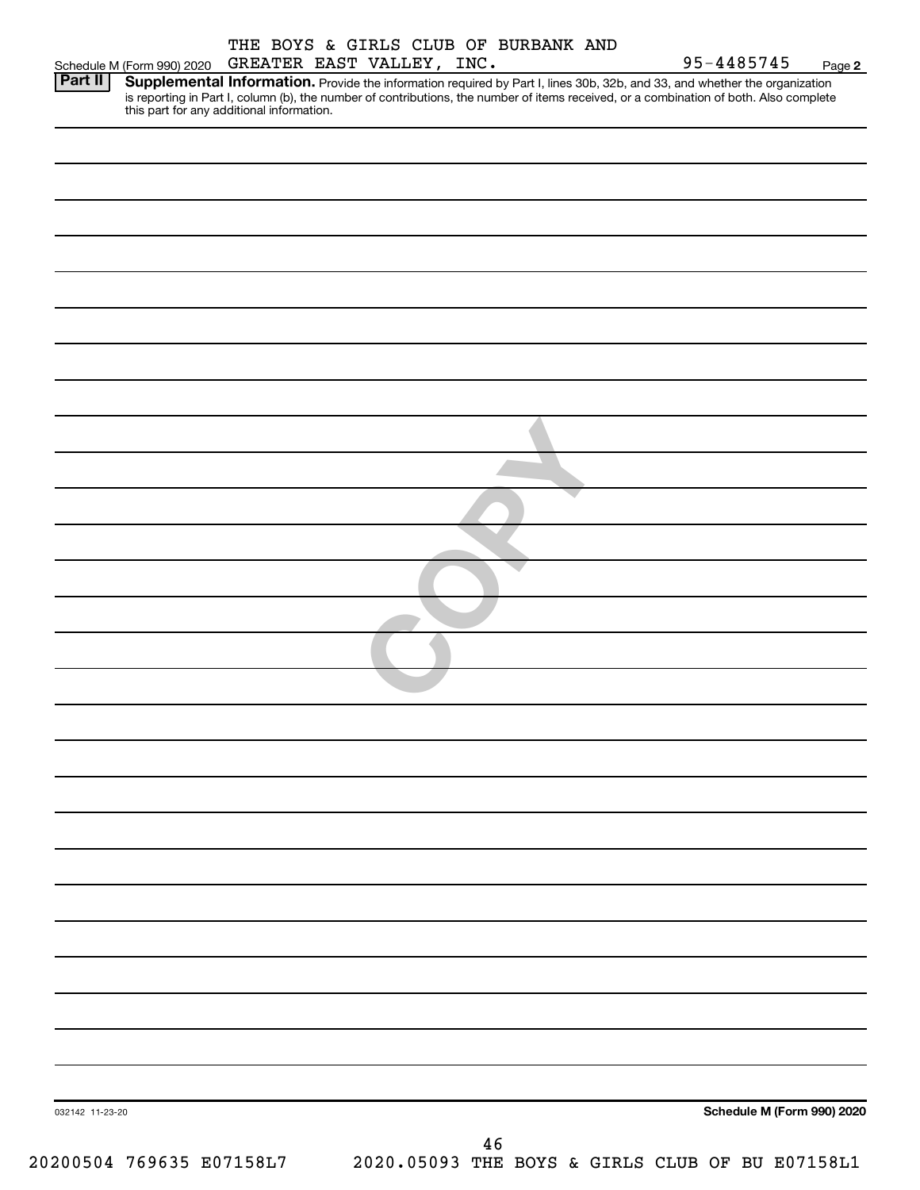THE BOYS & GIRLS CLUB OF BURBANK AND GREATER EAST VALLEY, INC.

Schedule M (Form 990) 2020 — 95-4485745 — Page 2

**Part II** **Supplemental Information.** Provide the information required by Part I, lines 30b, 32b, and 33, and whether the organization is reporting in Part I, column (b), the number of contributions, the number of items received, or a combination of both. Also complete this part for any additional information.

032142 11-23-20

**Schedule M (Form 990) 2020**

20200504 769635 E07158L7 2020.05093 THE BOYS & GIRLS CLUB OF BU E07158L1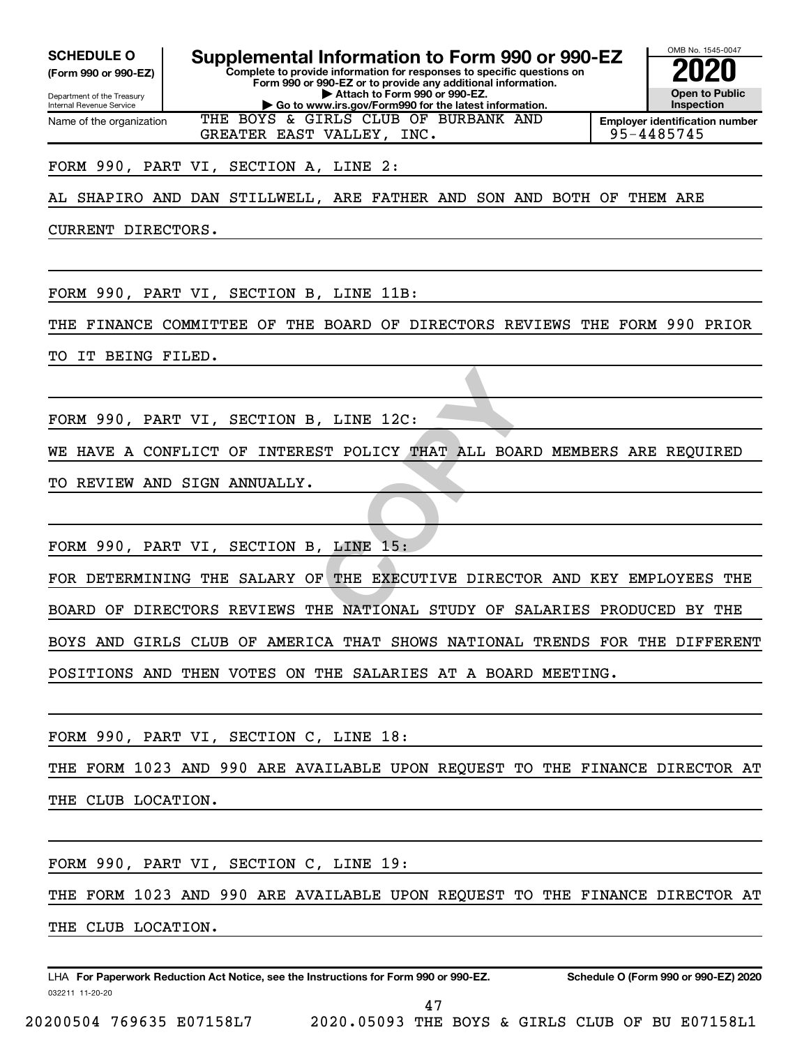**SCHEDULE O**
**(Form 990 or 990-EZ)**

Department of the Treasury
Internal Revenue Service

# Supplemental Information to Form 990 or 990-EZ

**Complete to provide information for responses to specific questions on Form 990 or 990-EZ or to provide any additional information.**
**▶ Attach to Form 990 or 990-EZ.**
**▶ Go to www.irs.gov/Form990 for the latest information.**

OMB No. 1545-0047

**2020**

**Open to Public Inspection**

| Name of the organization | Employer identification number |
|---|---|
| THE BOYS & GIRLS CLUB OF BURBANK AND GREATER EAST VALLEY, INC. | 95-4485745 |

FORM 990, PART VI, SECTION A, LINE 2:

AL SHAPIRO AND DAN STILLWELL, ARE FATHER AND SON AND BOTH OF THEM ARE CURRENT DIRECTORS.

FORM 990, PART VI, SECTION B, LINE 11B:

THE FINANCE COMMITTEE OF THE BOARD OF DIRECTORS REVIEWS THE FORM 990 PRIOR TO IT BEING FILED.

FORM 990, PART VI, SECTION B, LINE 12C:

WE HAVE A CONFLICT OF INTEREST POLICY THAT ALL BOARD MEMBERS ARE REQUIRED TO REVIEW AND SIGN ANNUALLY.

FORM 990, PART VI, SECTION B, LINE 15:

FOR DETERMINING THE SALARY OF THE EXECUTIVE DIRECTOR AND KEY EMPLOYEES THE BOARD OF DIRECTORS REVIEWS THE NATIONAL STUDY OF SALARIES PRODUCED BY THE BOYS AND GIRLS CLUB OF AMERICA THAT SHOWS NATIONAL TRENDS FOR THE DIFFERENT POSITIONS AND THEN VOTES ON THE SALARIES AT A BOARD MEETING.

FORM 990, PART VI, SECTION C, LINE 18:

THE FORM 1023 AND 990 ARE AVAILABLE UPON REQUEST TO THE FINANCE DIRECTOR AT THE CLUB LOCATION.

FORM 990, PART VI, SECTION C, LINE 19:

THE FORM 1023 AND 990 ARE AVAILABLE UPON REQUEST TO THE FINANCE DIRECTOR AT THE CLUB LOCATION.

LHA **For Paperwork Reduction Act Notice, see the Instructions for Form 990 or 990-EZ.** **Schedule O (Form 990 or 990-EZ) 2020**

032211 11-20-20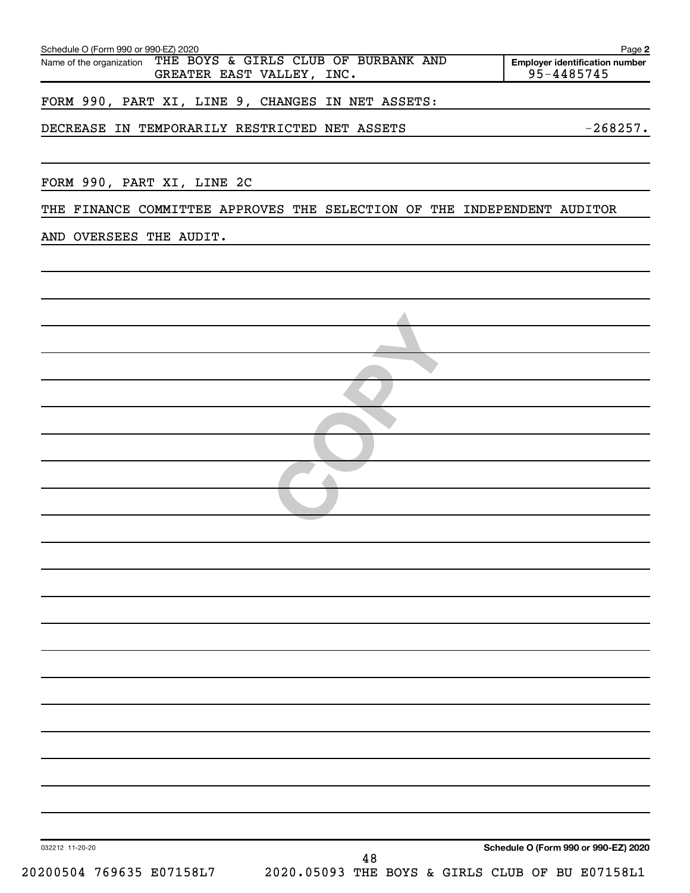Schedule O (Form 990 or 990-EZ) 2020

Name of the organization: THE BOYS & GIRLS CLUB OF BURBANK AND GREATER EAST VALLEY, INC.

Employer identification number: 95-4485745

FORM 990, PART XI, LINE 9, CHANGES IN NET ASSETS:

| DECREASE IN TEMPORARILY RESTRICTED NET ASSETS | -268257. |
|---|---|

FORM 990, PART XI, LINE 2C

THE FINANCE COMMITTEE APPROVES THE SELECTION OF THE INDEPENDENT AUDITOR AND OVERSEES THE AUDIT.

COPY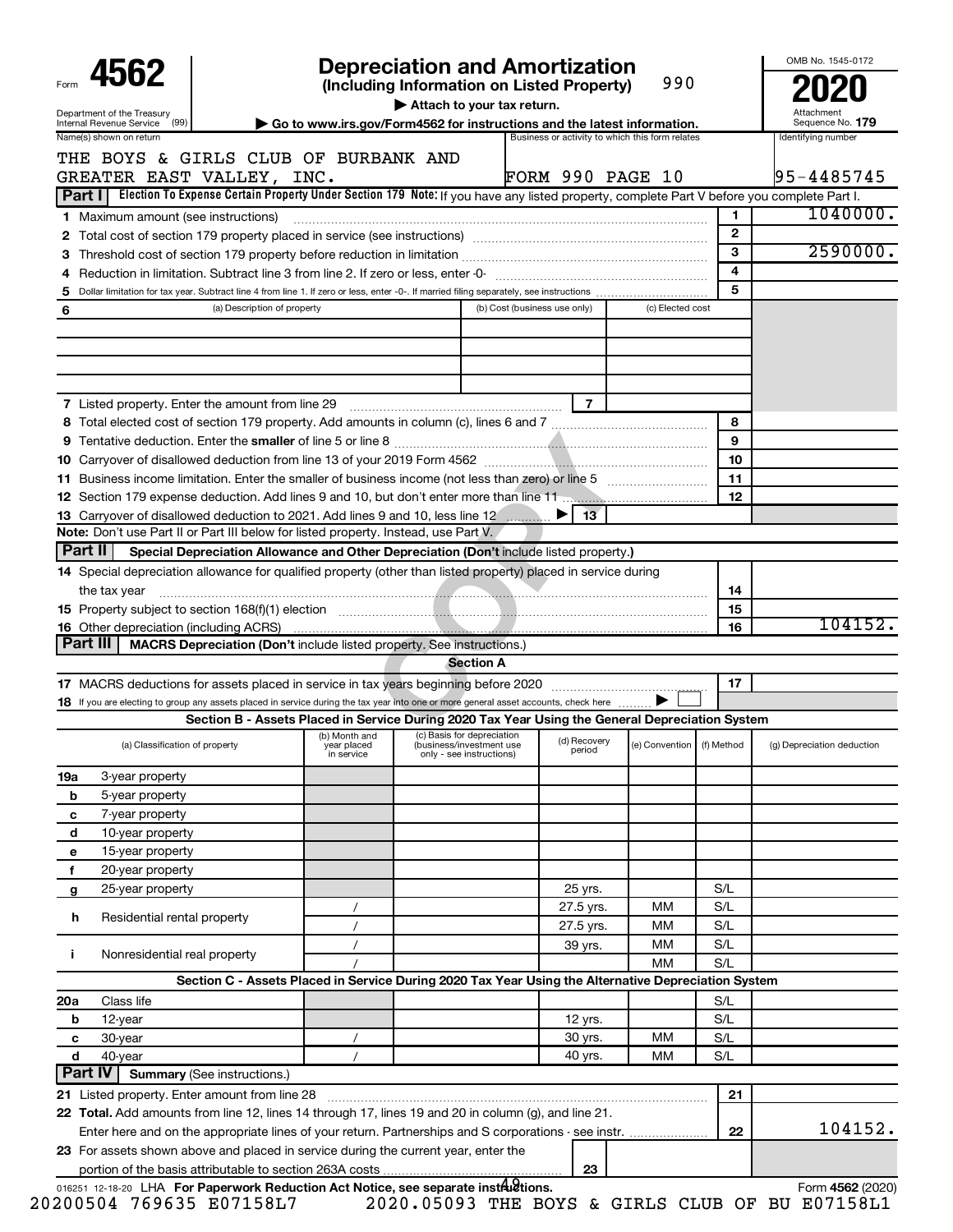# Form 4562 — Depreciation and Amortization (Including Information on Listed Property) — 990

Department of the Treasury Internal Revenue Service (99)

▶ Attach to your tax return.

▶ Go to www.irs.gov/Form4562 for instructions and the latest information.

OMB No. 1545-0172 | 2020 | Attachment Sequence No. 179

| Name(s) shown on return | Business or activity to which this form relates | Identifying number |
|---|---|---|
| THE BOYS & GIRLS CLUB OF BURBANK AND GREATER EAST VALLEY, INC. | FORM 990 PAGE 10 | 95-4485745 |

## Part I Election To Expense Certain Property Under Section 179

**Note:** If you have any listed property, complete Part V before you complete Part I.

| Line | Description | No. | Amount |
|---|---|---|---|
| 1 | Maximum amount (see instructions) | 1 | 1040000. |
| 2 | Total cost of section 179 property placed in service (see instructions) | 2 | |
| 3 | Threshold cost of section 179 property before reduction in limitation | 3 | 2590000. |
| 4 | Reduction in limitation. Subtract line 3 from line 2. If zero or less, enter -0- | 4 | |
| 5 | Dollar limitation for tax year. Subtract line 4 from line 1. If zero or less, enter -0-. If married filing separately, see instructions | 5 | |

| 6 (a) Description of property | (b) Cost (business use only) | (c) Elected cost |
|---|---|---|
| | | |
| | | |
| | | |
| | | |

| Line | Description | No. | Amount |
|---|---|---|---|
| 7 | Listed property. Enter the amount from line 29 | 7 | |
| 8 | Total elected cost of section 179 property. Add amounts in column (c), lines 6 and 7 | 8 | |
| 9 | Tentative deduction. Enter the **smaller** of line 5 or line 8 | 9 | |
| 10 | Carryover of disallowed deduction from line 13 of your 2019 Form 4562 | 10 | |
| 11 | Business income limitation. Enter the smaller of business income (not less than zero) or line 5 | 11 | |
| 12 | Section 179 expense deduction. Add lines 9 and 10, but don't enter more than line 11 | 12 | |
| 13 | Carryover of disallowed deduction to 2021. Add lines 9 and 10, less line 12 ▶ | 13 | |

**Note:** Don't use Part II or Part III below for listed property. Instead, use Part V.

## Part II Special Depreciation Allowance and Other Depreciation (Don't include listed property.)

| Line | Description | No. | Amount |
|---|---|---|---|
| 14 | Special depreciation allowance for qualified property (other than listed property) placed in service during the tax year | 14 | |
| 15 | Property subject to section 168(f)(1) election | 15 | |
| 16 | Other depreciation (including ACRS) | 16 | 104152. |

## Part III MACRS Depreciation (Don't include listed property. See instructions.)

### Section A

| Line | Description | No. | Amount |
|---|---|---|---|
| 17 | MACRS deductions for assets placed in service in tax years beginning before 2020 | 17 | |
| 18 | If you are electing to group any assets placed in service during the tax year into one or more general asset accounts, check here ▶ ☐ | | |

### Section B - Assets Placed in Service During 2020 Tax Year Using the General Depreciation System

| | (a) Classification of property | (b) Month and year placed in service | (c) Basis for depreciation (business/investment use only - see instructions) | (d) Recovery period | (e) Convention | (f) Method | (g) Depreciation deduction |
|---|---|---|---|---|---|---|---|
| 19a | 3-year property | | | | | | |
| b | 5-year property | | | | | | |
| c | 7-year property | | | | | | |
| d | 10-year property | | | | | | |
| e | 15-year property | | | | | | |
| f | 20-year property | | | | | | |
| g | 25-year property | | | 25 yrs. | | S/L | |
| h | Residential rental property | / | | 27.5 yrs. | MM | S/L | |
| | | / | | 27.5 yrs. | MM | S/L | |
| i | Nonresidential real property | / | | 39 yrs. | MM | S/L | |
| | | / | | | MM | S/L | |

### Section C - Assets Placed in Service During 2020 Tax Year Using the Alternative Depreciation System

| | (a) Classification of property | (b) Month and year placed in service | (c) Basis for depreciation | (d) Recovery period | (e) Convention | (f) Method | (g) Depreciation deduction |
|---|---|---|---|---|---|---|---|
| 20a | Class life | | | | | S/L | |
| b | 12-year | | | 12 yrs. | | S/L | |
| c | 30-year | / | | 30 yrs. | MM | S/L | |
| d | 40-year | / | | 40 yrs. | MM | S/L | |

## Part IV Summary (See instructions.)

| Line | Description | No. | Amount |
|---|---|---|---|
| 21 | Listed property. Enter amount from line 28 | 21 | |
| 22 | **Total.** Add amounts from line 12, lines 14 through 17, lines 19 and 20 in column (g), and line 21. Enter here and on the appropriate lines of your return. Partnerships and S corporations - see instr. | 22 | 104152. |
| 23 | For assets shown above and placed in service during the current year, enter the portion of the basis attributable to section 263A costs | 23 | |

016251 12-18-20 LHA **For Paperwork Reduction Act Notice, see separate instructions.** Form **4562** (2020)

20200504 769635 E07158L7 2020.05093 THE BOYS & GIRLS CLUB OF BU E07158L1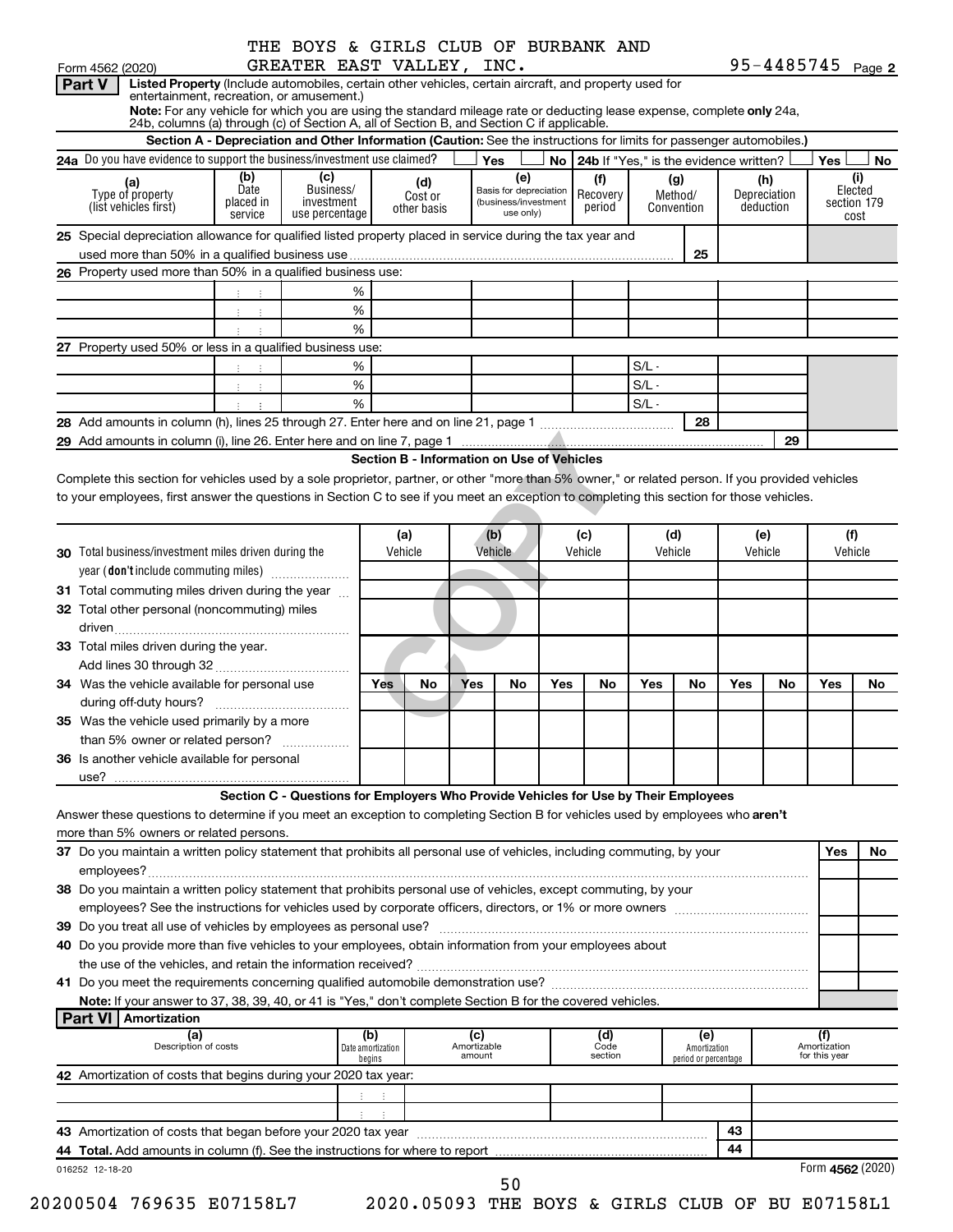THE BOYS & GIRLS CLUB OF BURBANK AND GREATER EAST VALLEY, INC. 95-4485745

Form 4562 (2020) Page 2

**Part V** **Listed Property** (Include automobiles, certain other vehicles, certain aircraft, and property used for entertainment, recreation, or amusement.)

**Note:** For any vehicle for which you are using the standard mileage rate or deducting lease expense, complete **only** 24a, 24b, columns (a) through (c) of Section A, all of Section B, and Section C if applicable.

### Section A - Depreciation and Other Information (Caution: See the instructions for limits for passenger automobiles.)

**24a** Do you have evidence to support the business/investment use claimed? Yes No **24b** If "Yes," is the evidence written? Yes No

| (a) Type of property (list vehicles first) | (b) Date placed in service | (c) Business/ investment use percentage | (d) Cost or other basis | (e) Basis for depreciation (business/investment use only) | (f) Recovery period | (g) Method/ Convention | (h) Depreciation deduction | (i) Elected section 179 cost |
|---|---|---|---|---|---|---|---|---|
| **25** Special depreciation allowance for qualified listed property placed in service during the tax year and used more than 50% in a qualified business use | | | | | | 25 | | |
| **26** Property used more than 50% in a qualified business use: | | | | | | | | |
| | | % | | | | | | |
| | | % | | | | | | |
| | | % | | | | | | |
| **27** Property used 50% or less in a qualified business use: | | | | | | | | |
| | | % | | | | S/L - | | |
| | | % | | | | S/L - | | |
| | | % | | | | S/L - | | |
| **28** Add amounts in column (h), lines 25 through 27. Enter here and on line 21, page 1 | | | | | | 28 | | |
| **29** Add amounts in column (i), line 26. Enter here and on line 7, page 1 | | | | | | | 29 | |

### Section B - Information on Use of Vehicles

Complete this section for vehicles used by a sole proprietor, partner, or other "more than 5% owner," or related person. If you provided vehicles to your employees, first answer the questions in Section C to see if you meet an exception to completing this section for those vehicles.

| | (a) Vehicle | | (b) Vehicle | | (c) Vehicle | | (d) Vehicle | | (e) Vehicle | | (f) Vehicle | |
|---|---|---|---|---|---|---|---|---|---|---|---|---|
| **30** Total business/investment miles driven during the year (**don't** include commuting miles) | | | | | | | | | | | | |
| **31** Total commuting miles driven during the year | | | | | | | | | | | | |
| **32** Total other personal (noncommuting) miles driven | | | | | | | | | | | | |
| **33** Total miles driven during the year. Add lines 30 through 32 | | | | | | | | | | | | |
| | Yes | No | Yes | No | Yes | No | Yes | No | Yes | No | Yes | No |
| **34** Was the vehicle available for personal use during off-duty hours? | | | | | | | | | | | | |
| **35** Was the vehicle used primarily by a more than 5% owner or related person? | | | | | | | | | | | | |
| **36** Is another vehicle available for personal use? | | | | | | | | | | | | |

### Section C - Questions for Employers Who Provide Vehicles for Use by Their Employees

Answer these questions to determine if you meet an exception to completing Section B for vehicles used by employees who **aren't** more than 5% owners or related persons.

| | Yes | No |
|---|---|---|
| **37** Do you maintain a written policy statement that prohibits all personal use of vehicles, including commuting, by your employees? | | |
| **38** Do you maintain a written policy statement that prohibits personal use of vehicles, except commuting, by your employees? See the instructions for vehicles used by corporate officers, directors, or 1% or more owners | | |
| **39** Do you treat all use of vehicles by employees as personal use? | | |
| **40** Do you provide more than five vehicles to your employees, obtain information from your employees about the use of the vehicles, and retain the information received? | | |
| **41** Do you meet the requirements concerning qualified automobile demonstration use? | | |

**Note:** If your answer to 37, 38, 39, 40, or 41 is "Yes," don't complete Section B for the covered vehicles.

**Part VI** **Amortization**

| (a) Description of costs | (b) Date amortization begins | (c) Amortizable amount | (d) Code section | (e) Amortization period or percentage | (f) Amortization for this year |
|---|---|---|---|---|---|
| **42** Amortization of costs that begins during your 2020 tax year: | | | | | |
| | | | | | |
| | | | | | |
| **43** Amortization of costs that began before your 2020 tax year | | | | 43 | |
| **44 Total.** Add amounts in column (f). See the instructions for where to report | | | | 44 | |

016252 12-18-20 Form **4562** (2020)

20200504 769635 E07158L7 2020.05093 THE BOYS & GIRLS CLUB OF BU E07158L1